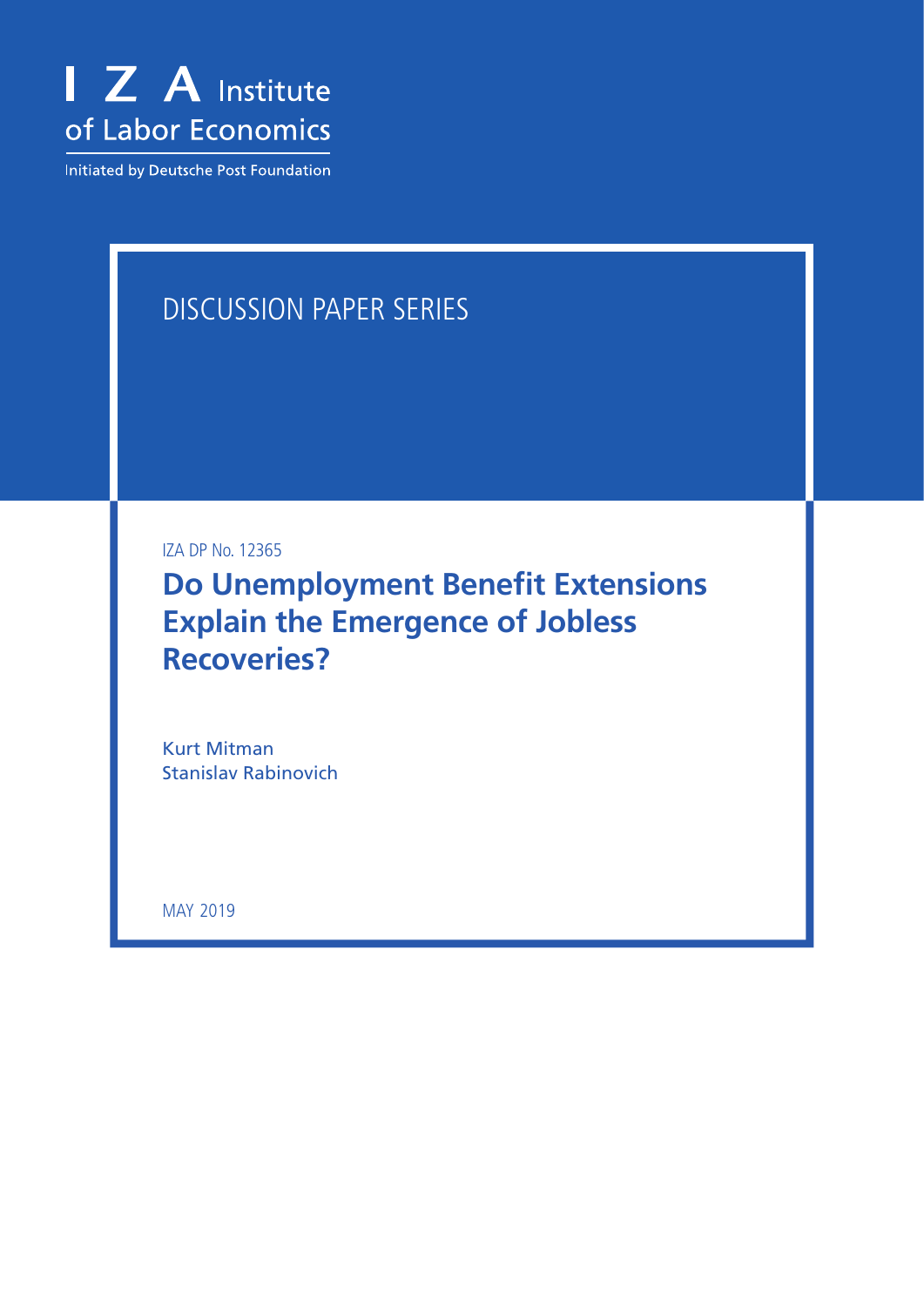I Z A Institute of Labor Economics

Initiated by Deutsche Post Foundation

DISCUSSION PAPER SERIES

IZA DP No. 12365

# Do Unemployment Benefit Extensions Explain the Emergence of Jobless Recoveries?

Kurt Mitman
Stanislav Rabinovich

MAY 2019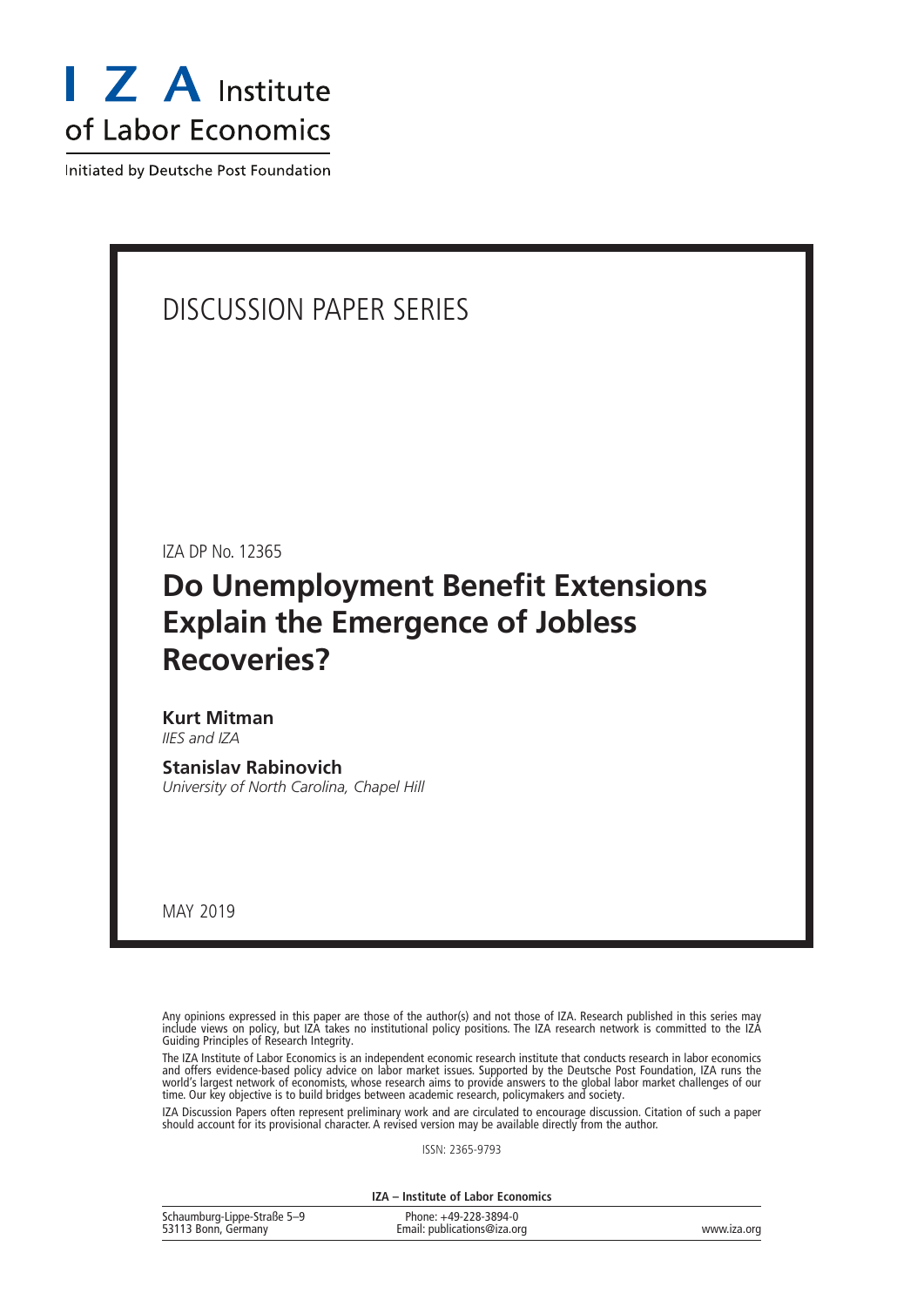I Z A Institute of Labor Economics

Initiated by Deutsche Post Foundation

# DISCUSSION PAPER SERIES

IZA DP No. 12365

## Do Unemployment Benefit Extensions Explain the Emergence of Jobless Recoveries?

**Kurt Mitman**
*IIES and IZA*

**Stanislav Rabinovich**
*University of North Carolina, Chapel Hill*

MAY 2019

Any opinions expressed in this paper are those of the author(s) and not those of IZA. Research published in this series may include views on policy, but IZA takes no institutional policy positions. The IZA research network is committed to the IZA Guiding Principles of Research Integrity.

The IZA Institute of Labor Economics is an independent economic research institute that conducts research in labor economics and offers evidence-based policy advice on labor market issues. Supported by the Deutsche Post Foundation, IZA runs the world's largest network of economists, whose research aims to provide answers to the global labor market challenges of our time. Our key objective is to build bridges between academic research, policymakers and society.

IZA Discussion Papers often represent preliminary work and are circulated to encourage discussion. Citation of such a paper should account for its provisional character. A revised version may be available directly from the author.

ISSN: 2365-9793

**IZA – Institute of Labor Economics**

Schaumburg-Lippe-Straße 5–9
53113 Bonn, Germany

Phone: +49-228-3894-0
Email: publications@iza.org

www.iza.org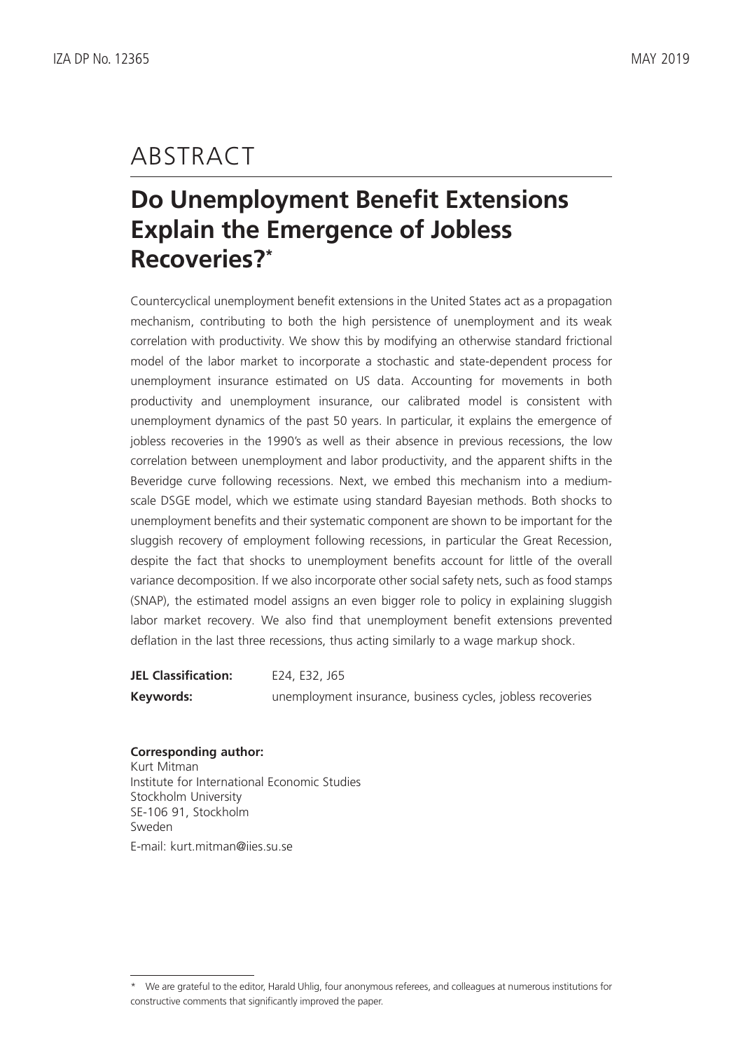# ABSTRACT

## Do Unemployment Benefit Extensions Explain the Emergence of Jobless Recoveries?*

Countercyclical unemployment benefit extensions in the United States act as a propagation mechanism, contributing to both the high persistence of unemployment and its weak correlation with productivity. We show this by modifying an otherwise standard frictional model of the labor market to incorporate a stochastic and state-dependent process for unemployment insurance estimated on US data. Accounting for movements in both productivity and unemployment insurance, our calibrated model is consistent with unemployment dynamics of the past 50 years. In particular, it explains the emergence of jobless recoveries in the 1990's as well as their absence in previous recessions, the low correlation between unemployment and labor productivity, and the apparent shifts in the Beveridge curve following recessions. Next, we embed this mechanism into a medium-scale DSGE model, which we estimate using standard Bayesian methods. Both shocks to unemployment benefits and their systematic component are shown to be important for the sluggish recovery of employment following recessions, in particular the Great Recession, despite the fact that shocks to unemployment benefits account for little of the overall variance decomposition. If we also incorporate other social safety nets, such as food stamps (SNAP), the estimated model assigns an even bigger role to policy in explaining sluggish labor market recovery. We also find that unemployment benefit extensions prevented deflation in the last three recessions, thus acting similarly to a wage markup shock.

**JEL Classification:** E24, E32, J65

**Keywords:** unemployment insurance, business cycles, jobless recoveries

**Corresponding author:**
Kurt Mitman
Institute for International Economic Studies
Stockholm University
SE-106 91, Stockholm
Sweden
E-mail: kurt.mitman@iies.su.se

---

\* We are grateful to the editor, Harald Uhlig, four anonymous referees, and colleagues at numerous institutions for constructive comments that significantly improved the paper.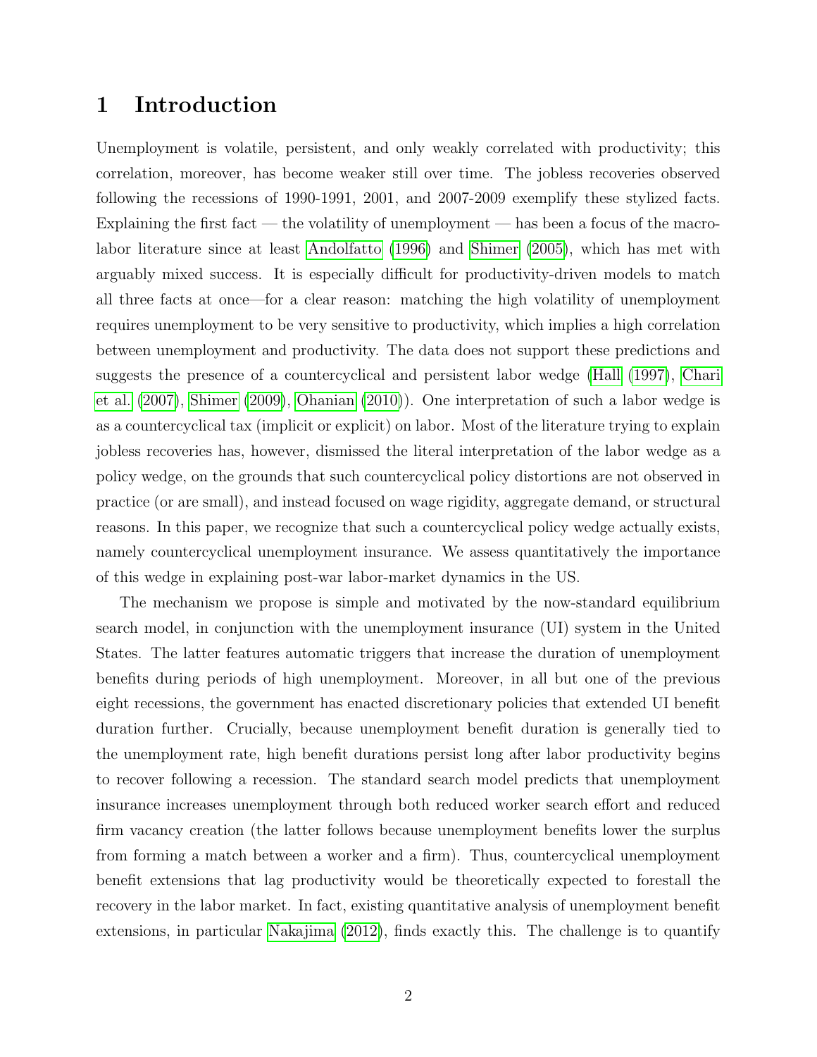# 1 Introduction

Unemployment is volatile, persistent, and only weakly correlated with productivity; this correlation, moreover, has become weaker still over time. The jobless recoveries observed following the recessions of 1990-1991, 2001, and 2007-2009 exemplify these stylized facts. Explaining the first fact — the volatility of unemployment — has been a focus of the macro-labor literature since at least Andolfatto (1996) and Shimer (2005), which has met with arguably mixed success. It is especially difficult for productivity-driven models to match all three facts at once—for a clear reason: matching the high volatility of unemployment requires unemployment to be very sensitive to productivity, which implies a high correlation between unemployment and productivity. The data does not support these predictions and suggests the presence of a countercyclical and persistent labor wedge (Hall (1997), Chari et al. (2007), Shimer (2009), Ohanian (2010)). One interpretation of such a labor wedge is as a countercyclical tax (implicit or explicit) on labor. Most of the literature trying to explain jobless recoveries has, however, dismissed the literal interpretation of the labor wedge as a policy wedge, on the grounds that such countercyclical policy distortions are not observed in practice (or are small), and instead focused on wage rigidity, aggregate demand, or structural reasons. In this paper, we recognize that such a countercyclical policy wedge actually exists, namely countercyclical unemployment insurance. We assess quantitatively the importance of this wedge in explaining post-war labor-market dynamics in the US.

The mechanism we propose is simple and motivated by the now-standard equilibrium search model, in conjunction with the unemployment insurance (UI) system in the United States. The latter features automatic triggers that increase the duration of unemployment benefits during periods of high unemployment. Moreover, in all but one of the previous eight recessions, the government has enacted discretionary policies that extended UI benefit duration further. Crucially, because unemployment benefit duration is generally tied to the unemployment rate, high benefit durations persist long after labor productivity begins to recover following a recession. The standard search model predicts that unemployment insurance increases unemployment through both reduced worker search effort and reduced firm vacancy creation (the latter follows because unemployment benefits lower the surplus from forming a match between a worker and a firm). Thus, countercyclical unemployment benefit extensions that lag productivity would be theoretically expected to forestall the recovery in the labor market. In fact, existing quantitative analysis of unemployment benefit extensions, in particular Nakajima (2012), finds exactly this. The challenge is to quantify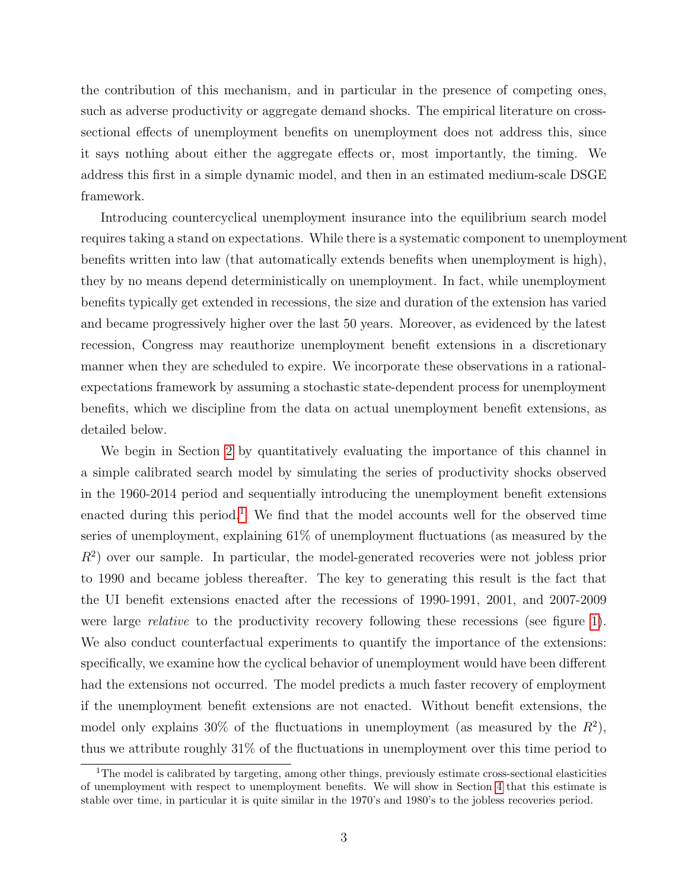the contribution of this mechanism, and in particular in the presence of competing ones, such as adverse productivity or aggregate demand shocks. The empirical literature on cross-sectional effects of unemployment benefits on unemployment does not address this, since it says nothing about either the aggregate effects or, most importantly, the timing. We address this first in a simple dynamic model, and then in an estimated medium-scale DSGE framework.

Introducing countercyclical unemployment insurance into the equilibrium search model requires taking a stand on expectations. While there is a systematic component to unemployment benefits written into law (that automatically extends benefits when unemployment is high), they by no means depend deterministically on unemployment. In fact, while unemployment benefits typically get extended in recessions, the size and duration of the extension has varied and became progressively higher over the last 50 years. Moreover, as evidenced by the latest recession, Congress may reauthorize unemployment benefit extensions in a discretionary manner when they are scheduled to expire. We incorporate these observations in a rational-expectations framework by assuming a stochastic state-dependent process for unemployment benefits, which we discipline from the data on actual unemployment benefit extensions, as detailed below.

We begin in Section 2 by quantitatively evaluating the importance of this channel in a simple calibrated search model by simulating the series of productivity shocks observed in the 1960-2014 period and sequentially introducing the unemployment benefit extensions enacted during this period.[1] We find that the model accounts well for the observed time series of unemployment, explaining 61% of unemployment fluctuations (as measured by the $R^2$) over our sample. In particular, the model-generated recoveries were not jobless prior to 1990 and became jobless thereafter. The key to generating this result is the fact that the UI benefit extensions enacted after the recessions of 1990-1991, 2001, and 2007-2009 were large *relative* to the productivity recovery following these recessions (see figure 1). We also conduct counterfactual experiments to quantify the importance of the extensions: specifically, we examine how the cyclical behavior of unemployment would have been different had the extensions not occurred. The model predicts a much faster recovery of employment if the unemployment benefit extensions are not enacted. Without benefit extensions, the model only explains 30% of the fluctuations in unemployment (as measured by the $R^2$), thus we attribute roughly 31% of the fluctuations in unemployment over this time period to

[1] The model is calibrated by targeting, among other things, previously estimate cross-sectional elasticities of unemployment with respect to unemployment benefits. We will show in Section 4 that this estimate is stable over time, in particular it is quite similar in the 1970's and 1980's to the jobless recoveries period.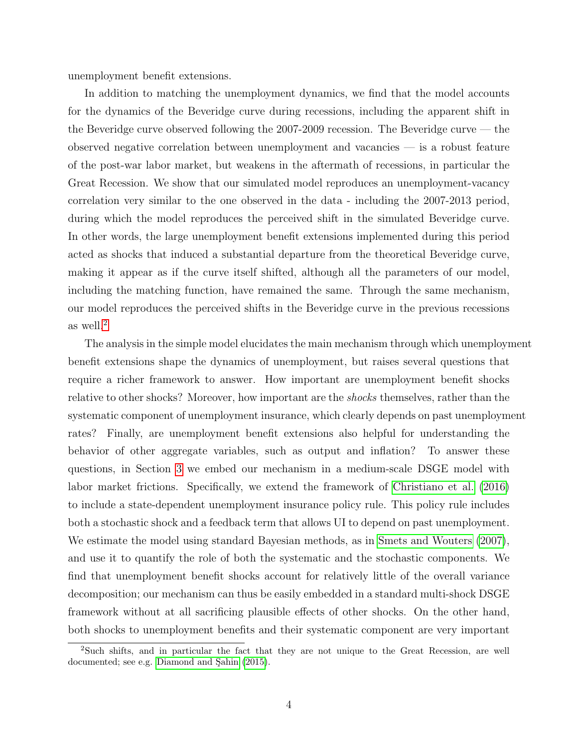unemployment benefit extensions.

In addition to matching the unemployment dynamics, we find that the model accounts for the dynamics of the Beveridge curve during recessions, including the apparent shift in the Beveridge curve observed following the 2007-2009 recession. The Beveridge curve — the observed negative correlation between unemployment and vacancies — is a robust feature of the post-war labor market, but weakens in the aftermath of recessions, in particular the Great Recession. We show that our simulated model reproduces an unemployment-vacancy correlation very similar to the one observed in the data - including the 2007-2013 period, during which the model reproduces the perceived shift in the simulated Beveridge curve. In other words, the large unemployment benefit extensions implemented during this period acted as shocks that induced a substantial departure from the theoretical Beveridge curve, making it appear as if the curve itself shifted, although all the parameters of our model, including the matching function, have remained the same. Through the same mechanism, our model reproduces the perceived shifts in the Beveridge curve in the previous recessions as well.[2]

The analysis in the simple model elucidates the main mechanism through which unemployment benefit extensions shape the dynamics of unemployment, but raises several questions that require a richer framework to answer. How important are unemployment benefit shocks relative to other shocks? Moreover, how important are the *shocks* themselves, rather than the systematic component of unemployment insurance, which clearly depends on past unemployment rates? Finally, are unemployment benefit extensions also helpful for understanding the behavior of other aggregate variables, such as output and inflation? To answer these questions, in Section 3 we embed our mechanism in a medium-scale DSGE model with labor market frictions. Specifically, we extend the framework of Christiano et al. (2016) to include a state-dependent unemployment insurance policy rule. This policy rule includes both a stochastic shock and a feedback term that allows UI to depend on past unemployment. We estimate the model using standard Bayesian methods, as in Smets and Wouters (2007), and use it to quantify the role of both the systematic and the stochastic components. We find that unemployment benefit shocks account for relatively little of the overall variance decomposition; our mechanism can thus be easily embedded in a standard multi-shock DSGE framework without at all sacrificing plausible effects of other shocks. On the other hand, both shocks to unemployment benefits and their systematic component are very important

[2] Such shifts, and in particular the fact that they are not unique to the Great Recession, are well documented; see e.g. Diamond and Şahin (2015).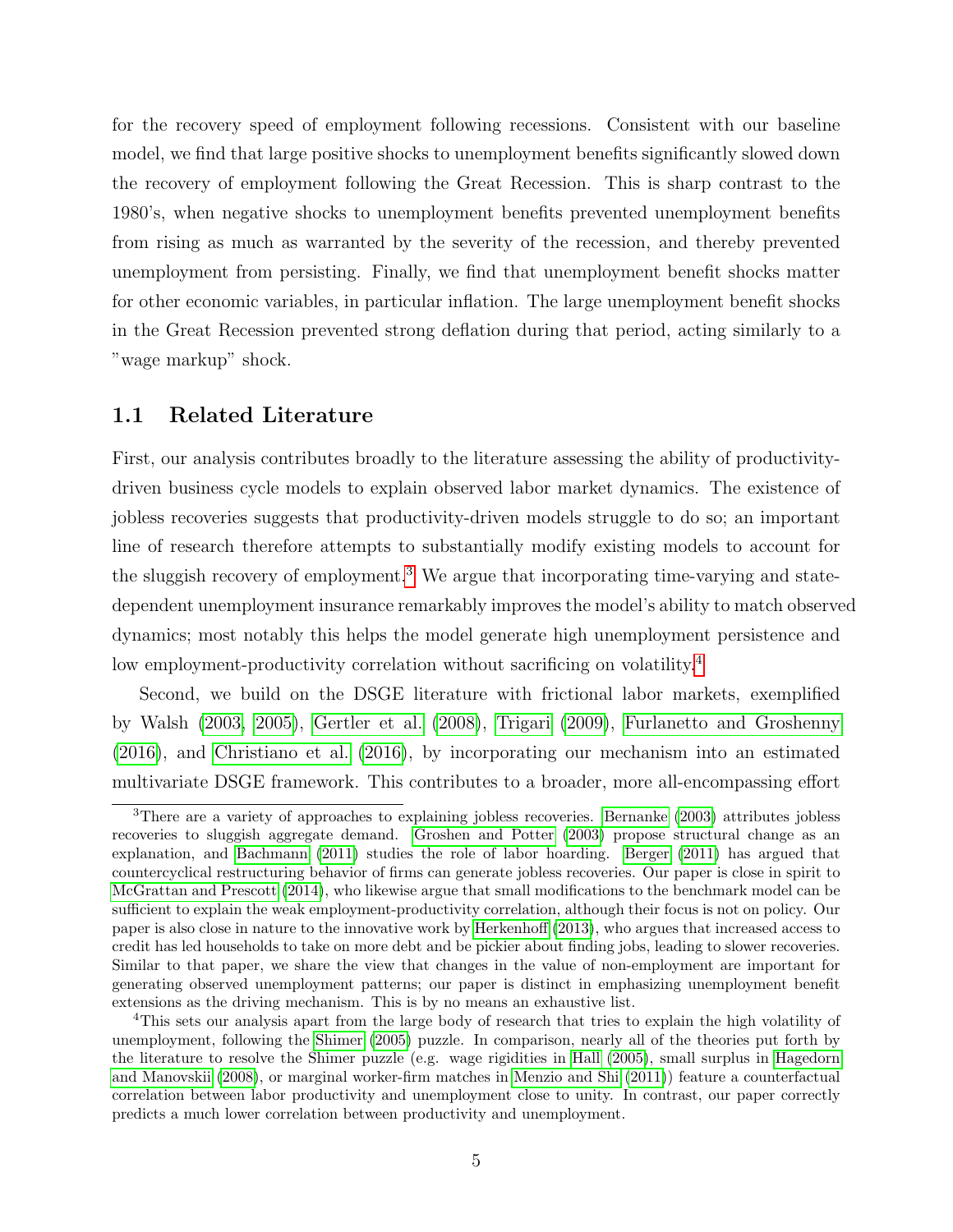for the recovery speed of employment following recessions. Consistent with our baseline model, we find that large positive shocks to unemployment benefits significantly slowed down the recovery of employment following the Great Recession. This is sharp contrast to the 1980's, when negative shocks to unemployment benefits prevented unemployment benefits from rising as much as warranted by the severity of the recession, and thereby prevented unemployment from persisting. Finally, we find that unemployment benefit shocks matter for other economic variables, in particular inflation. The large unemployment benefit shocks in the Great Recession prevented strong deflation during that period, acting similarly to a "wage markup" shock.

## 1.1 Related Literature

First, our analysis contributes broadly to the literature assessing the ability of productivity-driven business cycle models to explain observed labor market dynamics. The existence of jobless recoveries suggests that productivity-driven models struggle to do so; an important line of research therefore attempts to substantially modify existing models to account for the sluggish recovery of employment.[3] We argue that incorporating time-varying and state-dependent unemployment insurance remarkably improves the model's ability to match observed dynamics; most notably this helps the model generate high unemployment persistence and low employment-productivity correlation without sacrificing on volatility.[4]

Second, we build on the DSGE literature with frictional labor markets, exemplified by Walsh (2003, 2005), Gertler et al. (2008), Trigari (2009), Furlanetto and Groshenny (2016), and Christiano et al. (2016), by incorporating our mechanism into an estimated multivariate DSGE framework. This contributes to a broader, more all-encompassing effort

[3] There are a variety of approaches to explaining jobless recoveries. Bernanke (2003) attributes jobless recoveries to sluggish aggregate demand. Groshen and Potter (2003) propose structural change as an explanation, and Bachmann (2011) studies the role of labor hoarding. Berger (2011) has argued that countercyclical restructuring behavior of firms can generate jobless recoveries. Our paper is close in spirit to McGrattan and Prescott (2014), who likewise argue that small modifications to the benchmark model can be sufficient to explain the weak employment-productivity correlation, although their focus is not on policy. Our paper is also close in nature to the innovative work by Herkenhoff (2013), who argues that increased access to credit has led households to take on more debt and be pickier about finding jobs, leading to slower recoveries. Similar to that paper, we share the view that changes in the value of non-employment are important for generating observed unemployment patterns; our paper is distinct in emphasizing unemployment benefit extensions as the driving mechanism. This is by no means an exhaustive list.

[4] This sets our analysis apart from the large body of research that tries to explain the high volatility of unemployment, following the Shimer (2005) puzzle. In comparison, nearly all of the theories put forth by the literature to resolve the Shimer puzzle (e.g. wage rigidities in Hall (2005), small surplus in Hagedorn and Manovskii (2008), or marginal worker-firm matches in Menzio and Shi (2011)) feature a counterfactual correlation between labor productivity and unemployment close to unity. In contrast, our paper correctly predicts a much lower correlation between productivity and unemployment.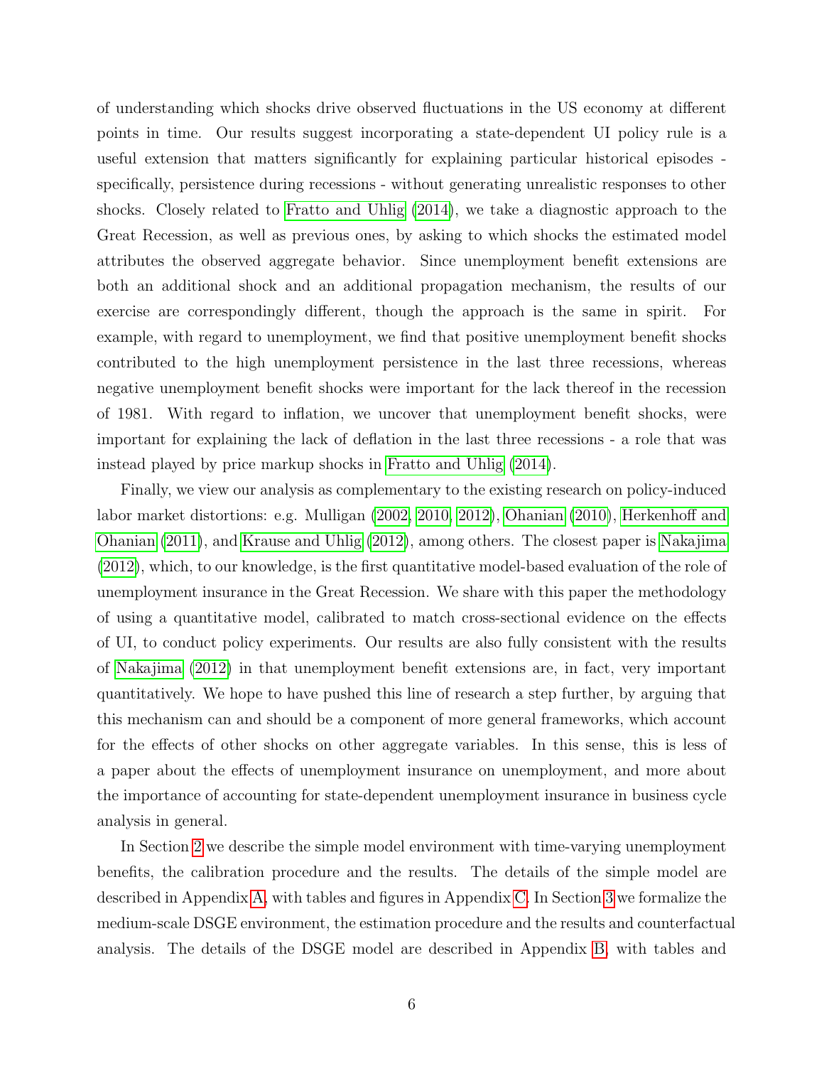of understanding which shocks drive observed fluctuations in the US economy at different points in time. Our results suggest incorporating a state-dependent UI policy rule is a useful extension that matters significantly for explaining particular historical episodes - specifically, persistence during recessions - without generating unrealistic responses to other shocks. Closely related to Fratto and Uhlig (2014), we take a diagnostic approach to the Great Recession, as well as previous ones, by asking to which shocks the estimated model attributes the observed aggregate behavior. Since unemployment benefit extensions are both an additional shock and an additional propagation mechanism, the results of our exercise are correspondingly different, though the approach is the same in spirit. For example, with regard to unemployment, we find that positive unemployment benefit shocks contributed to the high unemployment persistence in the last three recessions, whereas negative unemployment benefit shocks were important for the lack thereof in the recession of 1981. With regard to inflation, we uncover that unemployment benefit shocks, were important for explaining the lack of deflation in the last three recessions - a role that was instead played by price markup shocks in Fratto and Uhlig (2014).

Finally, we view our analysis as complementary to the existing research on policy-induced labor market distortions: e.g. Mulligan (2002, 2010, 2012), Ohanian (2010), Herkenhoff and Ohanian (2011), and Krause and Uhlig (2012), among others. The closest paper is Nakajima (2012), which, to our knowledge, is the first quantitative model-based evaluation of the role of unemployment insurance in the Great Recession. We share with this paper the methodology of using a quantitative model, calibrated to match cross-sectional evidence on the effects of UI, to conduct policy experiments. Our results are also fully consistent with the results of Nakajima (2012) in that unemployment benefit extensions are, in fact, very important quantitatively. We hope to have pushed this line of research a step further, by arguing that this mechanism can and should be a component of more general frameworks, which account for the effects of other shocks on other aggregate variables. In this sense, this is less of a paper about the effects of unemployment insurance on unemployment, and more about the importance of accounting for state-dependent unemployment insurance in business cycle analysis in general.

In Section 2 we describe the simple model environment with time-varying unemployment benefits, the calibration procedure and the results. The details of the simple model are described in Appendix A, with tables and figures in Appendix C. In Section 3 we formalize the medium-scale DSGE environment, the estimation procedure and the results and counterfactual analysis. The details of the DSGE model are described in Appendix B, with tables and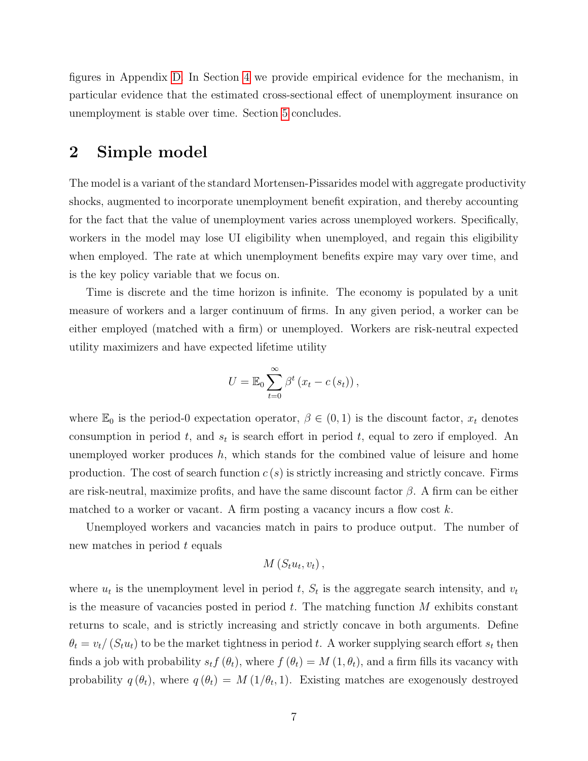figures in Appendix D. In Section 4 we provide empirical evidence for the mechanism, in particular evidence that the estimated cross-sectional effect of unemployment insurance on unemployment is stable over time. Section 5 concludes.

## 2 Simple model

The model is a variant of the standard Mortensen-Pissarides model with aggregate productivity shocks, augmented to incorporate unemployment benefit expiration, and thereby accounting for the fact that the value of unemployment varies across unemployed workers. Specifically, workers in the model may lose UI eligibility when unemployed, and regain this eligibility when employed. The rate at which unemployment benefits expire may vary over time, and is the key policy variable that we focus on.

Time is discrete and the time horizon is infinite. The economy is populated by a unit measure of workers and a larger continuum of firms. In any given period, a worker can be either employed (matched with a firm) or unemployed. Workers are risk-neutral expected utility maximizers and have expected lifetime utility

$$U = \mathbb{E}_0 \sum_{t=0}^{\infty} \beta^t \left( x_t - c\left(s_t\right) \right),$$

where $\mathbb{E}_0$ is the period-0 expectation operator, $\beta \in (0, 1)$ is the discount factor, $x_t$ denotes consumption in period $t$, and $s_t$ is search effort in period $t$, equal to zero if employed. An unemployed worker produces $h$, which stands for the combined value of leisure and home production. The cost of search function $c(s)$ is strictly increasing and strictly concave. Firms are risk-neutral, maximize profits, and have the same discount factor $\beta$. A firm can be either matched to a worker or vacant. A firm posting a vacancy incurs a flow cost $k$.

Unemployed workers and vacancies match in pairs to produce output. The number of new matches in period $t$ equals

$$M\left(S_t u_t, v_t\right),$$

where $u_t$ is the unemployment level in period $t$, $S_t$ is the aggregate search intensity, and $v_t$ is the measure of vacancies posted in period $t$. The matching function $M$ exhibits constant returns to scale, and is strictly increasing and strictly concave in both arguments. Define $\theta_t = v_t / \left(S_t u_t\right)$ to be the market tightness in period $t$. A worker supplying search effort $s_t$ then finds a job with probability $s_t f\left(\theta_t\right)$, where $f\left(\theta_t\right) = M\left(1, \theta_t\right)$, and a firm fills its vacancy with probability $q\left(\theta_t\right)$, where $q\left(\theta_t\right) = M\left(1/\theta_t, 1\right)$. Existing matches are exogenously destroyed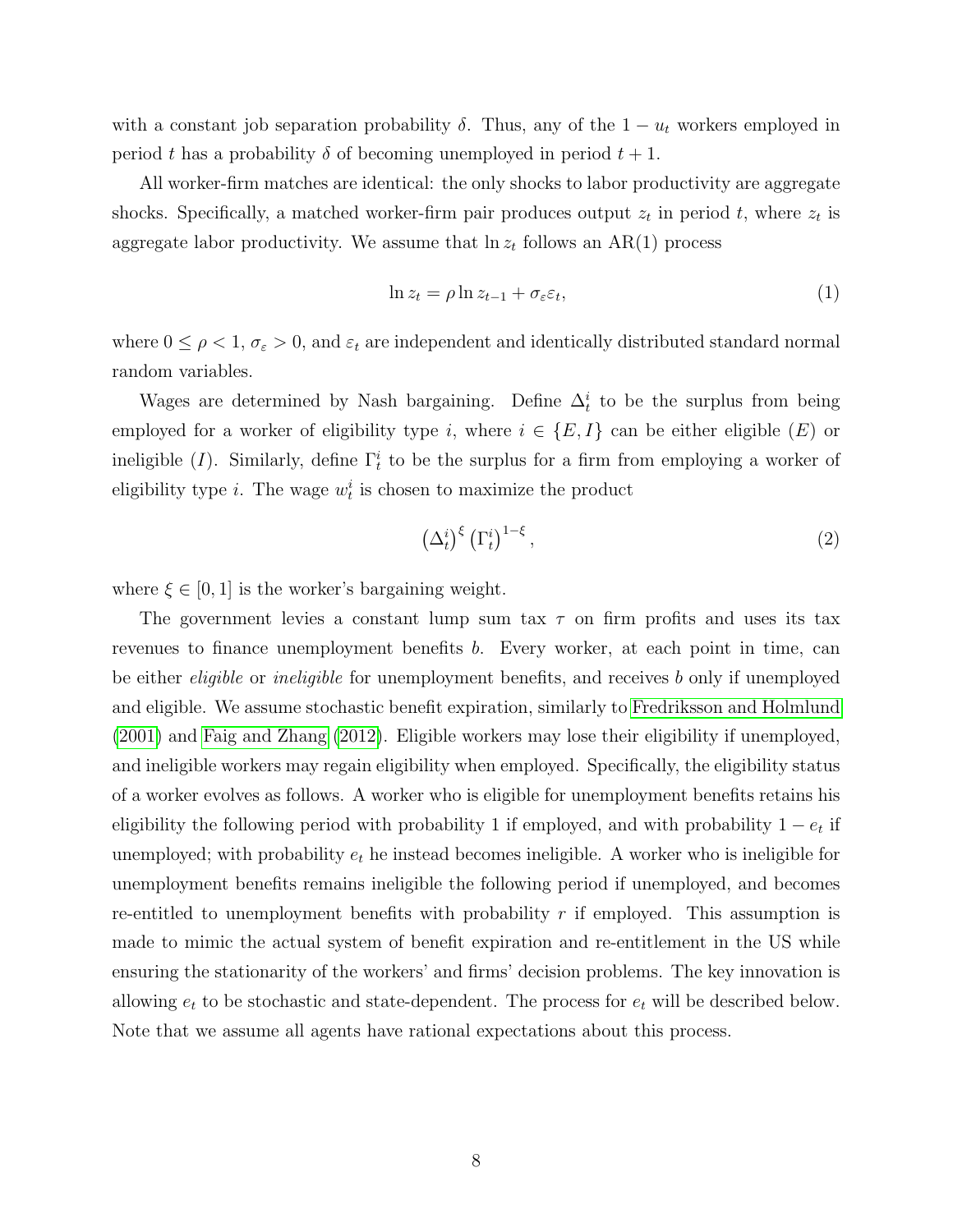with a constant job separation probability $\delta$. Thus, any of the $1 - u_t$ workers employed in period $t$ has a probability $\delta$ of becoming unemployed in period $t + 1$.

All worker-firm matches are identical: the only shocks to labor productivity are aggregate shocks. Specifically, a matched worker-firm pair produces output $z_t$ in period $t$, where $z_t$ is aggregate labor productivity. We assume that $\ln z_t$ follows an AR(1) process

$$\ln z_t = \rho \ln z_{t-1} + \sigma_\varepsilon \varepsilon_t, \tag{1}$$

where $0 \leq \rho < 1$, $\sigma_\varepsilon > 0$, and $\varepsilon_t$ are independent and identically distributed standard normal random variables.

Wages are determined by Nash bargaining. Define $\Delta_t^i$ to be the surplus from being employed for a worker of eligibility type $i$, where $i \in \{E, I\}$ can be either eligible ($E$) or ineligible ($I$). Similarly, define $\Gamma_t^i$ to be the surplus for a firm from employing a worker of eligibility type $i$. The wage $w_t^i$ is chosen to maximize the product

$$\left(\Delta_t^i\right)^\xi \left(\Gamma_t^i\right)^{1-\xi}, \tag{2}$$

where $\xi \in [0, 1]$ is the worker's bargaining weight.

The government levies a constant lump sum tax $\tau$ on firm profits and uses its tax revenues to finance unemployment benefits $b$. Every worker, at each point in time, can be either *eligible* or *ineligible* for unemployment benefits, and receives $b$ only if unemployed and eligible. We assume stochastic benefit expiration, similarly to Fredriksson and Holmlund (2001) and Faig and Zhang (2012). Eligible workers may lose their eligibility if unemployed, and ineligible workers may regain eligibility when employed. Specifically, the eligibility status of a worker evolves as follows. A worker who is eligible for unemployment benefits retains his eligibility the following period with probability 1 if employed, and with probability $1 - e_t$ if unemployed; with probability $e_t$ he instead becomes ineligible. A worker who is ineligible for unemployment benefits remains ineligible the following period if unemployed, and becomes re-entitled to unemployment benefits with probability $r$ if employed. This assumption is made to mimic the actual system of benefit expiration and re-entitlement in the US while ensuring the stationarity of the workers' and firms' decision problems. The key innovation is allowing $e_t$ to be stochastic and state-dependent. The process for $e_t$ will be described below. Note that we assume all agents have rational expectations about this process.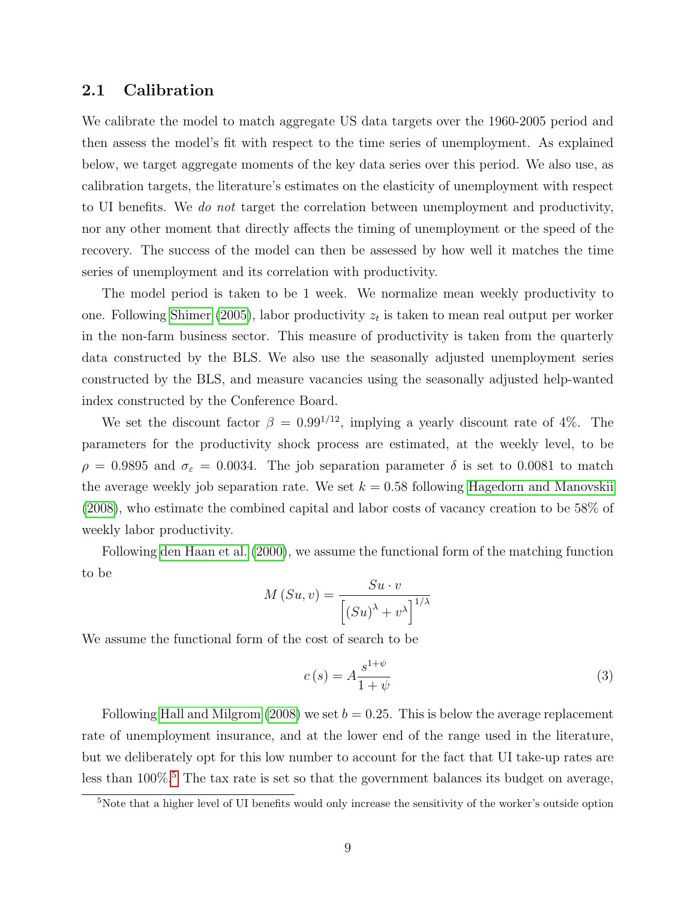### 2.1 Calibration

We calibrate the model to match aggregate US data targets over the 1960-2005 period and then assess the model's fit with respect to the time series of unemployment. As explained below, we target aggregate moments of the key data series over this period. We also use, as calibration targets, the literature's estimates on the elasticity of unemployment with respect to UI benefits. We *do not* target the correlation between unemployment and productivity, nor any other moment that directly affects the timing of unemployment or the speed of the recovery. The success of the model can then be assessed by how well it matches the time series of unemployment and its correlation with productivity.

The model period is taken to be 1 week. We normalize mean weekly productivity to one. Following Shimer (2005), labor productivity $z_t$ is taken to mean real output per worker in the non-farm business sector. This measure of productivity is taken from the quarterly data constructed by the BLS. We also use the seasonally adjusted unemployment series constructed by the BLS, and measure vacancies using the seasonally adjusted help-wanted index constructed by the Conference Board.

We set the discount factor $\beta = 0.99^{1/12}$, implying a yearly discount rate of 4%. The parameters for the productivity shock process are estimated, at the weekly level, to be $\rho = 0.9895$ and $\sigma_\varepsilon = 0.0034$. The job separation parameter $\delta$ is set to 0.0081 to match the average weekly job separation rate. We set $k = 0.58$ following Hagedorn and Manovskii (2008), who estimate the combined capital and labor costs of vacancy creation to be 58% of weekly labor productivity.

Following den Haan et al. (2000), we assume the functional form of the matching function to be

$$M(Su, v) = \frac{Su \cdot v}{\left[(Su)^\lambda + v^\lambda\right]^{1/\lambda}}$$

We assume the functional form of the cost of search to be

$$c(s) = A\frac{s^{1+\psi}}{1+\psi} \tag{3}$$

Following Hall and Milgrom (2008) we set $b = 0.25$. This is below the average replacement rate of unemployment insurance, and at the lower end of the range used in the literature, but we deliberately opt for this low number to account for the fact that UI take-up rates are less than 100%.[5] The tax rate is set so that the government balances its budget on average,

[5] Note that a higher level of UI benefits would only increase the sensitivity of the worker's outside option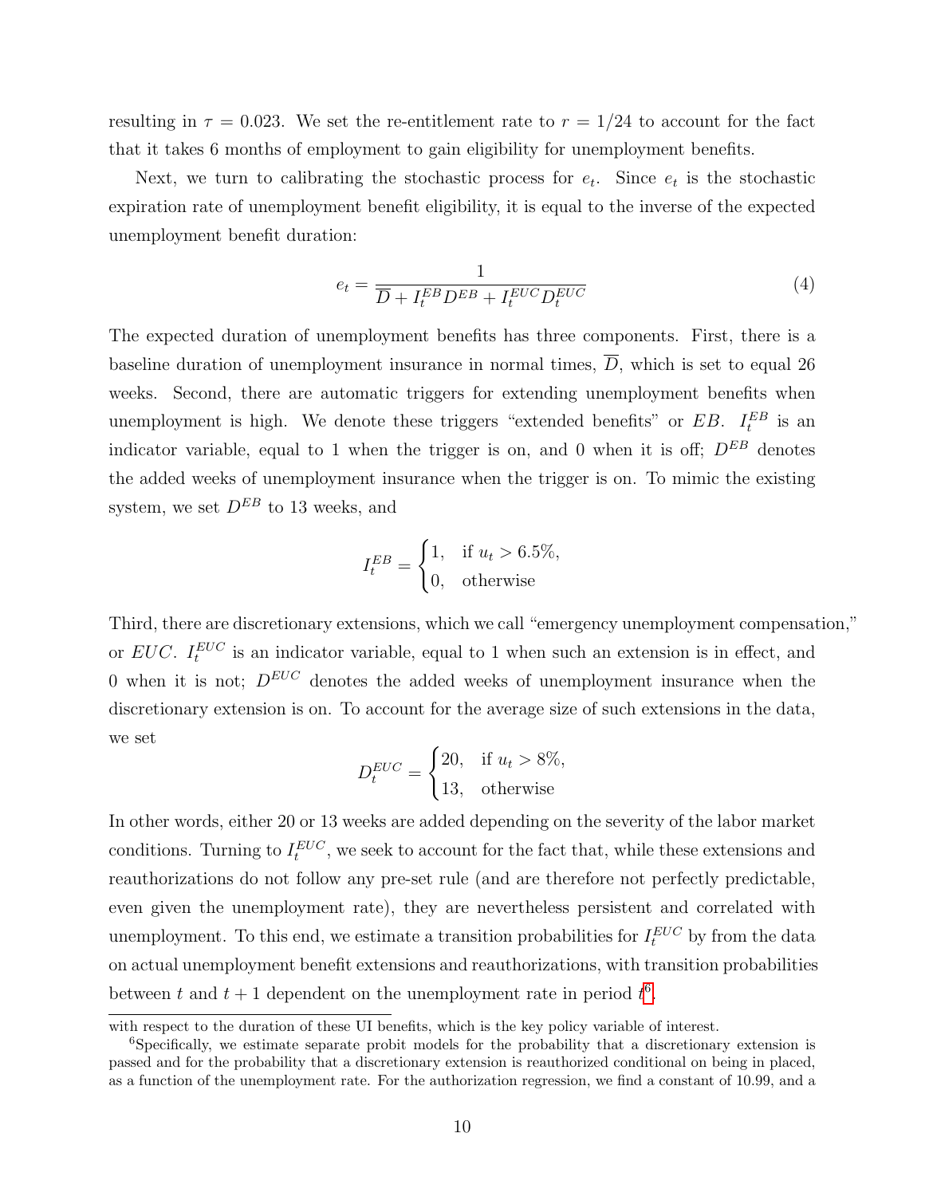resulting in $\tau = 0.023$. We set the re-entitlement rate to $r = 1/24$ to account for the fact that it takes 6 months of employment to gain eligibility for unemployment benefits.

Next, we turn to calibrating the stochastic process for $e_t$. Since $e_t$ is the stochastic expiration rate of unemployment benefit eligibility, it is equal to the inverse of the expected unemployment benefit duration:

$$e_t = \frac{1}{\overline{D} + I_t^{EB} D^{EB} + I_t^{EUC} D_t^{EUC}} \tag{4}$$

The expected duration of unemployment benefits has three components. First, there is a baseline duration of unemployment insurance in normal times, $\overline{D}$, which is set to equal 26 weeks. Second, there are automatic triggers for extending unemployment benefits when unemployment is high. We denote these triggers "extended benefits" or $EB$. $I_t^{EB}$ is an indicator variable, equal to 1 when the trigger is on, and 0 when it is off; $D^{EB}$ denotes the added weeks of unemployment insurance when the trigger is on. To mimic the existing system, we set $D^{EB}$ to 13 weeks, and

$$I_t^{EB} = \begin{cases} 1, & \text{if } u_t > 6.5\%, \\ 0, & \text{otherwise} \end{cases}$$

Third, there are discretionary extensions, which we call "emergency unemployment compensation," or $EUC$. $I_t^{EUC}$ is an indicator variable, equal to 1 when such an extension is in effect, and 0 when it is not; $D^{EUC}$ denotes the added weeks of unemployment insurance when the discretionary extension is on. To account for the average size of such extensions in the data, we set

$$D_t^{EUC} = \begin{cases} 20, & \text{if } u_t > 8\%, \\ 13, & \text{otherwise} \end{cases}$$

In other words, either 20 or 13 weeks are added depending on the severity of the labor market conditions. Turning to $I_t^{EUC}$, we seek to account for the fact that, while these extensions and reauthorizations do not follow any pre-set rule (and are therefore not perfectly predictable, even given the unemployment rate), they are nevertheless persistent and correlated with unemployment. To this end, we estimate a transition probabilities for $I_t^{EUC}$ by from the data on actual unemployment benefit extensions and reauthorizations, with transition probabilities between $t$ and $t+1$ dependent on the unemployment rate in period $t$[6].

---

with respect to the duration of these UI benefits, which is the key policy variable of interest.

[6] Specifically, we estimate separate probit models for the probability that a discretionary extension is passed and for the probability that a discretionary extension is reauthorized conditional on being in placed, as a function of the unemployment rate. For the authorization regression, we find a constant of 10.99, and a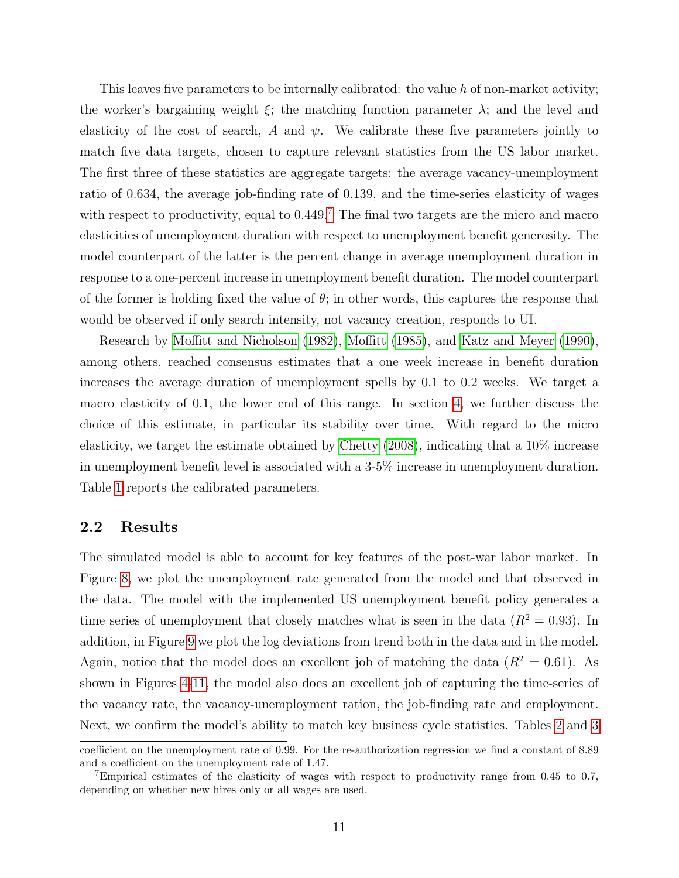This leaves five parameters to be internally calibrated: the value $h$ of non-market activity; the worker's bargaining weight $\xi$; the matching function parameter $\lambda$; and the level and elasticity of the cost of search, $A$ and $\psi$. We calibrate these five parameters jointly to match five data targets, chosen to capture relevant statistics from the US labor market. The first three of these statistics are aggregate targets: the average vacancy-unemployment ratio of 0.634, the average job-finding rate of 0.139, and the time-series elasticity of wages with respect to productivity, equal to 0.449.[7] The final two targets are the micro and macro elasticities of unemployment duration with respect to unemployment benefit generosity. The model counterpart of the latter is the percent change in average unemployment duration in response to a one-percent increase in unemployment benefit duration. The model counterpart of the former is holding fixed the value of $\theta$; in other words, this captures the response that would be observed if only search intensity, not vacancy creation, responds to UI.

Research by Moffitt and Nicholson (1982), Moffitt (1985), and Katz and Meyer (1990), among others, reached consensus estimates that a one week increase in benefit duration increases the average duration of unemployment spells by 0.1 to 0.2 weeks. We target a macro elasticity of 0.1, the lower end of this range. In section 4, we further discuss the choice of this estimate, in particular its stability over time. With regard to the micro elasticity, we target the estimate obtained by Chetty (2008), indicating that a 10% increase in unemployment benefit level is associated with a 3-5% increase in unemployment duration. Table 1 reports the calibrated parameters.

## 2.2 Results

The simulated model is able to account for key features of the post-war labor market. In Figure 8, we plot the unemployment rate generated from the model and that observed in the data. The model with the implemented US unemployment benefit policy generates a time series of unemployment that closely matches what is seen in the data ($R^2 = 0.93$). In addition, in Figure 9 we plot the log deviations from trend both in the data and in the model. Again, notice that the model does an excellent job of matching the data ($R^2 = 0.61$). As shown in Figures 4-11, the model also does an excellent job of capturing the time-series of the vacancy rate, the vacancy-unemployment ration, the job-finding rate and employment. Next, we confirm the model's ability to match key business cycle statistics. Tables 2 and 3

coefficient on the unemployment rate of 0.99. For the re-authorization regression we find a constant of 8.89 and a coefficient on the unemployment rate of 1.47.

[7] Empirical estimates of the elasticity of wages with respect to productivity range from 0.45 to 0.7, depending on whether new hires only or all wages are used.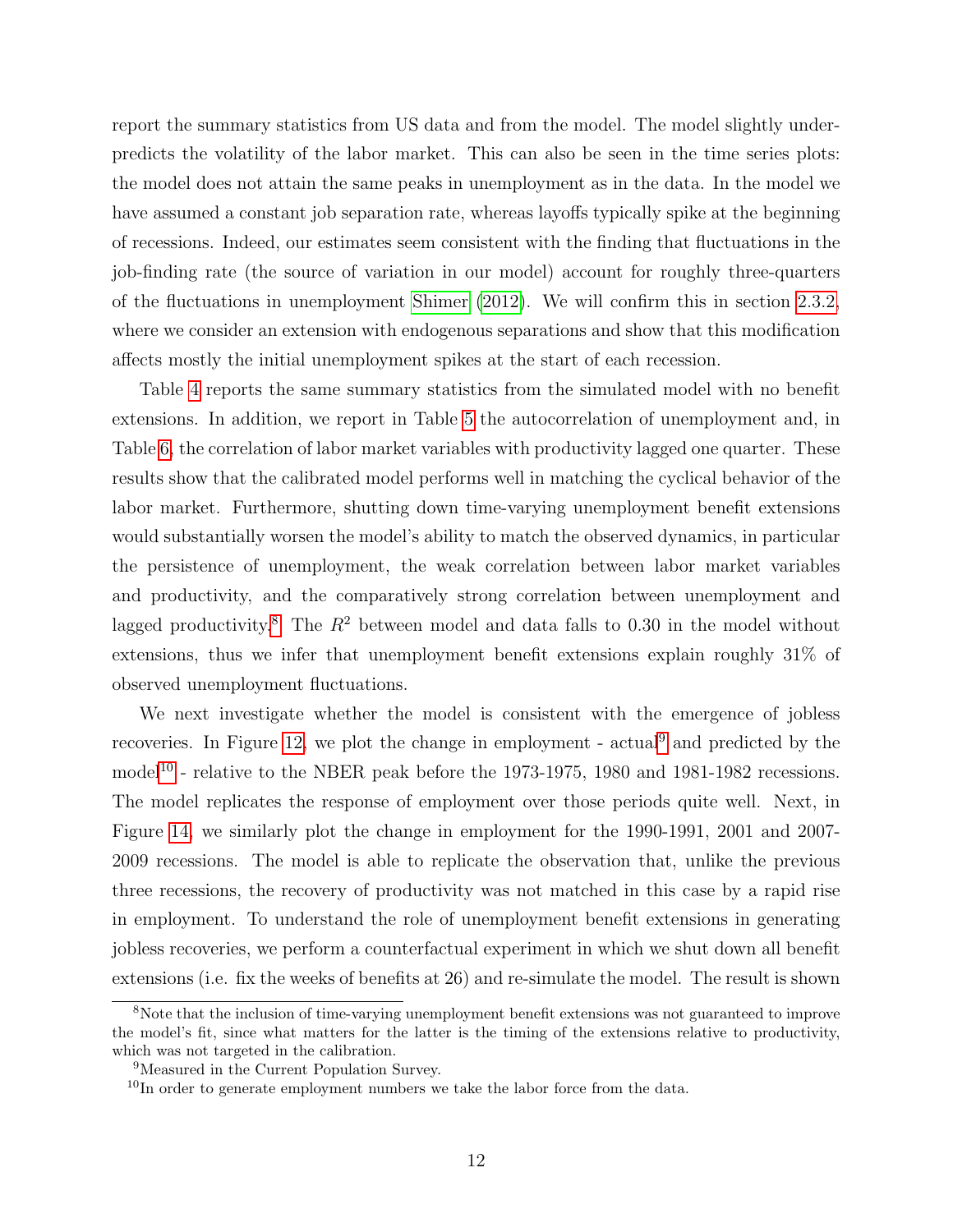report the summary statistics from US data and from the model. The model slightly underpredicts the volatility of the labor market. This can also be seen in the time series plots: the model does not attain the same peaks in unemployment as in the data. In the model we have assumed a constant job separation rate, whereas layoffs typically spike at the beginning of recessions. Indeed, our estimates seem consistent with the finding that fluctuations in the job-finding rate (the source of variation in our model) account for roughly three-quarters of the fluctuations in unemployment Shimer (2012). We will confirm this in section 2.3.2, where we consider an extension with endogenous separations and show that this modification affects mostly the initial unemployment spikes at the start of each recession.

Table 4 reports the same summary statistics from the simulated model with no benefit extensions. In addition, we report in Table 5 the autocorrelation of unemployment and, in Table 6, the correlation of labor market variables with productivity lagged one quarter. These results show that the calibrated model performs well in matching the cyclical behavior of the labor market. Furthermore, shutting down time-varying unemployment benefit extensions would substantially worsen the model's ability to match the observed dynamics, in particular the persistence of unemployment, the weak correlation between labor market variables and productivity, and the comparatively strong correlation between unemployment and lagged productivity.[8] The $R^2$ between model and data falls to 0.30 in the model without extensions, thus we infer that unemployment benefit extensions explain roughly 31% of observed unemployment fluctuations.

We next investigate whether the model is consistent with the emergence of jobless recoveries. In Figure 12, we plot the change in employment - actual[9] and predicted by the model[10] - relative to the NBER peak before the 1973-1975, 1980 and 1981-1982 recessions. The model replicates the response of employment over those periods quite well. Next, in Figure 14, we similarly plot the change in employment for the 1990-1991, 2001 and 2007-2009 recessions. The model is able to replicate the observation that, unlike the previous three recessions, the recovery of productivity was not matched in this case by a rapid rise in employment. To understand the role of unemployment benefit extensions in generating jobless recoveries, we perform a counterfactual experiment in which we shut down all benefit extensions (i.e. fix the weeks of benefits at 26) and re-simulate the model. The result is shown

[8] Note that the inclusion of time-varying unemployment benefit extensions was not guaranteed to improve the model's fit, since what matters for the latter is the timing of the extensions relative to productivity, which was not targeted in the calibration.

[9] Measured in the Current Population Survey.

[10] In order to generate employment numbers we take the labor force from the data.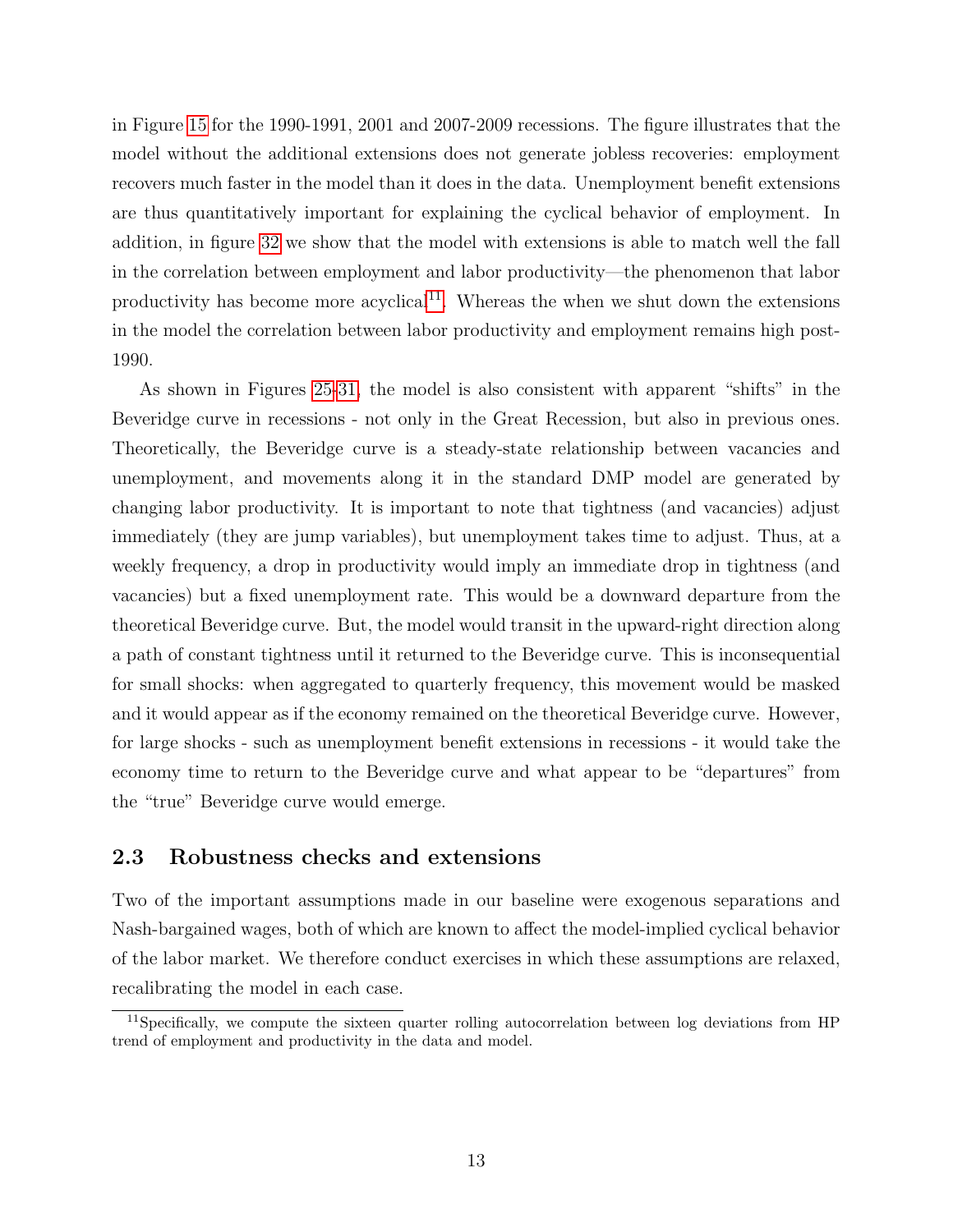in Figure 15 for the 1990-1991, 2001 and 2007-2009 recessions. The figure illustrates that the model without the additional extensions does not generate jobless recoveries: employment recovers much faster in the model than it does in the data. Unemployment benefit extensions are thus quantitatively important for explaining the cyclical behavior of employment. In addition, in figure 32 we show that the model with extensions is able to match well the fall in the correlation between employment and labor productivity—the phenomenon that labor productivity has become more acyclical[11]. Whereas the when we shut down the extensions in the model the correlation between labor productivity and employment remains high post-1990.

As shown in Figures 25-31, the model is also consistent with apparent "shifts" in the Beveridge curve in recessions - not only in the Great Recession, but also in previous ones. Theoretically, the Beveridge curve is a steady-state relationship between vacancies and unemployment, and movements along it in the standard DMP model are generated by changing labor productivity. It is important to note that tightness (and vacancies) adjust immediately (they are jump variables), but unemployment takes time to adjust. Thus, at a weekly frequency, a drop in productivity would imply an immediate drop in tightness (and vacancies) but a fixed unemployment rate. This would be a downward departure from the theoretical Beveridge curve. But, the model would transit in the upward-right direction along a path of constant tightness until it returned to the Beveridge curve. This is inconsequential for small shocks: when aggregated to quarterly frequency, this movement would be masked and it would appear as if the economy remained on the theoretical Beveridge curve. However, for large shocks - such as unemployment benefit extensions in recessions - it would take the economy time to return to the Beveridge curve and what appear to be "departures" from the "true" Beveridge curve would emerge.

## 2.3 Robustness checks and extensions

Two of the important assumptions made in our baseline were exogenous separations and Nash-bargained wages, both of which are known to affect the model-implied cyclical behavior of the labor market. We therefore conduct exercises in which these assumptions are relaxed, recalibrating the model in each case.

[11] Specifically, we compute the sixteen quarter rolling autocorrelation between log deviations from HP trend of employment and productivity in the data and model.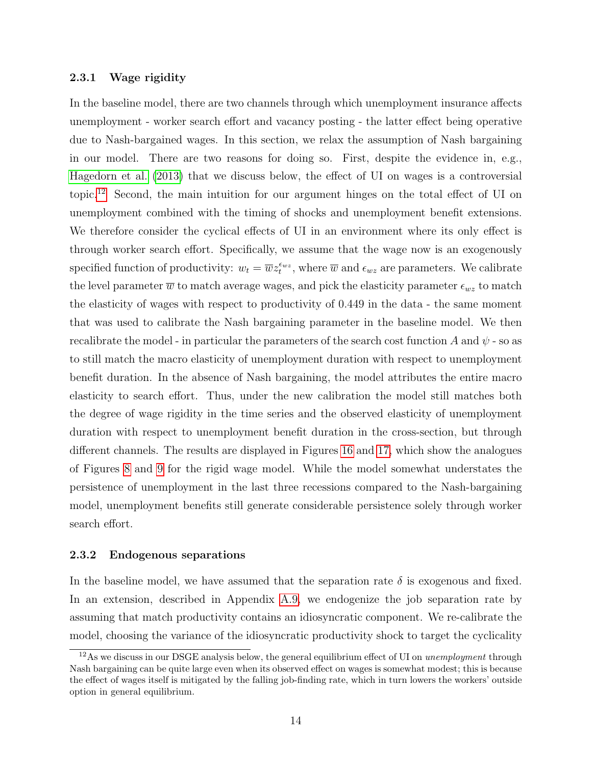### 2.3.1 Wage rigidity

In the baseline model, there are two channels through which unemployment insurance affects unemployment - worker search effort and vacancy posting - the latter effect being operative due to Nash-bargained wages. In this section, we relax the assumption of Nash bargaining in our model. There are two reasons for doing so. First, despite the evidence in, e.g., Hagedorn et al. (2013) that we discuss below, the effect of UI on wages is a controversial topic.[12] Second, the main intuition for our argument hinges on the total effect of UI on unemployment combined with the timing of shocks and unemployment benefit extensions. We therefore consider the cyclical effects of UI in an environment where its only effect is through worker search effort. Specifically, we assume that the wage now is an exogenously specified function of productivity: $w_t = \overline{w} z_t^{\epsilon_{wz}}$, where $\overline{w}$ and $\epsilon_{wz}$ are parameters. We calibrate the level parameter $\overline{w}$ to match average wages, and pick the elasticity parameter $\epsilon_{wz}$ to match the elasticity of wages with respect to productivity of 0.449 in the data - the same moment that was used to calibrate the Nash bargaining parameter in the baseline model. We then recalibrate the model - in particular the parameters of the search cost function $A$ and $\psi$ - so as to still match the macro elasticity of unemployment duration with respect to unemployment benefit duration. In the absence of Nash bargaining, the model attributes the entire macro elasticity to search effort. Thus, under the new calibration the model still matches both the degree of wage rigidity in the time series and the observed elasticity of unemployment duration with respect to unemployment benefit duration in the cross-section, but through different channels. The results are displayed in Figures 16 and 17, which show the analogues of Figures 8 and 9 for the rigid wage model. While the model somewhat understates the persistence of unemployment in the last three recessions compared to the Nash-bargaining model, unemployment benefits still generate considerable persistence solely through worker search effort.

### 2.3.2 Endogenous separations

In the baseline model, we have assumed that the separation rate $\delta$ is exogenous and fixed. In an extension, described in Appendix A.9, we endogenize the job separation rate by assuming that match productivity contains an idiosyncratic component. We re-calibrate the model, choosing the variance of the idiosyncratic productivity shock to target the cyclicality

[12] As we discuss in our DSGE analysis below, the general equilibrium effect of UI on *unemployment* through Nash bargaining can be quite large even when its observed effect on wages is somewhat modest; this is because the effect of wages itself is mitigated by the falling job-finding rate, which in turn lowers the workers' outside option in general equilibrium.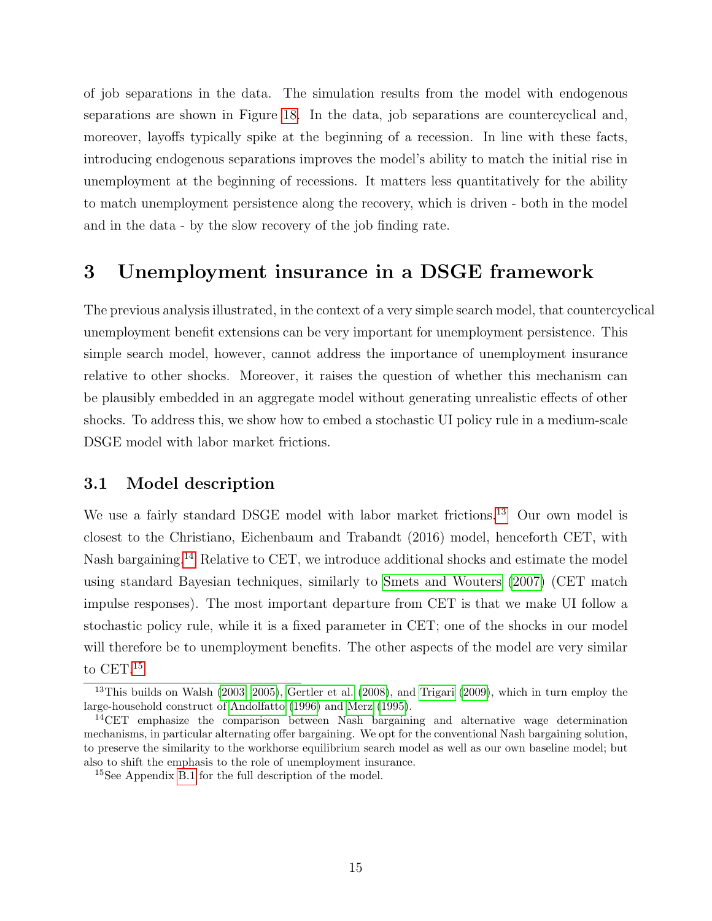of job separations in the data. The simulation results from the model with endogenous separations are shown in Figure 18. In the data, job separations are countercyclical and, moreover, layoffs typically spike at the beginning of a recession. In line with these facts, introducing endogenous separations improves the model's ability to match the initial rise in unemployment at the beginning of recessions. It matters less quantitatively for the ability to match unemployment persistence along the recovery, which is driven - both in the model and in the data - by the slow recovery of the job finding rate.

# 3 Unemployment insurance in a DSGE framework

The previous analysis illustrated, in the context of a very simple search model, that countercyclical unemployment benefit extensions can be very important for unemployment persistence. This simple search model, however, cannot address the importance of unemployment insurance relative to other shocks. Moreover, it raises the question of whether this mechanism can be plausibly embedded in an aggregate model without generating unrealistic effects of other shocks. To address this, we show how to embed a stochastic UI policy rule in a medium-scale DSGE model with labor market frictions.

## 3.1 Model description

We use a fairly standard DSGE model with labor market frictions.[13] Our own model is closest to the Christiano, Eichenbaum and Trabandt (2016) model, henceforth CET, with Nash bargaining.[14] Relative to CET, we introduce additional shocks and estimate the model using standard Bayesian techniques, similarly to Smets and Wouters (2007) (CET match impulse responses). The most important departure from CET is that we make UI follow a stochastic policy rule, while it is a fixed parameter in CET; one of the shocks in our model will therefore be to unemployment benefits. The other aspects of the model are very similar to CET.[15]

[13] This builds on Walsh (2003, 2005), Gertler et al. (2008), and Trigari (2009), which in turn employ the large-household construct of Andolfatto (1996) and Merz (1995).

[14] CET emphasize the comparison between Nash bargaining and alternative wage determination mechanisms, in particular alternating offer bargaining. We opt for the conventional Nash bargaining solution, to preserve the similarity to the workhorse equilibrium search model as well as our own baseline model; but also to shift the emphasis to the role of unemployment insurance.

[15] See Appendix B.1 for the full description of the model.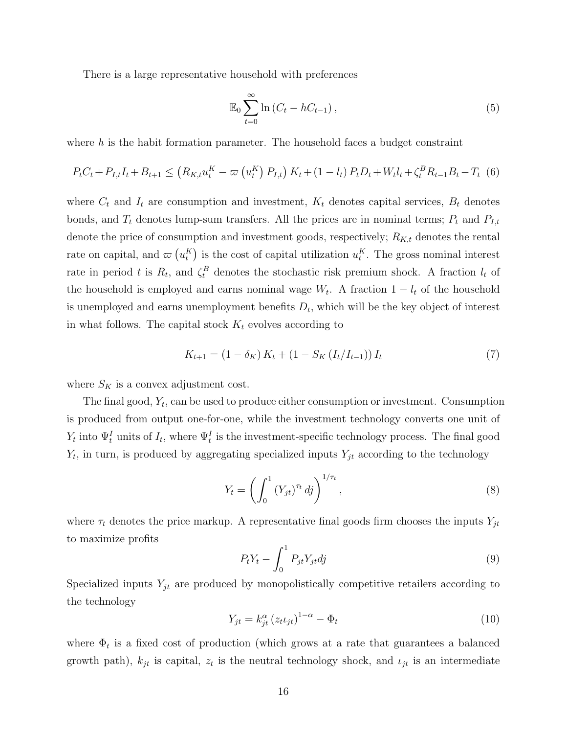There is a large representative household with preferences

$$\mathbb{E}_0 \sum_{t=0}^{\infty} \ln \left( C_t - hC_{t-1} \right), \tag{5}$$

where $h$ is the habit formation parameter. The household faces a budget constraint

$$P_t C_t + P_{I,t} I_t + B_{t+1} \leq \left( R_{K,t} u_t^K - \varpi \left( u_t^K \right) P_{I,t} \right) K_t + (1 - l_t) P_t D_t + W_t l_t + \zeta_t^B R_{t-1} B_t - T_t \tag{6}$$

where $C_t$ and $I_t$ are consumption and investment, $K_t$ denotes capital services, $B_t$ denotes bonds, and $T_t$ denotes lump-sum transfers. All the prices are in nominal terms; $P_t$ and $P_{I,t}$ denote the price of consumption and investment goods, respectively; $R_{K,t}$ denotes the rental rate on capital, and $\varpi \left( u_t^K \right)$ is the cost of capital utilization $u_t^K$. The gross nominal interest rate in period $t$ is $R_t$, and $\zeta_t^B$ denotes the stochastic risk premium shock. A fraction $l_t$ of the household is employed and earns nominal wage $W_t$. A fraction $1 - l_t$ of the household is unemployed and earns unemployment benefits $D_t$, which will be the key object of interest in what follows. The capital stock $K_t$ evolves according to

$$K_{t+1} = (1 - \delta_K) K_t + (1 - S_K (I_t / I_{t-1})) I_t \tag{7}$$

where $S_K$ is a convex adjustment cost.

The final good, $Y_t$, can be used to produce either consumption or investment. Consumption is produced from output one-for-one, while the investment technology converts one unit of $Y_t$ into $\Psi_t^I$ units of $I_t$, where $\Psi_t^I$ is the investment-specific technology process. The final good $Y_t$, in turn, is produced by aggregating specialized inputs $Y_{jt}$ according to the technology

$$Y_t = \left( \int_0^1 (Y_{jt})^{\tau_t} dj \right)^{1/\tau_t}, \tag{8}$$

where $\tau_t$ denotes the price markup. A representative final goods firm chooses the inputs $Y_{jt}$ to maximize profits

$$P_t Y_t - \int_0^1 P_{jt} Y_{jt} dj \tag{9}$$

Specialized inputs $Y_{jt}$ are produced by monopolistically competitive retailers according to the technology

$$Y_{jt} = k_{jt}^{\alpha} \left( z_t \iota_{jt} \right)^{1-\alpha} - \Phi_t \tag{10}$$

where $\Phi_t$ is a fixed cost of production (which grows at a rate that guarantees a balanced growth path), $k_{jt}$ is capital, $z_t$ is the neutral technology shock, and $\iota_{jt}$ is an intermediate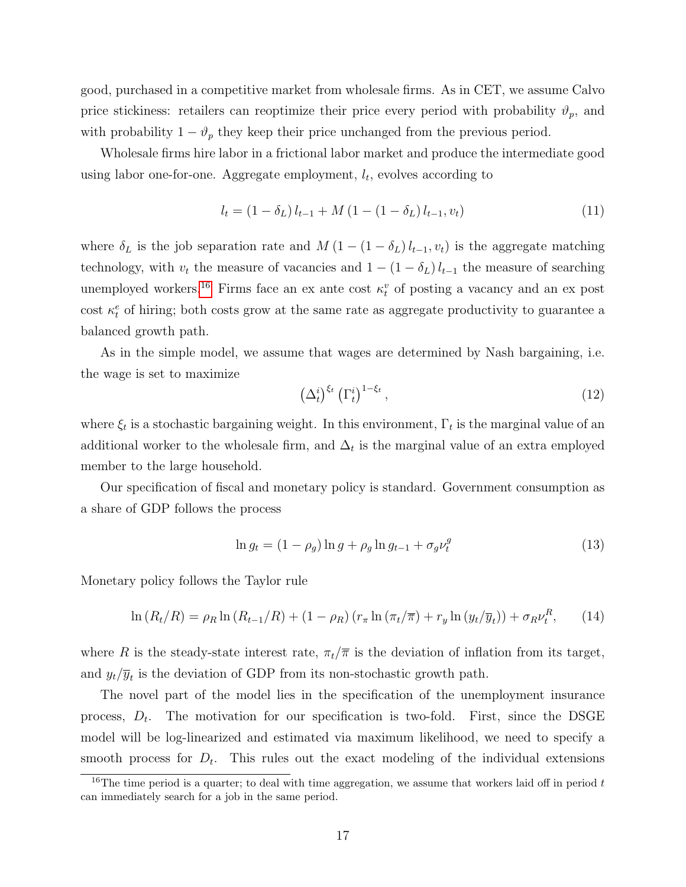good, purchased in a competitive market from wholesale firms. As in CET, we assume Calvo price stickiness: retailers can reoptimize their price every period with probability $\vartheta_p$, and with probability $1 - \vartheta_p$ they keep their price unchanged from the previous period.

Wholesale firms hire labor in a frictional labor market and produce the intermediate good using labor one-for-one. Aggregate employment, $l_t$, evolves according to

$$l_t = (1 - \delta_L) l_{t-1} + M (1 - (1 - \delta_L) l_{t-1}, v_t) \tag{11}$$

where $\delta_L$ is the job separation rate and $M (1 - (1 - \delta_L) l_{t-1}, v_t)$ is the aggregate matching technology, with $v_t$ the measure of vacancies and $1 - (1 - \delta_L) l_{t-1}$ the measure of searching unemployed workers.[16] Firms face an ex ante cost $\kappa_t^v$ of posting a vacancy and an ex post cost $\kappa_t^e$ of hiring; both costs grow at the same rate as aggregate productivity to guarantee a balanced growth path.

As in the simple model, we assume that wages are determined by Nash bargaining, i.e. the wage is set to maximize

$$\left(\Delta_t^i\right)^{\xi_t} \left(\Gamma_t^i\right)^{1-\xi_t}, \tag{12}$$

where $\xi_t$ is a stochastic bargaining weight. In this environment, $\Gamma_t$ is the marginal value of an additional worker to the wholesale firm, and $\Delta_t$ is the marginal value of an extra employed member to the large household.

Our specification of fiscal and monetary policy is standard. Government consumption as a share of GDP follows the process

$$\ln g_t = (1 - \rho_g) \ln g + \rho_g \ln g_{t-1} + \sigma_g \nu_t^g \tag{13}$$

Monetary policy follows the Taylor rule

$$\ln (R_t/R) = \rho_R \ln (R_{t-1}/R) + (1 - \rho_R) (r_\pi \ln (\pi_t/\overline{\pi}) + r_y \ln (y_t/\overline{y}_t)) + \sigma_R \nu_t^R, \tag{14}$$

where $R$ is the steady-state interest rate, $\pi_t/\overline{\pi}$ is the deviation of inflation from its target, and $y_t/\overline{y}_t$ is the deviation of GDP from its non-stochastic growth path.

The novel part of the model lies in the specification of the unemployment insurance process, $D_t$. The motivation for our specification is two-fold. First, since the DSGE model will be log-linearized and estimated via maximum likelihood, we need to specify a smooth process for $D_t$. This rules out the exact modeling of the individual extensions

[16] The time period is a quarter; to deal with time aggregation, we assume that workers laid off in period $t$ can immediately search for a job in the same period.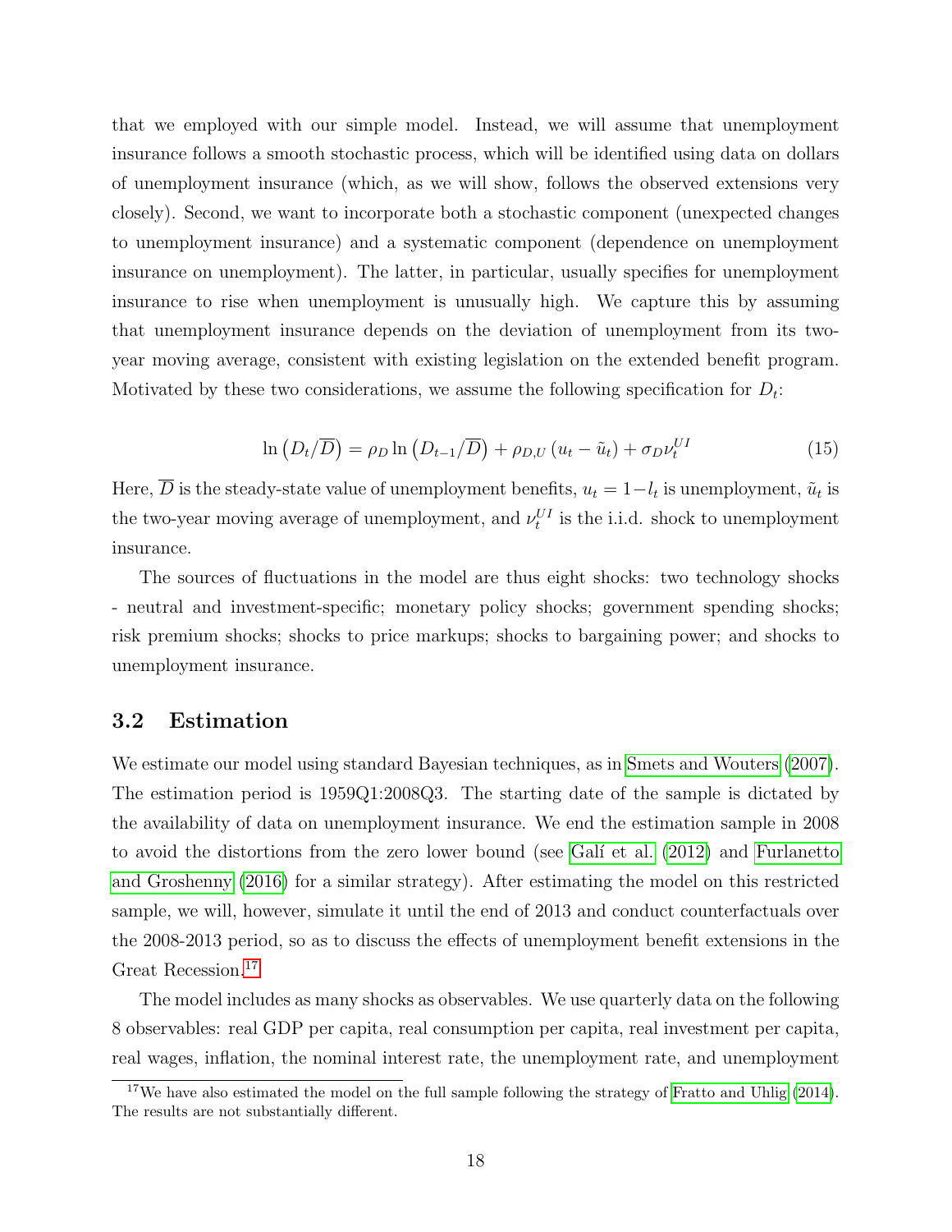that we employed with our simple model. Instead, we will assume that unemployment insurance follows a smooth stochastic process, which will be identified using data on dollars of unemployment insurance (which, as we will show, follows the observed extensions very closely). Second, we want to incorporate both a stochastic component (unexpected changes to unemployment insurance) and a systematic component (dependence on unemployment insurance on unemployment). The latter, in particular, usually specifies for unemployment insurance to rise when unemployment is unusually high. We capture this by assuming that unemployment insurance depends on the deviation of unemployment from its two-year moving average, consistent with existing legislation on the extended benefit program. Motivated by these two considerations, we assume the following specification for $D_t$:

$$\ln\left(D_t/\overline{D}\right) = \rho_D \ln\left(D_{t-1}/\overline{D}\right) + \rho_{D,U}\left(u_t - \tilde{u}_t\right) + \sigma_D \nu_t^{UI} \tag{15}$$

Here, $\overline{D}$ is the steady-state value of unemployment benefits, $u_t = 1 - l_t$ is unemployment, $\tilde{u}_t$ is the two-year moving average of unemployment, and $\nu_t^{UI}$ is the i.i.d. shock to unemployment insurance.

The sources of fluctuations in the model are thus eight shocks: two technology shocks - neutral and investment-specific; monetary policy shocks; government spending shocks; risk premium shocks; shocks to price markups; shocks to bargaining power; and shocks to unemployment insurance.

## 3.2 Estimation

We estimate our model using standard Bayesian techniques, as in Smets and Wouters (2007). The estimation period is 1959Q1:2008Q3. The starting date of the sample is dictated by the availability of data on unemployment insurance. We end the estimation sample in 2008 to avoid the distortions from the zero lower bound (see Galí et al. (2012) and Furlanetto and Groshenny (2016) for a similar strategy). After estimating the model on this restricted sample, we will, however, simulate it until the end of 2013 and conduct counterfactuals over the 2008-2013 period, so as to discuss the effects of unemployment benefit extensions in the Great Recession.[17]

The model includes as many shocks as observables. We use quarterly data on the following 8 observables: real GDP per capita, real consumption per capita, real investment per capita, real wages, inflation, the nominal interest rate, the unemployment rate, and unemployment

[17] We have also estimated the model on the full sample following the strategy of Fratto and Uhlig (2014). The results are not substantially different.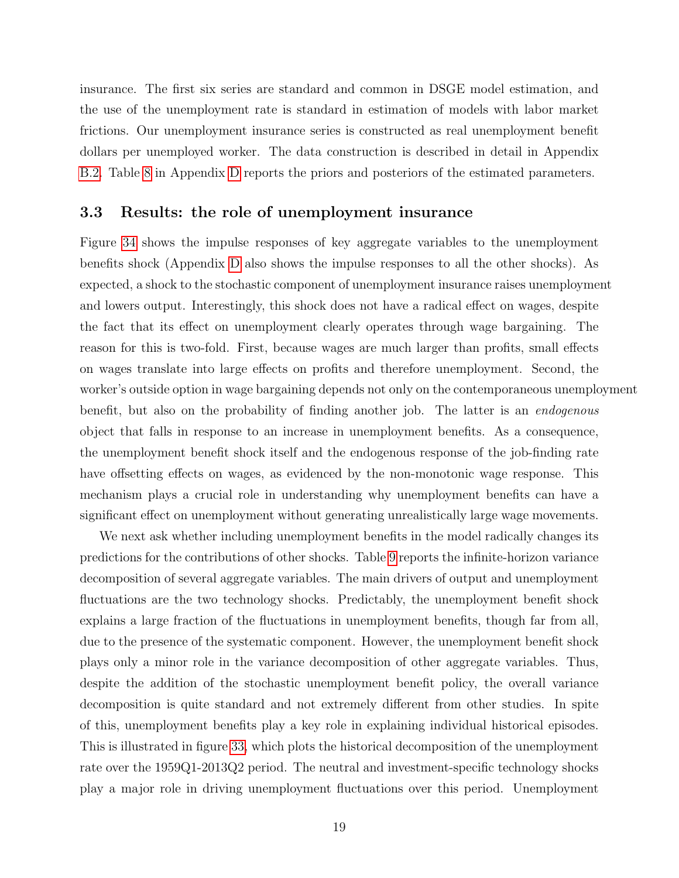insurance. The first six series are standard and common in DSGE model estimation, and the use of the unemployment rate is standard in estimation of models with labor market frictions. Our unemployment insurance series is constructed as real unemployment benefit dollars per unemployed worker. The data construction is described in detail in Appendix B.2. Table 8 in Appendix D reports the priors and posteriors of the estimated parameters.

### 3.3 Results: the role of unemployment insurance

Figure 34 shows the impulse responses of key aggregate variables to the unemployment benefits shock (Appendix D also shows the impulse responses to all the other shocks). As expected, a shock to the stochastic component of unemployment insurance raises unemployment and lowers output. Interestingly, this shock does not have a radical effect on wages, despite the fact that its effect on unemployment clearly operates through wage bargaining. The reason for this is two-fold. First, because wages are much larger than profits, small effects on wages translate into large effects on profits and therefore unemployment. Second, the worker's outside option in wage bargaining depends not only on the contemporaneous unemployment benefit, but also on the probability of finding another job. The latter is an *endogenous* object that falls in response to an increase in unemployment benefits. As a consequence, the unemployment benefit shock itself and the endogenous response of the job-finding rate have offsetting effects on wages, as evidenced by the non-monotonic wage response. This mechanism plays a crucial role in understanding why unemployment benefits can have a significant effect on unemployment without generating unrealistically large wage movements.

We next ask whether including unemployment benefits in the model radically changes its predictions for the contributions of other shocks. Table 9 reports the infinite-horizon variance decomposition of several aggregate variables. The main drivers of output and unemployment fluctuations are the two technology shocks. Predictably, the unemployment benefit shock explains a large fraction of the fluctuations in unemployment benefits, though far from all, due to the presence of the systematic component. However, the unemployment benefit shock plays only a minor role in the variance decomposition of other aggregate variables. Thus, despite the addition of the stochastic unemployment benefit policy, the overall variance decomposition is quite standard and not extremely different from other studies. In spite of this, unemployment benefits play a key role in explaining individual historical episodes. This is illustrated in figure 33, which plots the historical decomposition of the unemployment rate over the 1959Q1-2013Q2 period. The neutral and investment-specific technology shocks play a major role in driving unemployment fluctuations over this period. Unemployment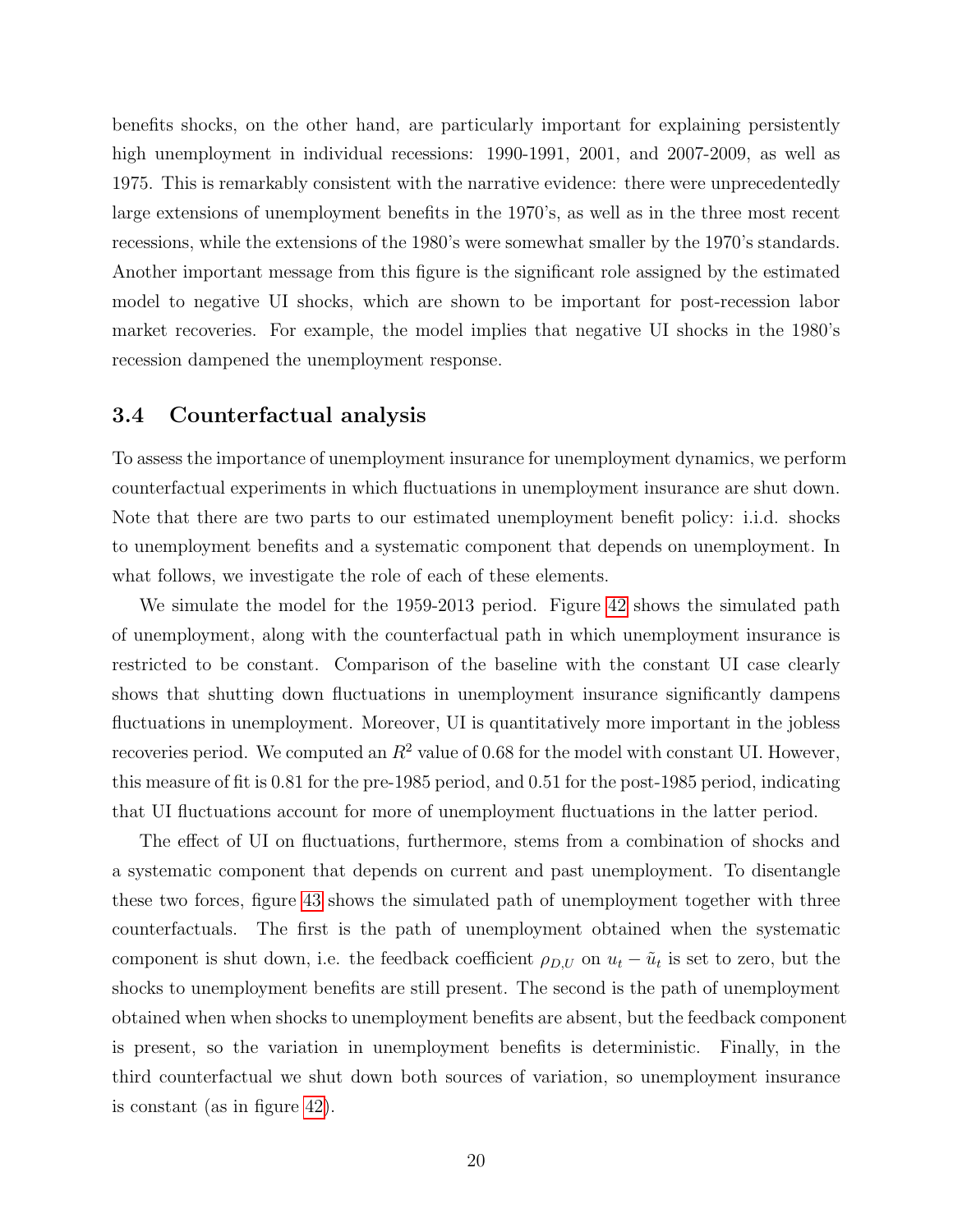benefits shocks, on the other hand, are particularly important for explaining persistently high unemployment in individual recessions: 1990-1991, 2001, and 2007-2009, as well as 1975. This is remarkably consistent with the narrative evidence: there were unprecedentedly large extensions of unemployment benefits in the 1970's, as well as in the three most recent recessions, while the extensions of the 1980's were somewhat smaller by the 1970's standards. Another important message from this figure is the significant role assigned by the estimated model to negative UI shocks, which are shown to be important for post-recession labor market recoveries. For example, the model implies that negative UI shocks in the 1980's recession dampened the unemployment response.

### 3.4 Counterfactual analysis

To assess the importance of unemployment insurance for unemployment dynamics, we perform counterfactual experiments in which fluctuations in unemployment insurance are shut down. Note that there are two parts to our estimated unemployment benefit policy: i.i.d. shocks to unemployment benefits and a systematic component that depends on unemployment. In what follows, we investigate the role of each of these elements.

We simulate the model for the 1959-2013 period. Figure 42 shows the simulated path of unemployment, along with the counterfactual path in which unemployment insurance is restricted to be constant. Comparison of the baseline with the constant UI case clearly shows that shutting down fluctuations in unemployment insurance significantly dampens fluctuations in unemployment. Moreover, UI is quantitatively more important in the jobless recoveries period. We computed an $R^2$ value of 0.68 for the model with constant UI. However, this measure of fit is 0.81 for the pre-1985 period, and 0.51 for the post-1985 period, indicating that UI fluctuations account for more of unemployment fluctuations in the latter period.

The effect of UI on fluctuations, furthermore, stems from a combination of shocks and a systematic component that depends on current and past unemployment. To disentangle these two forces, figure 43 shows the simulated path of unemployment together with three counterfactuals. The first is the path of unemployment obtained when the systematic component is shut down, i.e. the feedback coefficient $\rho_{D,U}$ on $u_t - \tilde{u}_t$ is set to zero, but the shocks to unemployment benefits are still present. The second is the path of unemployment obtained when when shocks to unemployment benefits are absent, but the feedback component is present, so the variation in unemployment benefits is deterministic. Finally, in the third counterfactual we shut down both sources of variation, so unemployment insurance is constant (as in figure 42).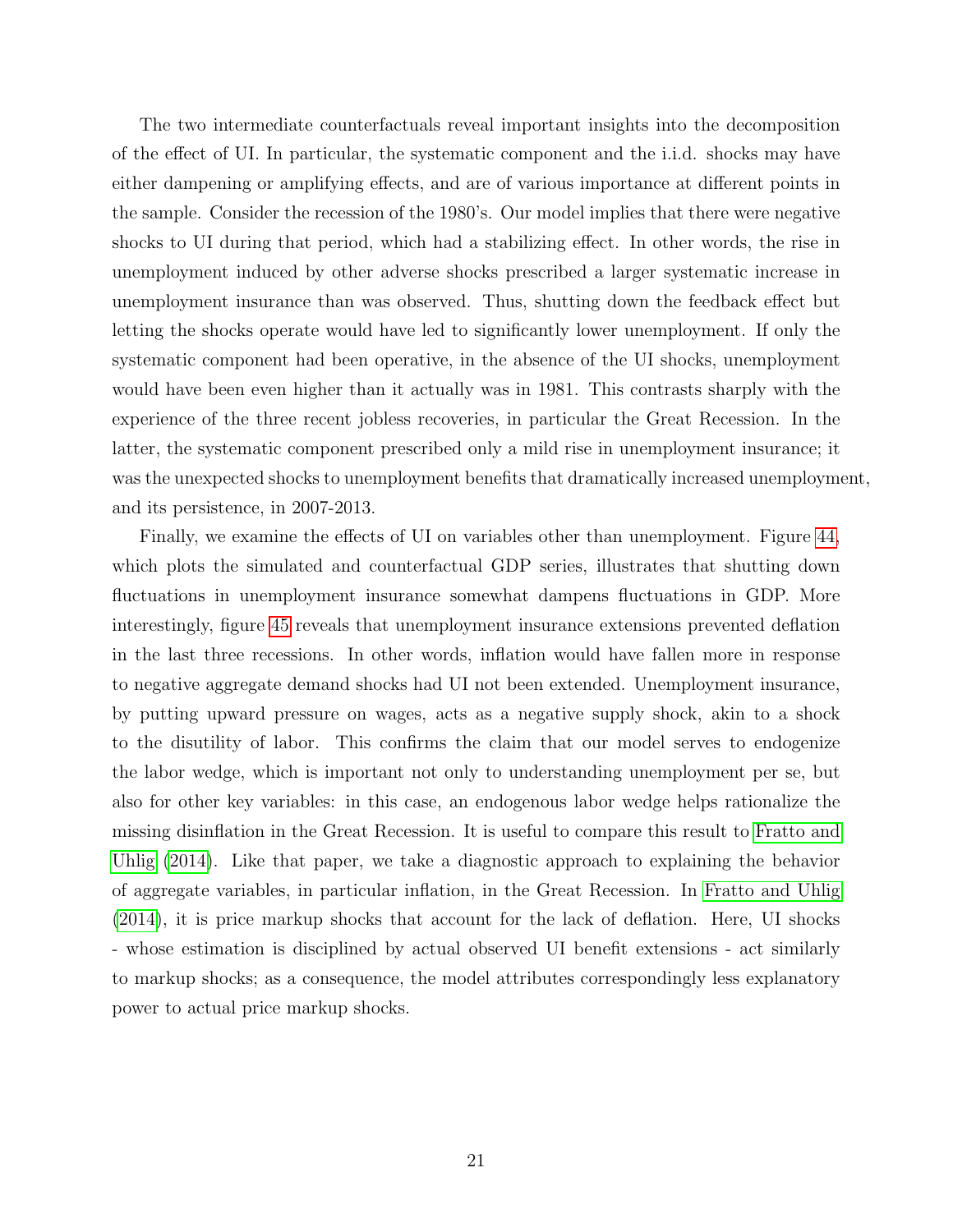The two intermediate counterfactuals reveal important insights into the decomposition of the effect of UI. In particular, the systematic component and the i.i.d. shocks may have either dampening or amplifying effects, and are of various importance at different points in the sample. Consider the recession of the 1980's. Our model implies that there were negative shocks to UI during that period, which had a stabilizing effect. In other words, the rise in unemployment induced by other adverse shocks prescribed a larger systematic increase in unemployment insurance than was observed. Thus, shutting down the feedback effect but letting the shocks operate would have led to significantly lower unemployment. If only the systematic component had been operative, in the absence of the UI shocks, unemployment would have been even higher than it actually was in 1981. This contrasts sharply with the experience of the three recent jobless recoveries, in particular the Great Recession. In the latter, the systematic component prescribed only a mild rise in unemployment insurance; it was the unexpected shocks to unemployment benefits that dramatically increased unemployment, and its persistence, in 2007-2013.

Finally, we examine the effects of UI on variables other than unemployment. Figure 44, which plots the simulated and counterfactual GDP series, illustrates that shutting down fluctuations in unemployment insurance somewhat dampens fluctuations in GDP. More interestingly, figure 45 reveals that unemployment insurance extensions prevented deflation in the last three recessions. In other words, inflation would have fallen more in response to negative aggregate demand shocks had UI not been extended. Unemployment insurance, by putting upward pressure on wages, acts as a negative supply shock, akin to a shock to the disutility of labor. This confirms the claim that our model serves to endogenize the labor wedge, which is important not only to understanding unemployment per se, but also for other key variables: in this case, an endogenous labor wedge helps rationalize the missing disinflation in the Great Recession. It is useful to compare this result to Fratto and Uhlig (2014). Like that paper, we take a diagnostic approach to explaining the behavior of aggregate variables, in particular inflation, in the Great Recession. In Fratto and Uhlig (2014), it is price markup shocks that account for the lack of deflation. Here, UI shocks - whose estimation is disciplined by actual observed UI benefit extensions - act similarly to markup shocks; as a consequence, the model attributes correspondingly less explanatory power to actual price markup shocks.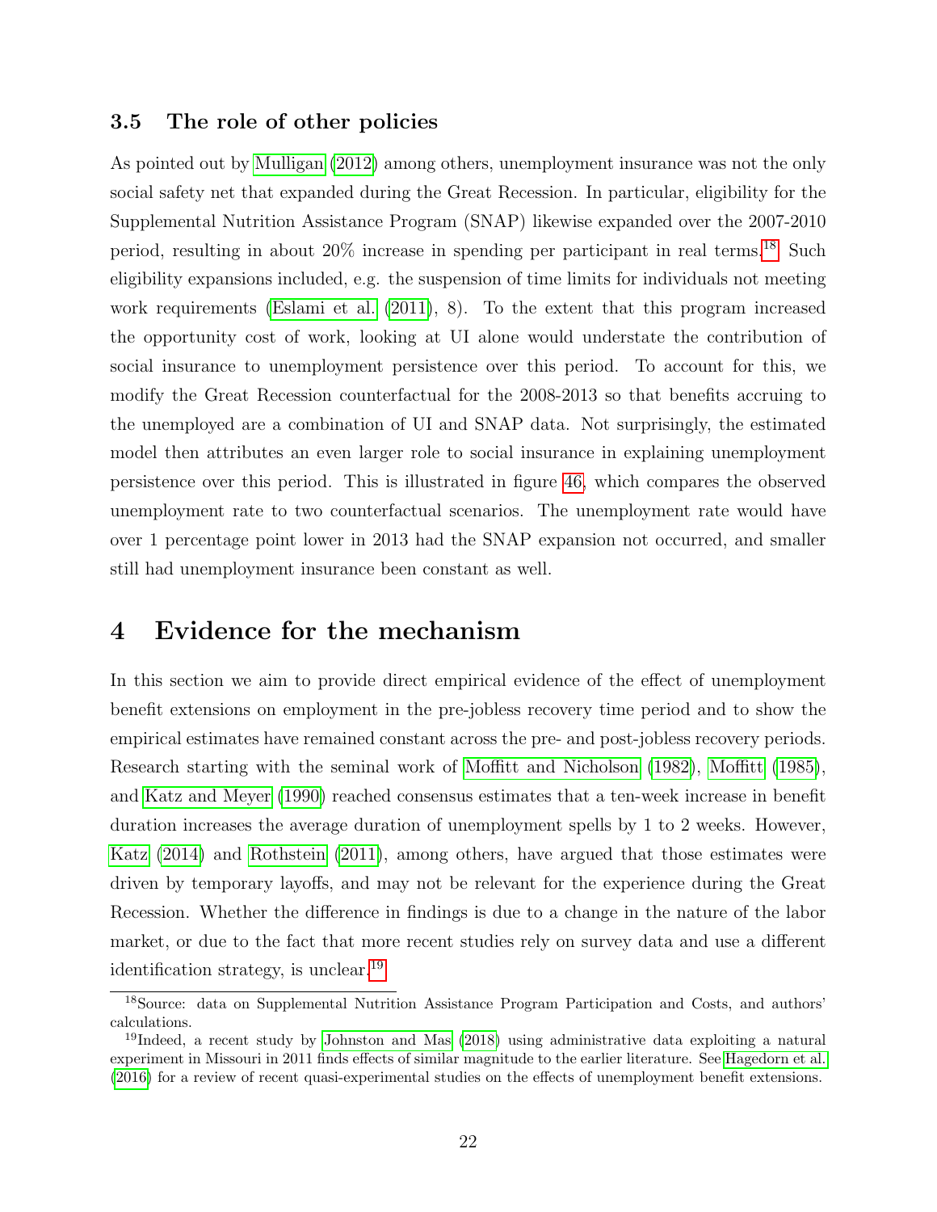### 3.5 The role of other policies

As pointed out by Mulligan (2012) among others, unemployment insurance was not the only social safety net that expanded during the Great Recession. In particular, eligibility for the Supplemental Nutrition Assistance Program (SNAP) likewise expanded over the 2007-2010 period, resulting in about 20% increase in spending per participant in real terms.[18] Such eligibility expansions included, e.g. the suspension of time limits for individuals not meeting work requirements (Eslami et al. (2011), 8). To the extent that this program increased the opportunity cost of work, looking at UI alone would understate the contribution of social insurance to unemployment persistence over this period. To account for this, we modify the Great Recession counterfactual for the 2008-2013 so that benefits accruing to the unemployed are a combination of UI and SNAP data. Not surprisingly, the estimated model then attributes an even larger role to social insurance in explaining unemployment persistence over this period. This is illustrated in figure 46, which compares the observed unemployment rate to two counterfactual scenarios. The unemployment rate would have over 1 percentage point lower in 2013 had the SNAP expansion not occurred, and smaller still had unemployment insurance been constant as well.

# 4 Evidence for the mechanism

In this section we aim to provide direct empirical evidence of the effect of unemployment benefit extensions on employment in the pre-jobless recovery time period and to show the empirical estimates have remained constant across the pre- and post-jobless recovery periods. Research starting with the seminal work of Moffitt and Nicholson (1982), Moffitt (1985), and Katz and Meyer (1990) reached consensus estimates that a ten-week increase in benefit duration increases the average duration of unemployment spells by 1 to 2 weeks. However, Katz (2014) and Rothstein (2011), among others, have argued that those estimates were driven by temporary layoffs, and may not be relevant for the experience during the Great Recession. Whether the difference in findings is due to a change in the nature of the labor market, or due to the fact that more recent studies rely on survey data and use a different identification strategy, is unclear.[19]

---

[18] Source: data on Supplemental Nutrition Assistance Program Participation and Costs, and authors' calculations.

[19] Indeed, a recent study by Johnston and Mas (2018) using administrative data exploiting a natural experiment in Missouri in 2011 finds effects of similar magnitude to the earlier literature. See Hagedorn et al. (2016) for a review of recent quasi-experimental studies on the effects of unemployment benefit extensions.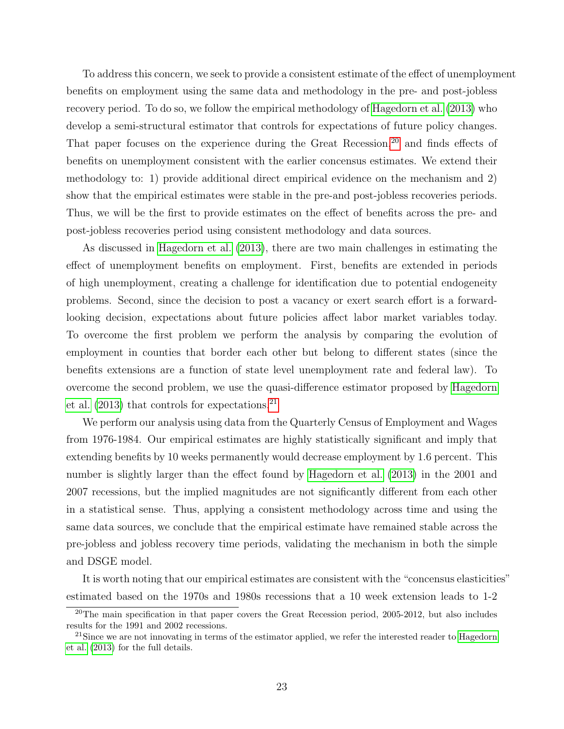To address this concern, we seek to provide a consistent estimate of the effect of unemployment benefits on employment using the same data and methodology in the pre- and post-jobless recovery period. To do so, we follow the empirical methodology of Hagedorn et al. (2013) who develop a semi-structural estimator that controls for expectations of future policy changes. That paper focuses on the experience during the Great Recession,[20] and finds effects of benefits on unemployment consistent with the earlier concensus estimates. We extend their methodology to: 1) provide additional direct empirical evidence on the mechanism and 2) show that the empirical estimates were stable in the pre-and post-jobless recoveries periods. Thus, we will be the first to provide estimates on the effect of benefits across the pre- and post-jobless recoveries period using consistent methodology and data sources.

As discussed in Hagedorn et al. (2013), there are two main challenges in estimating the effect of unemployment benefits on employment. First, benefits are extended in periods of high unemployment, creating a challenge for identification due to potential endogeneity problems. Second, since the decision to post a vacancy or exert search effort is a forward-looking decision, expectations about future policies affect labor market variables today. To overcome the first problem we perform the analysis by comparing the evolution of employment in counties that border each other but belong to different states (since the benefits extensions are a function of state level unemployment rate and federal law). To overcome the second problem, we use the quasi-difference estimator proposed by Hagedorn et al. (2013) that controls for expectations.[21]

We perform our analysis using data from the Quarterly Census of Employment and Wages from 1976-1984. Our empirical estimates are highly statistically significant and imply that extending benefits by 10 weeks permanently would decrease employment by 1.6 percent. This number is slightly larger than the effect found by Hagedorn et al. (2013) in the 2001 and 2007 recessions, but the implied magnitudes are not significantly different from each other in a statistical sense. Thus, applying a consistent methodology across time and using the same data sources, we conclude that the empirical estimate have remained stable across the pre-jobless and jobless recovery time periods, validating the mechanism in both the simple and DSGE model.

It is worth noting that our empirical estimates are consistent with the "concensus elasticities" estimated based on the 1970s and 1980s recessions that a 10 week extension leads to 1-2

[20]The main specification in that paper covers the Great Recession period, 2005-2012, but also includes results for the 1991 and 2002 recessions.

[21]Since we are not innovating in terms of the estimator applied, we refer the interested reader to Hagedorn et al. (2013) for the full details.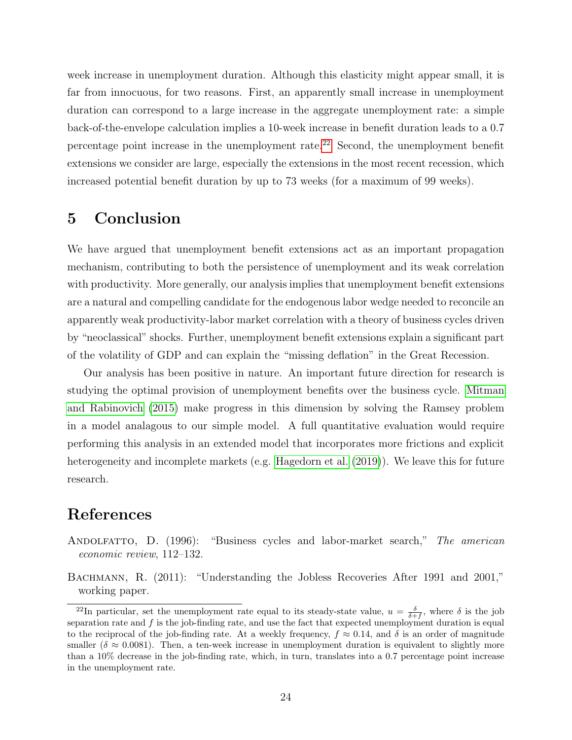week increase in unemployment duration. Although this elasticity might appear small, it is far from innocuous, for two reasons. First, an apparently small increase in unemployment duration can correspond to a large increase in the aggregate unemployment rate: a simple back-of-the-envelope calculation implies a 10-week increase in benefit duration leads to a 0.7 percentage point increase in the unemployment rate.[22] Second, the unemployment benefit extensions we consider are large, especially the extensions in the most recent recession, which increased potential benefit duration by up to 73 weeks (for a maximum of 99 weeks).

# 5 Conclusion

We have argued that unemployment benefit extensions act as an important propagation mechanism, contributing to both the persistence of unemployment and its weak correlation with productivity. More generally, our analysis implies that unemployment benefit extensions are a natural and compelling candidate for the endogenous labor wedge needed to reconcile an apparently weak productivity-labor market correlation with a theory of business cycles driven by "neoclassical" shocks. Further, unemployment benefit extensions explain a significant part of the volatility of GDP and can explain the "missing deflation" in the Great Recession.

Our analysis has been positive in nature. An important future direction for research is studying the optimal provision of unemployment benefits over the business cycle. Mitman and Rabinovich (2015) make progress in this dimension by solving the Ramsey problem in a model analagous to our simple model. A full quantitative evaluation would require performing this analysis in an extended model that incorporates more frictions and explicit heterogeneity and incomplete markets (e.g. Hagedorn et al. (2019)). We leave this for future research.

# References

Andolfatto, D. (1996): "Business cycles and labor-market search," *The american economic review*, 112–132.

Bachmann, R. (2011): "Understanding the Jobless Recoveries After 1991 and 2001," working paper.

[22] In particular, set the unemployment rate equal to its steady-state value, $u = \frac{\delta}{\delta+f}$, where $\delta$ is the job separation rate and $f$ is the job-finding rate, and use the fact that expected unemployment duration is equal to the reciprocal of the job-finding rate. At a weekly frequency, $f \approx 0.14$, and $\delta$ is an order of magnitude smaller ($\delta \approx 0.0081$). Then, a ten-week increase in unemployment duration is equivalent to slightly more than a 10% decrease in the job-finding rate, which, in turn, translates into a 0.7 percentage point increase in the unemployment rate.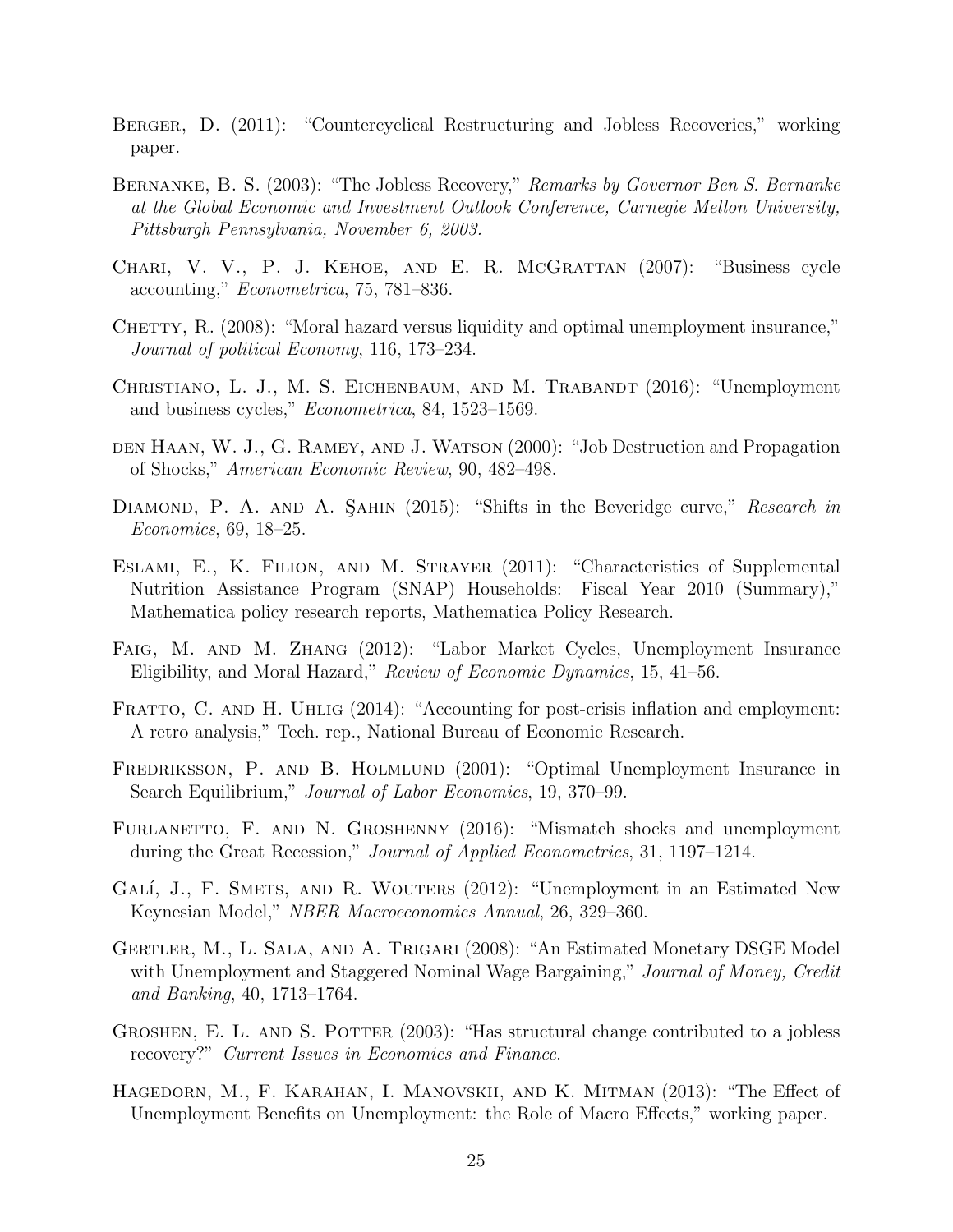Berger, D. (2011): "Countercyclical Restructuring and Jobless Recoveries," working paper.

Bernanke, B. S. (2003): "The Jobless Recovery," *Remarks by Governor Ben S. Bernanke at the Global Economic and Investment Outlook Conference, Carnegie Mellon University, Pittsburgh Pennsylvania, November 6, 2003.*

Chari, V. V., P. J. Kehoe, and E. R. McGrattan (2007): "Business cycle accounting," *Econometrica*, 75, 781–836.

Chetty, R. (2008): "Moral hazard versus liquidity and optimal unemployment insurance," *Journal of political Economy*, 116, 173–234.

Christiano, L. J., M. S. Eichenbaum, and M. Trabandt (2016): "Unemployment and business cycles," *Econometrica*, 84, 1523–1569.

den Haan, W. J., G. Ramey, and J. Watson (2000): "Job Destruction and Propagation of Shocks," *American Economic Review*, 90, 482–498.

Diamond, P. A. and A. Şahin (2015): "Shifts in the Beveridge curve," *Research in Economics*, 69, 18–25.

Eslami, E., K. Filion, and M. Strayer (2011): "Characteristics of Supplemental Nutrition Assistance Program (SNAP) Households: Fiscal Year 2010 (Summary)," Mathematica policy research reports, Mathematica Policy Research.

Faig, M. and M. Zhang (2012): "Labor Market Cycles, Unemployment Insurance Eligibility, and Moral Hazard," *Review of Economic Dynamics*, 15, 41–56.

Fratto, C. and H. Uhlig (2014): "Accounting for post-crisis inflation and employment: A retro analysis," Tech. rep., National Bureau of Economic Research.

Fredriksson, P. and B. Holmlund (2001): "Optimal Unemployment Insurance in Search Equilibrium," *Journal of Labor Economics*, 19, 370–99.

Furlanetto, F. and N. Groshenny (2016): "Mismatch shocks and unemployment during the Great Recession," *Journal of Applied Econometrics*, 31, 1197–1214.

Galí, J., F. Smets, and R. Wouters (2012): "Unemployment in an Estimated New Keynesian Model," *NBER Macroeconomics Annual*, 26, 329–360.

Gertler, M., L. Sala, and A. Trigari (2008): "An Estimated Monetary DSGE Model with Unemployment and Staggered Nominal Wage Bargaining," *Journal of Money, Credit and Banking*, 40, 1713–1764.

Groshen, E. L. and S. Potter (2003): "Has structural change contributed to a jobless recovery?" *Current Issues in Economics and Finance*.

Hagedorn, M., F. Karahan, I. Manovskii, and K. Mitman (2013): "The Effect of Unemployment Benefits on Unemployment: the Role of Macro Effects," working paper.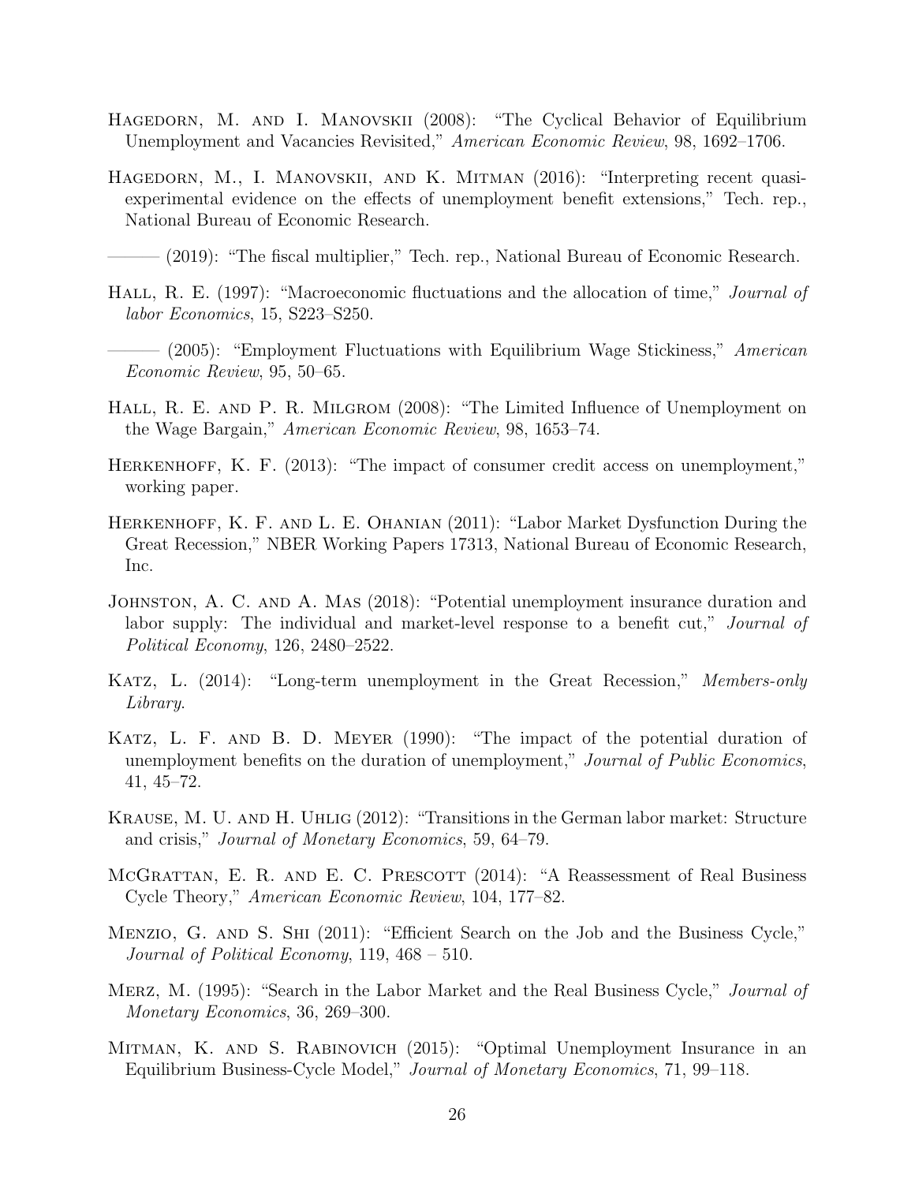Hagedorn, M. and I. Manovskii (2008): "The Cyclical Behavior of Equilibrium Unemployment and Vacancies Revisited," *American Economic Review*, 98, 1692–1706.

Hagedorn, M., I. Manovskii, and K. Mitman (2016): "Interpreting recent quasi-experimental evidence on the effects of unemployment benefit extensions," Tech. rep., National Bureau of Economic Research.

——— (2019): "The fiscal multiplier," Tech. rep., National Bureau of Economic Research.

Hall, R. E. (1997): "Macroeconomic fluctuations and the allocation of time," *Journal of labor Economics*, 15, S223–S250.

——— (2005): "Employment Fluctuations with Equilibrium Wage Stickiness," *American Economic Review*, 95, 50–65.

Hall, R. E. and P. R. Milgrom (2008): "The Limited Influence of Unemployment on the Wage Bargain," *American Economic Review*, 98, 1653–74.

Herkenhoff, K. F. (2013): "The impact of consumer credit access on unemployment," working paper.

Herkenhoff, K. F. and L. E. Ohanian (2011): "Labor Market Dysfunction During the Great Recession," NBER Working Papers 17313, National Bureau of Economic Research, Inc.

Johnston, A. C. and A. Mas (2018): "Potential unemployment insurance duration and labor supply: The individual and market-level response to a benefit cut," *Journal of Political Economy*, 126, 2480–2522.

Katz, L. (2014): "Long-term unemployment in the Great Recession," *Members-only Library*.

Katz, L. F. and B. D. Meyer (1990): "The impact of the potential duration of unemployment benefits on the duration of unemployment," *Journal of Public Economics*, 41, 45–72.

Krause, M. U. and H. Uhlig (2012): "Transitions in the German labor market: Structure and crisis," *Journal of Monetary Economics*, 59, 64–79.

McGrattan, E. R. and E. C. Prescott (2014): "A Reassessment of Real Business Cycle Theory," *American Economic Review*, 104, 177–82.

Menzio, G. and S. Shi (2011): "Efficient Search on the Job and the Business Cycle," *Journal of Political Economy*, 119, 468 – 510.

Merz, M. (1995): "Search in the Labor Market and the Real Business Cycle," *Journal of Monetary Economics*, 36, 269–300.

Mitman, K. and S. Rabinovich (2015): "Optimal Unemployment Insurance in an Equilibrium Business-Cycle Model," *Journal of Monetary Economics*, 71, 99–118.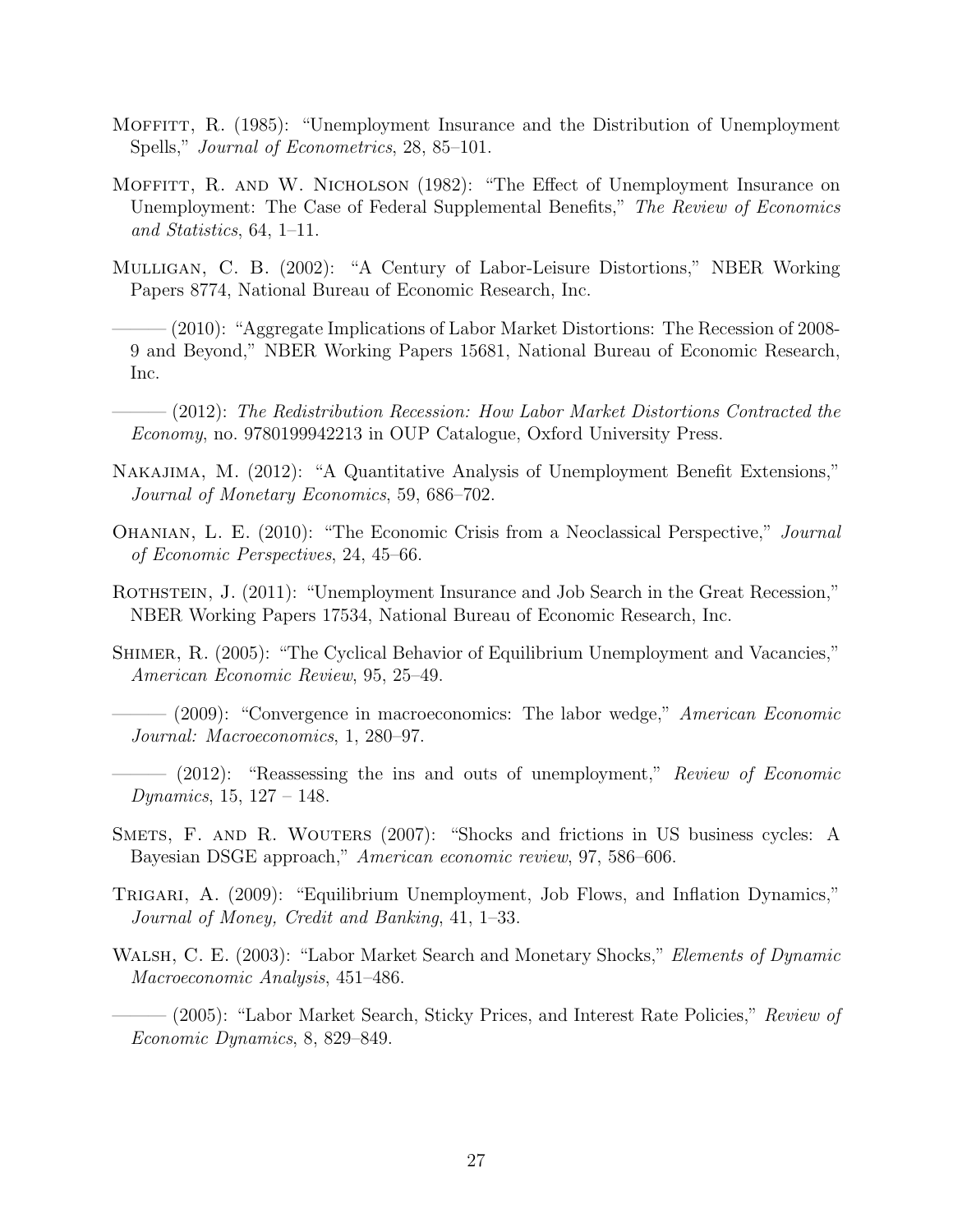Moffitt, R. (1985): "Unemployment Insurance and the Distribution of Unemployment Spells," *Journal of Econometrics*, 28, 85–101.

Moffitt, R. and W. Nicholson (1982): "The Effect of Unemployment Insurance on Unemployment: The Case of Federal Supplemental Benefits," *The Review of Economics and Statistics*, 64, 1–11.

Mulligan, C. B. (2002): "A Century of Labor-Leisure Distortions," NBER Working Papers 8774, National Bureau of Economic Research, Inc.

——— (2010): "Aggregate Implications of Labor Market Distortions: The Recession of 2008-9 and Beyond," NBER Working Papers 15681, National Bureau of Economic Research, Inc.

——— (2012): *The Redistribution Recession: How Labor Market Distortions Contracted the Economy*, no. 9780199942213 in OUP Catalogue, Oxford University Press.

Nakajima, M. (2012): "A Quantitative Analysis of Unemployment Benefit Extensions," *Journal of Monetary Economics*, 59, 686–702.

Ohanian, L. E. (2010): "The Economic Crisis from a Neoclassical Perspective," *Journal of Economic Perspectives*, 24, 45–66.

Rothstein, J. (2011): "Unemployment Insurance and Job Search in the Great Recession," NBER Working Papers 17534, National Bureau of Economic Research, Inc.

Shimer, R. (2005): "The Cyclical Behavior of Equilibrium Unemployment and Vacancies," *American Economic Review*, 95, 25–49.

——— (2009): "Convergence in macroeconomics: The labor wedge," *American Economic Journal: Macroeconomics*, 1, 280–97.

——— (2012): "Reassessing the ins and outs of unemployment," *Review of Economic Dynamics*, 15, 127 – 148.

Smets, F. and R. Wouters (2007): "Shocks and frictions in US business cycles: A Bayesian DSGE approach," *American economic review*, 97, 586–606.

Trigari, A. (2009): "Equilibrium Unemployment, Job Flows, and Inflation Dynamics," *Journal of Money, Credit and Banking*, 41, 1–33.

Walsh, C. E. (2003): "Labor Market Search and Monetary Shocks," *Elements of Dynamic Macroeconomic Analysis*, 451–486.

——— (2005): "Labor Market Search, Sticky Prices, and Interest Rate Policies," *Review of Economic Dynamics*, 8, 829–849.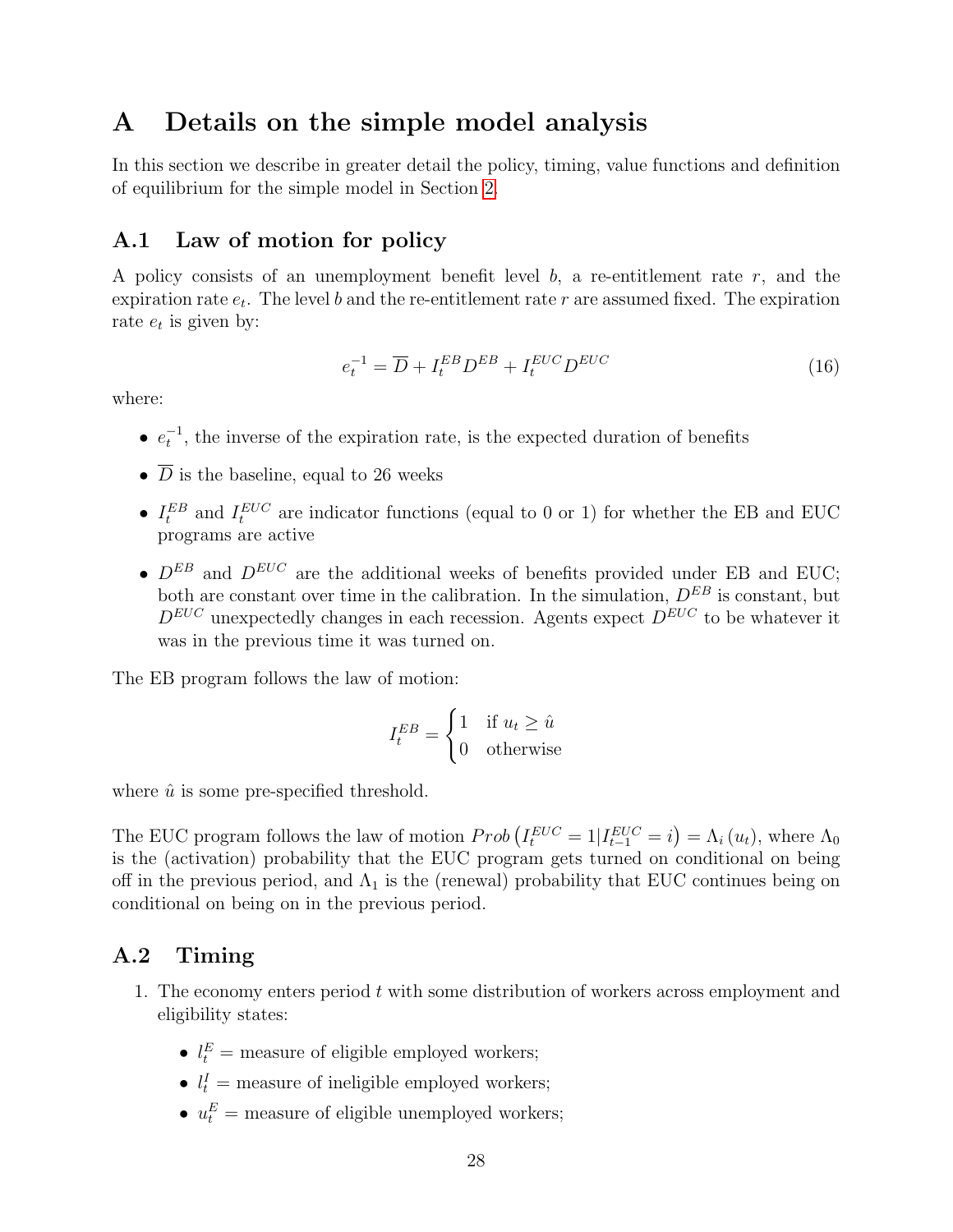# A Details on the simple model analysis

In this section we describe in greater detail the policy, timing, value functions and definition of equilibrium for the simple model in Section 2.

## A.1 Law of motion for policy

A policy consists of an unemployment benefit level $b$, a re-entitlement rate $r$, and the expiration rate $e_t$. The level $b$ and the re-entitlement rate $r$ are assumed fixed. The expiration rate $e_t$ is given by:

$$e_t^{-1} = \overline{D} + I_t^{EB} D^{EB} + I_t^{EUC} D^{EUC} \tag{16}$$

where:

- $e_t^{-1}$, the inverse of the expiration rate, is the expected duration of benefits
- $\overline{D}$ is the baseline, equal to 26 weeks
- $I_t^{EB}$ and $I_t^{EUC}$ are indicator functions (equal to 0 or 1) for whether the EB and EUC programs are active
- $D^{EB}$ and $D^{EUC}$ are the additional weeks of benefits provided under EB and EUC; both are constant over time in the calibration. In the simulation, $D^{EB}$ is constant, but $D^{EUC}$ unexpectedly changes in each recession. Agents expect $D^{EUC}$ to be whatever it was in the previous time it was turned on.

The EB program follows the law of motion:

$$I_t^{EB} = \begin{cases} 1 & \text{if } u_t \geq \hat{u} \\ 0 & \text{otherwise} \end{cases}$$

where $\hat{u}$ is some pre-specified threshold.

The EUC program follows the law of motion $Prob\left(I_t^{EUC} = 1 | I_{t-1}^{EUC} = i\right) = \Lambda_i\left(u_t\right)$, where $\Lambda_0$ is the (activation) probability that the EUC program gets turned on conditional on being off in the previous period, and $\Lambda_1$ is the (renewal) probability that EUC continues being on conditional on being on in the previous period.

## A.2 Timing

1. The economy enters period $t$ with some distribution of workers across employment and eligibility states:
   - $l_t^E$ = measure of eligible employed workers;
   - $l_t^I$ = measure of ineligible employed workers;
   - $u_t^E$ = measure of eligible unemployed workers;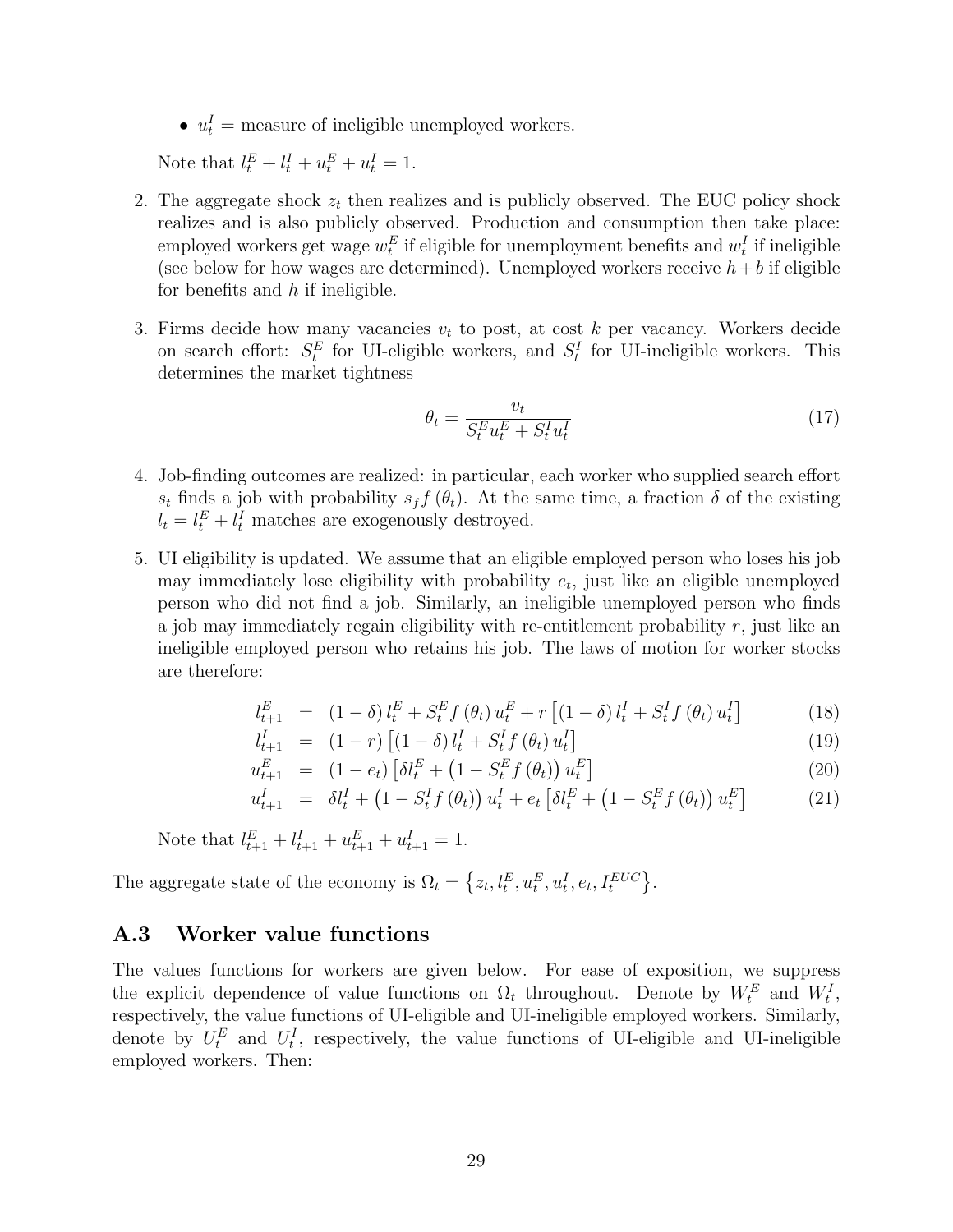- $u_t^I$ = measure of ineligible unemployed workers.

  Note that $l_t^E + l_t^I + u_t^E + u_t^I = 1$.

2. The aggregate shock $z_t$ then realizes and is publicly observed. The EUC policy shock realizes and is also publicly observed. Production and consumption then take place: employed workers get wage $w_t^E$ if eligible for unemployment benefits and $w_t^I$ if ineligible (see below for how wages are determined). Unemployed workers receive $h+b$ if eligible for benefits and $h$ if ineligible.

3. Firms decide how many vacancies $v_t$ to post, at cost $k$ per vacancy. Workers decide on search effort: $S_t^E$ for UI-eligible workers, and $S_t^I$ for UI-ineligible workers. This determines the market tightness

$$\theta_t = \frac{v_t}{S_t^E u_t^E + S_t^I u_t^I} \tag{17}$$

4. Job-finding outcomes are realized: in particular, each worker who supplied search effort $s_t$ finds a job with probability $s_f f(\theta_t)$. At the same time, a fraction $\delta$ of the existing $l_t = l_t^E + l_t^I$ matches are exogenously destroyed.

5. UI eligibility is updated. We assume that an eligible employed person who loses his job may immediately lose eligibility with probability $e_t$, just like an eligible unemployed person who did not find a job. Similarly, an ineligible unemployed person who finds a job may immediately regain eligibility with re-entitlement probability $r$, just like an ineligible employed person who retains his job. The laws of motion for worker stocks are therefore:

$$
\begin{aligned}
l_{t+1}^E &= (1-\delta) l_t^E + S_t^E f(\theta_t) u_t^E + r\left[(1-\delta) l_t^I + S_t^I f(\theta_t) u_t^I\right] && (18)\\
l_{t+1}^I &= (1-r)\left[(1-\delta) l_t^I + S_t^I f(\theta_t) u_t^I\right] && (19)\\
u_{t+1}^E &= (1-e_t)\left[\delta l_t^E + \left(1 - S_t^E f(\theta_t)\right) u_t^E\right] && (20)\\
u_{t+1}^I &= \delta l_t^I + \left(1 - S_t^I f(\theta_t)\right) u_t^I + e_t\left[\delta l_t^E + \left(1 - S_t^E f(\theta_t)\right) u_t^E\right] && (21)
\end{aligned}
$$

   Note that $l_{t+1}^E + l_{t+1}^I + u_{t+1}^E + u_{t+1}^I = 1$.

The aggregate state of the economy is $\Omega_t = \left\{z_t, l_t^E, u_t^E, u_t^I, e_t, I_t^{EUC}\right\}$.

## A.3 Worker value functions

The values functions for workers are given below. For ease of exposition, we suppress the explicit dependence of value functions on $\Omega_t$ throughout. Denote by $W_t^E$ and $W_t^I$, respectively, the value functions of UI-eligible and UI-ineligible employed workers. Similarly, denote by $U_t^E$ and $U_t^I$, respectively, the value functions of UI-eligible and UI-ineligible employed workers. Then: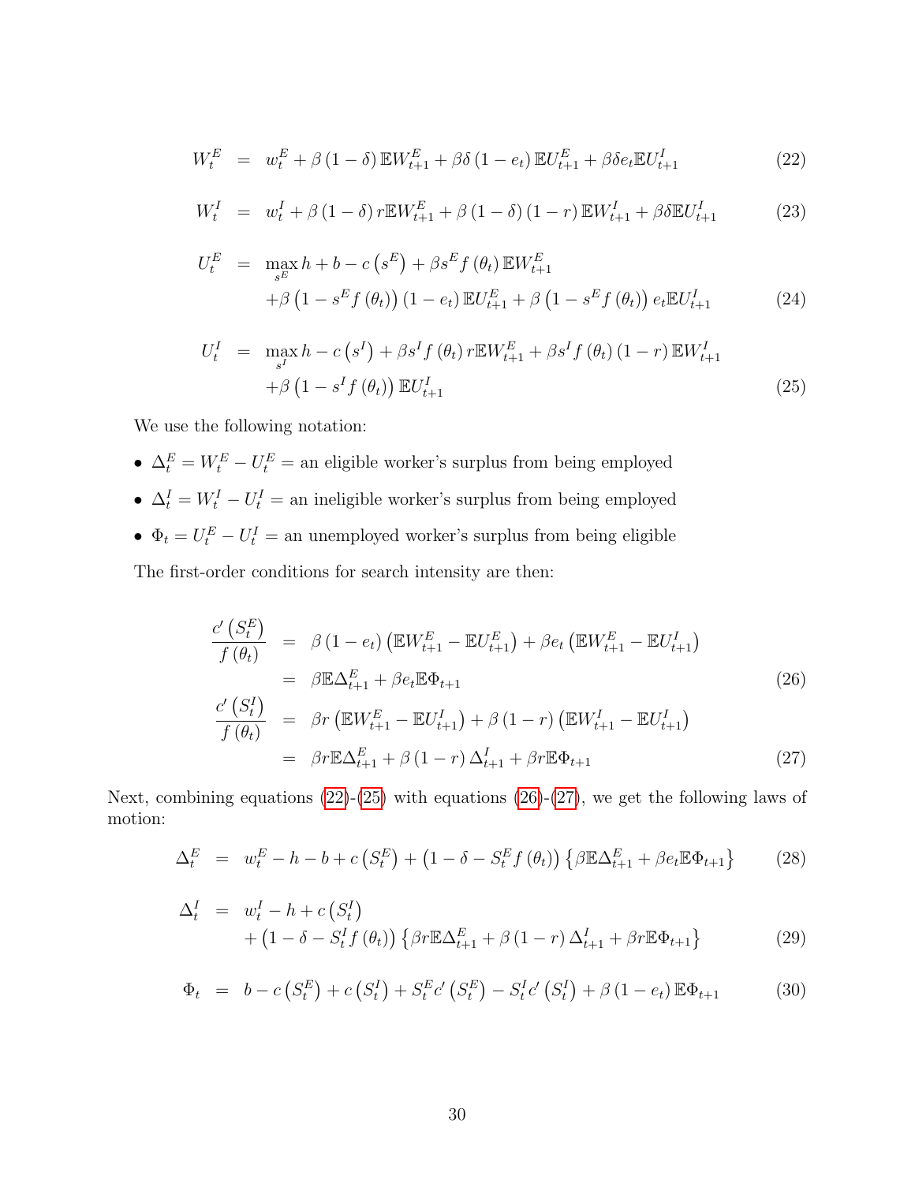$$W_t^E = w_t^E + \beta(1-\delta)\mathbb{E}W_{t+1}^E + \beta\delta(1-e_t)\mathbb{E}U_{t+1}^E + \beta\delta e_t \mathbb{E}U_{t+1}^I \tag{22}$$

$$W_t^I = w_t^I + \beta(1-\delta) r \mathbb{E}W_{t+1}^E + \beta(1-\delta)(1-r)\mathbb{E}W_{t+1}^I + \beta\delta\mathbb{E}U_{t+1}^I \tag{23}$$

$$\begin{aligned} U_t^E &= \max_{s^E} h + b - c\left(s^E\right) + \beta s^E f(\theta_t)\mathbb{E}W_{t+1}^E \\ &\quad + \beta\left(1 - s^E f(\theta_t)\right)(1-e_t)\mathbb{E}U_{t+1}^E + \beta\left(1 - s^E f(\theta_t)\right)e_t\mathbb{E}U_{t+1}^I \end{aligned} \tag{24}$$

$$\begin{aligned} U_t^I &= \max_{s^I} h - c\left(s^I\right) + \beta s^I f(\theta_t) r\mathbb{E}W_{t+1}^E + \beta s^I f(\theta_t)(1-r)\mathbb{E}W_{t+1}^I \\ &\quad + \beta\left(1 - s^I f(\theta_t)\right)\mathbb{E}U_{t+1}^I \end{aligned} \tag{25}$$

We use the following notation:

- $\Delta_t^E = W_t^E - U_t^E$ = an eligible worker's surplus from being employed
- $\Delta_t^I = W_t^I - U_t^I$ = an ineligible worker's surplus from being employed
- $\Phi_t = U_t^E - U_t^I$ = an unemployed worker's surplus from being eligible

The first-order conditions for search intensity are then:

$$\begin{aligned} \frac{c'\left(S_t^E\right)}{f(\theta_t)} &= \beta(1-e_t)\left(\mathbb{E}W_{t+1}^E - \mathbb{E}U_{t+1}^E\right) + \beta e_t\left(\mathbb{E}W_{t+1}^E - \mathbb{E}U_{t+1}^I\right) \\ &= \beta\mathbb{E}\Delta_{t+1}^E + \beta e_t\mathbb{E}\Phi_{t+1} \end{aligned} \tag{26}$$

$$\begin{aligned} \frac{c'\left(S_t^I\right)}{f(\theta_t)} &= \beta r\left(\mathbb{E}W_{t+1}^E - \mathbb{E}U_{t+1}^I\right) + \beta(1-r)\left(\mathbb{E}W_{t+1}^I - \mathbb{E}U_{t+1}^I\right) \\ &= \beta r\mathbb{E}\Delta_{t+1}^E + \beta(1-r)\Delta_{t+1}^I + \beta r\mathbb{E}\Phi_{t+1} \end{aligned} \tag{27}$$

Next, combining equations (22)-(25) with equations (26)-(27), we get the following laws of motion:

$$\Delta_t^E = w_t^E - h - b + c\left(S_t^E\right) + \left(1 - \delta - S_t^E f(\theta_t)\right)\left\{\beta\mathbb{E}\Delta_{t+1}^E + \beta e_t\mathbb{E}\Phi_{t+1}\right\} \tag{28}$$

$$\begin{aligned} \Delta_t^I &= w_t^I - h + c\left(S_t^I\right) \\ &\quad + \left(1 - \delta - S_t^I f(\theta_t)\right)\left\{\beta r\mathbb{E}\Delta_{t+1}^E + \beta(1-r)\Delta_{t+1}^I + \beta r\mathbb{E}\Phi_{t+1}\right\} \end{aligned} \tag{29}$$

$$\Phi_t = b - c\left(S_t^E\right) + c\left(S_t^I\right) + S_t^E c'\left(S_t^E\right) - S_t^I c'\left(S_t^I\right) + \beta(1-e_t)\mathbb{E}\Phi_{t+1} \tag{30}$$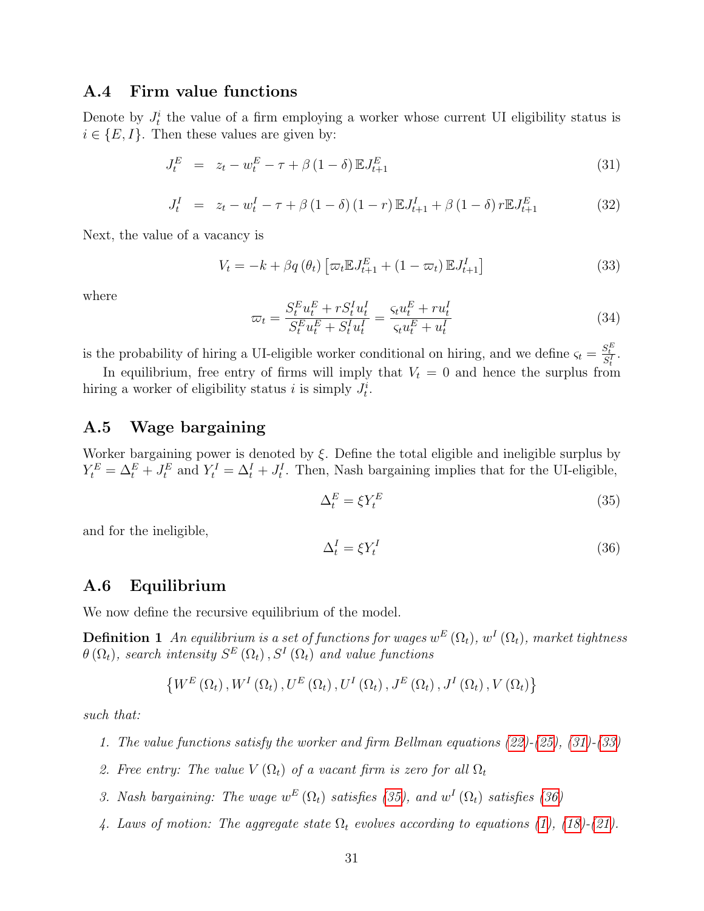### A.4 Firm value functions

Denote by $J_t^i$ the value of a firm employing a worker whose current UI eligibility status is $i \in \{E, I\}$. Then these values are given by:

$$J_t^E = z_t - w_t^E - \tau + \beta(1-\delta)\mathbb{E}J_{t+1}^E \tag{31}$$

$$J_t^I = z_t - w_t^I - \tau + \beta(1-\delta)(1-r)\mathbb{E}J_{t+1}^I + \beta(1-\delta)r\mathbb{E}J_{t+1}^E \tag{32}$$

Next, the value of a vacancy is

$$V_t = -k + \beta q(\theta_t)\left[\varpi_t \mathbb{E}J_{t+1}^E + (1-\varpi_t)\mathbb{E}J_{t+1}^I\right] \tag{33}$$

where

$$\varpi_t = \frac{S_t^E u_t^E + r S_t^I u_t^I}{S_t^E u_t^E + S_t^I u_t^I} = \frac{\varsigma_t u_t^E + r u_t^I}{\varsigma_t u_t^E + u_t^I} \tag{34}$$

is the probability of hiring a UI-eligible worker conditional on hiring, and we define $\varsigma_t = \frac{S_t^E}{S_t^I}$.

In equilibrium, free entry of firms will imply that $V_t = 0$ and hence the surplus from hiring a worker of eligibility status $i$ is simply $J_t^i$.

### A.5 Wage bargaining

Worker bargaining power is denoted by $\xi$. Define the total eligible and ineligible surplus by $Y_t^E = \Delta_t^E + J_t^E$ and $Y_t^I = \Delta_t^I + J_t^I$. Then, Nash bargaining implies that for the UI-eligible,

$$\Delta_t^E = \xi Y_t^E \tag{35}$$

and for the ineligible,

$$\Delta_t^I = \xi Y_t^I \tag{36}$$

### A.6 Equilibrium

We now define the recursive equilibrium of the model.

**Definition 1** *An equilibrium is a set of functions for wages $w^E(\Omega_t)$, $w^I(\Omega_t)$, market tightness $\theta(\Omega_t)$, search intensity $S^E(\Omega_t), S^I(\Omega_t)$ and value functions*

$$\left\{W^E(\Omega_t), W^I(\Omega_t), U^E(\Omega_t), U^I(\Omega_t), J^E(\Omega_t), J^I(\Omega_t), V(\Omega_t)\right\}$$

*such that:*

1. *The value functions satisfy the worker and firm Bellman equations (22)-(25), (31)-(33)*
2. *Free entry: The value $V(\Omega_t)$ of a vacant firm is zero for all $\Omega_t$*
3. *Nash bargaining: The wage $w^E(\Omega_t)$ satisfies (35), and $w^I(\Omega_t)$ satisfies (36)*
4. *Laws of motion: The aggregate state $\Omega_t$ evolves according to equations (1), (18)-(21).*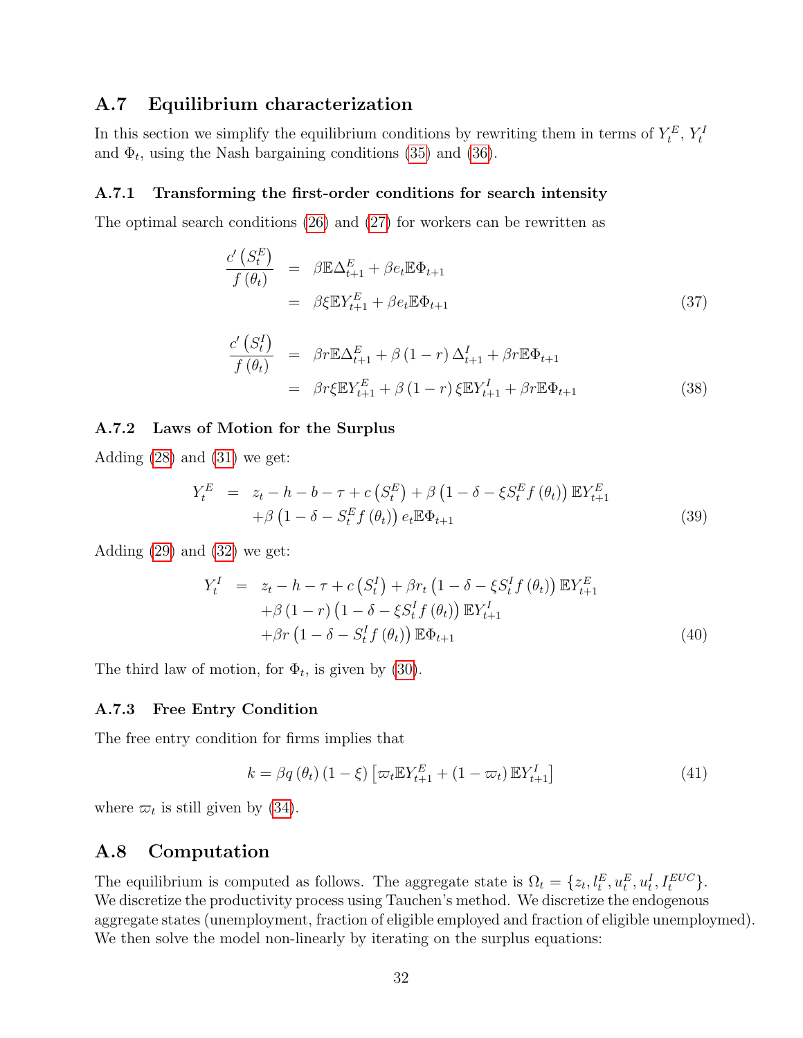## A.7 Equilibrium characterization

In this section we simplify the equilibrium conditions by rewriting them in terms of $Y_t^E$, $Y_t^I$ and $\Phi_t$, using the Nash bargaining conditions (35) and (36).

### A.7.1 Transforming the first-order conditions for search intensity

The optimal search conditions (26) and (27) for workers can be rewritten as

$$
\begin{aligned}
\frac{c'\left(S_t^E\right)}{f\left(\theta_t\right)} &= \beta \mathbb{E}\Delta_{t+1}^E + \beta e_t \mathbb{E}\Phi_{t+1} \\
&= \beta \xi \mathbb{E} Y_{t+1}^E + \beta e_t \mathbb{E}\Phi_{t+1}
\end{aligned} \tag{37}
$$

$$
\begin{aligned}
\frac{c'\left(S_t^I\right)}{f\left(\theta_t\right)} &= \beta r \mathbb{E}\Delta_{t+1}^E + \beta\left(1-r\right)\Delta_{t+1}^I + \beta r \mathbb{E}\Phi_{t+1} \\
&= \beta r \xi \mathbb{E} Y_{t+1}^E + \beta\left(1-r\right)\xi \mathbb{E} Y_{t+1}^I + \beta r \mathbb{E}\Phi_{t+1}
\end{aligned} \tag{38}
$$

### A.7.2 Laws of Motion for the Surplus

Adding (28) and (31) we get:

$$
\begin{aligned}
Y_t^E = \; & z_t - h - b - \tau + c\left(S_t^E\right) + \beta\left(1-\delta-\xi S_t^E f\left(\theta_t\right)\right)\mathbb{E} Y_{t+1}^E \\
& + \beta\left(1-\delta - S_t^E f\left(\theta_t\right)\right) e_t \mathbb{E}\Phi_{t+1}
\end{aligned} \tag{39}
$$

Adding (29) and (32) we get:

$$
\begin{aligned}
Y_t^I = \; & z_t - h - \tau + c\left(S_t^I\right) + \beta r_t\left(1-\delta-\xi S_t^I f\left(\theta_t\right)\right)\mathbb{E} Y_{t+1}^E \\
& + \beta\left(1-r\right)\left(1-\delta-\xi S_t^I f\left(\theta_t\right)\right)\mathbb{E} Y_{t+1}^I \\
& + \beta r\left(1-\delta - S_t^I f\left(\theta_t\right)\right)\mathbb{E}\Phi_{t+1}
\end{aligned} \tag{40}
$$

The third law of motion, for $\Phi_t$, is given by (30).

### A.7.3 Free Entry Condition

The free entry condition for firms implies that

$$
k = \beta q\left(\theta_t\right)\left(1-\xi\right)\left[\varpi_t \mathbb{E} Y_{t+1}^E + \left(1-\varpi_t\right)\mathbb{E} Y_{t+1}^I\right] \tag{41}
$$

where $\varpi_t$ is still given by (34).

## A.8 Computation

The equilibrium is computed as follows. The aggregate state is $\Omega_t = \{z_t, l_t^E, u_t^E, u_t^I, I_t^{EUC}\}$. We discretize the productivity process using Tauchen's method. We discretize the endogenous aggregate states (unemployment, fraction of eligible employed and fraction of eligible unemployed). We then solve the model non-linearly by iterating on the surplus equations: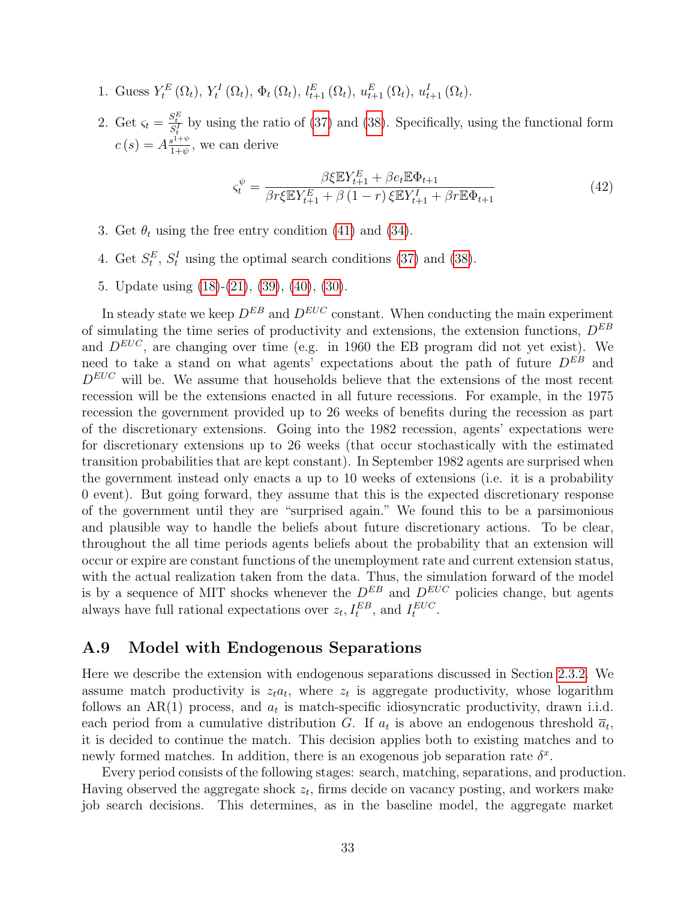1. Guess $Y_t^E(\Omega_t)$, $Y_t^I(\Omega_t)$, $\Phi_t(\Omega_t)$, $l_{t+1}^E(\Omega_t)$, $u_{t+1}^E(\Omega_t)$, $u_{t+1}^I(\Omega_t)$.

2. Get $\varsigma_t = \frac{S_t^E}{S_t^I}$ by using the ratio of (37) and (38). Specifically, using the functional form $c(s) = A\frac{s^{1+\psi}}{1+\psi}$, we can derive

$$\varsigma_t^{\psi} = \frac{\beta\xi\mathbb{E}Y_{t+1}^E + \beta e_t \mathbb{E}\Phi_{t+1}}{\beta r\xi\mathbb{E}Y_{t+1}^E + \beta(1-r)\xi\mathbb{E}Y_{t+1}^I + \beta r\mathbb{E}\Phi_{t+1}} \tag{42}$$

3. Get $\theta_t$ using the free entry condition (41) and (34).

4. Get $S_t^E$, $S_t^I$ using the optimal search conditions (37) and (38).

5. Update using (18)-(21), (39), (40), (30).

In steady state we keep $D^{EB}$ and $D^{EUC}$ constant. When conducting the main experiment of simulating the time series of productivity and extensions, the extension functions, $D^{EB}$ and $D^{EUC}$, are changing over time (e.g. in 1960 the EB program did not yet exist). We need to take a stand on what agents' expectations about the path of future $D^{EB}$ and $D^{EUC}$ will be. We assume that households believe that the extensions of the most recent recession will be the extensions enacted in all future recessions. For example, in the 1975 recession the government provided up to 26 weeks of benefits during the recession as part of the discretionary extensions. Going into the 1982 recession, agents' expectations were for discretionary extensions up to 26 weeks (that occur stochastically with the estimated transition probabilities that are kept constant). In September 1982 agents are surprised when the government instead only enacts a up to 10 weeks of extensions (i.e. it is a probability 0 event). But going forward, they assume that this is the expected discretionary response of the government until they are "surprised again." We found this to be a parsimonious and plausible way to handle the beliefs about future discretionary actions. To be clear, throughout the all time periods agents beliefs about the probability that an extension will occur or expire are constant functions of the unemployment rate and current extension status, with the actual realization taken from the data. Thus, the simulation forward of the model is by a sequence of MIT shocks whenever the $D^{EB}$ and $D^{EUC}$ policies change, but agents always have full rational expectations over $z_t$, $I_t^{EB}$, and $I_t^{EUC}$.

## A.9 Model with Endogenous Separations

Here we describe the extension with endogenous separations discussed in Section 2.3.2. We assume match productivity is $z_t a_t$, where $z_t$ is aggregate productivity, whose logarithm follows an AR(1) process, and $a_t$ is match-specific idiosyncratic productivity, drawn i.i.d. each period from a cumulative distribution $G$. If $a_t$ is above an endogenous threshold $\overline{a}_t$, it is decided to continue the match. This decision applies both to existing matches and to newly formed matches. In addition, there is an exogenous job separation rate $\delta^x$.

Every period consists of the following stages: search, matching, separations, and production. Having observed the aggregate shock $z_t$, firms decide on vacancy posting, and workers make job search decisions. This determines, as in the baseline model, the aggregate market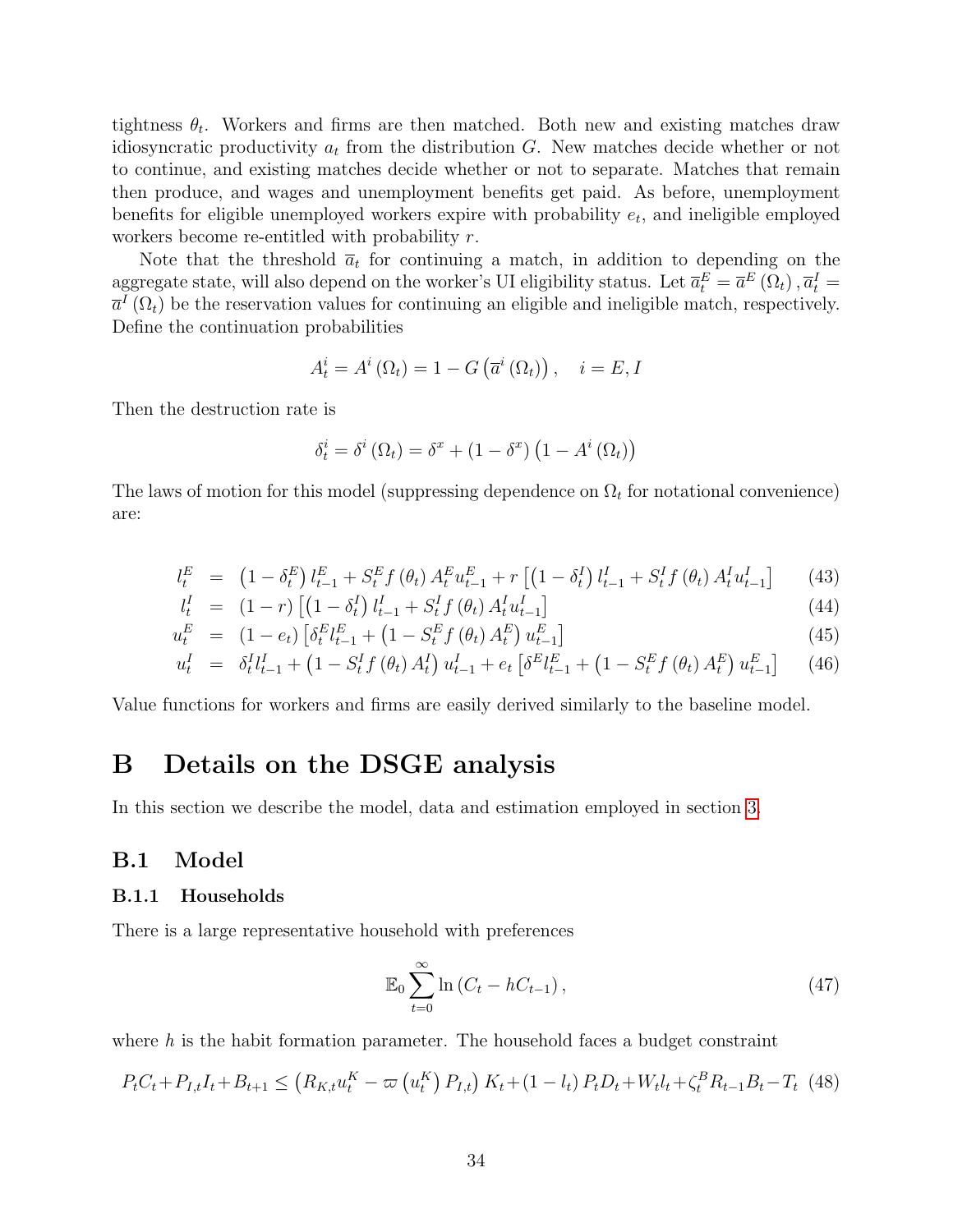tightness $\theta_t$. Workers and firms are then matched. Both new and existing matches draw idiosyncratic productivity $a_t$ from the distribution $G$. New matches decide whether or not to continue, and existing matches decide whether or not to separate. Matches that remain then produce, and wages and unemployment benefits get paid. As before, unemployment benefits for eligible unemployed workers expire with probability $e_t$, and ineligible employed workers become re-entitled with probability $r$.

Note that the threshold $\overline{a}_t$ for continuing a match, in addition to depending on the aggregate state, will also depend on the worker's UI eligibility status. Let $\overline{a}_t^E = \overline{a}^E(\Omega_t), \overline{a}_t^I = \overline{a}^I(\Omega_t)$ be the reservation values for continuing an eligible and ineligible match, respectively. Define the continuation probabilities

$$A_t^i = A^i(\Omega_t) = 1 - G\left(\overline{a}^i(\Omega_t)\right), \quad i = E, I$$

Then the destruction rate is

$$\delta_t^i = \delta^i(\Omega_t) = \delta^x + (1 - \delta^x)\left(1 - A^i(\Omega_t)\right)$$

The laws of motion for this model (suppressing dependence on $\Omega_t$ for notational convenience) are:

$$
\begin{aligned}
l_t^E &= \left(1-\delta_t^E\right) l_{t-1}^E + S_t^E f(\theta_t) A_t^E u_{t-1}^E + r\left[\left(1-\delta_t^I\right) l_{t-1}^I + S_t^I f(\theta_t) A_t^I u_{t-1}^I\right] && (43)\\
l_t^I &= (1-r)\left[\left(1-\delta_t^I\right) l_{t-1}^I + S_t^I f(\theta_t) A_t^I u_{t-1}^I\right] && (44)\\
u_t^E &= (1-e_t)\left[\delta_t^E l_{t-1}^E + \left(1 - S_t^E f(\theta_t) A_t^E\right) u_{t-1}^E\right] && (45)\\
u_t^I &= \delta_t^I l_{t-1}^I + \left(1 - S_t^I f(\theta_t) A_t^I\right) u_{t-1}^I + e_t\left[\delta^E l_{t-1}^E + \left(1 - S_t^E f(\theta_t) A_t^E\right) u_{t-1}^E\right] && (46)
\end{aligned}
$$

Value functions for workers and firms are easily derived similarly to the baseline model.

# B Details on the DSGE analysis

In this section we describe the model, data and estimation employed in section 3.

## B.1 Model

### B.1.1 Households

There is a large representative household with preferences

$$\mathbb{E}_0 \sum_{t=0}^{\infty} \ln\left(C_t - hC_{t-1}\right), \tag{47}$$

where $h$ is the habit formation parameter. The household faces a budget constraint

$$P_t C_t + P_{I,t} I_t + B_{t+1} \leq \left(R_{K,t} u_t^K - \varpi\left(u_t^K\right) P_{I,t}\right) K_t + (1 - l_t) P_t D_t + W_t l_t + \zeta_t^B R_{t-1} B_t - T_t \tag{48}$$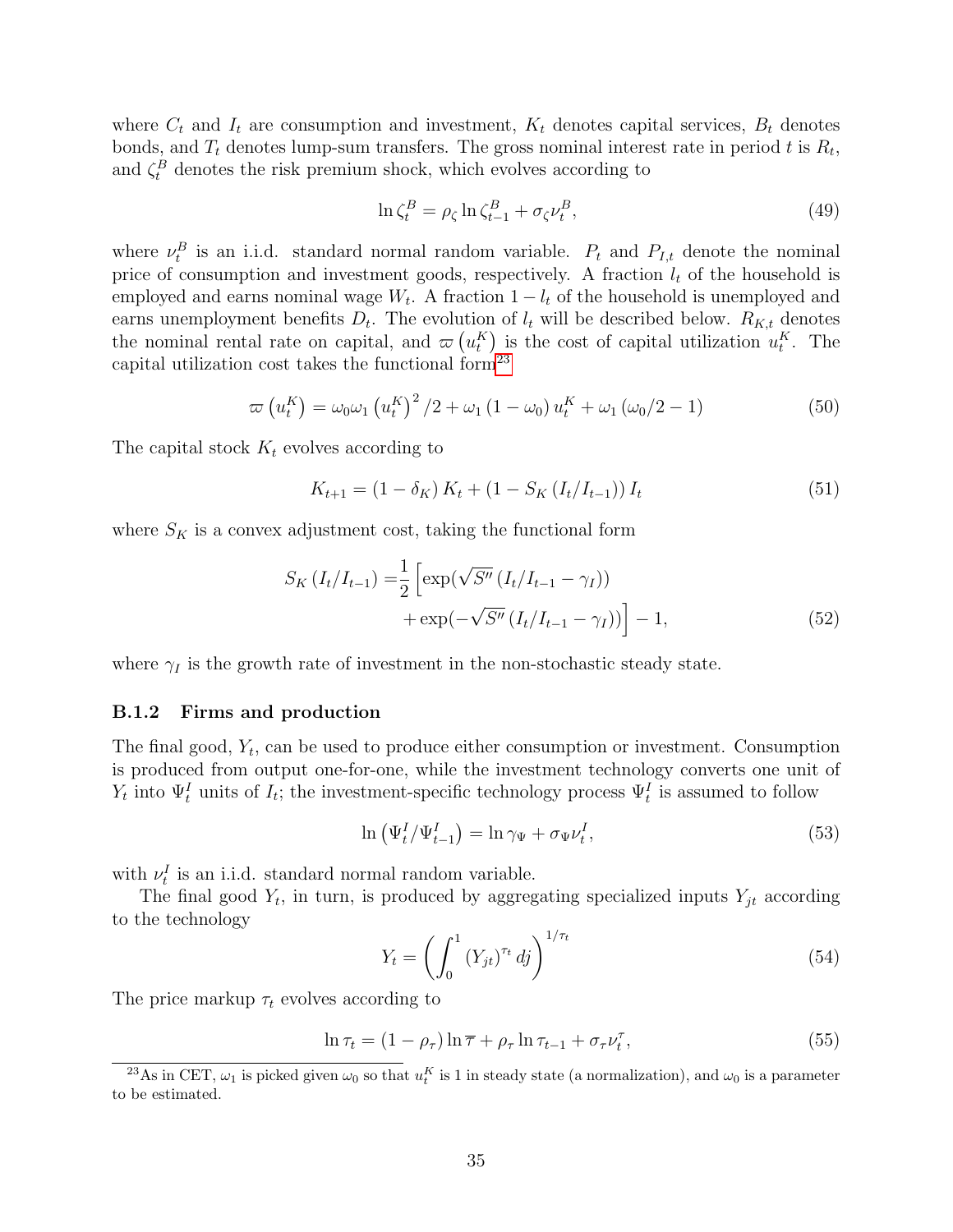where $C_t$ and $I_t$ are consumption and investment, $K_t$ denotes capital services, $B_t$ denotes bonds, and $T_t$ denotes lump-sum transfers. The gross nominal interest rate in period $t$ is $R_t$, and $\zeta_t^B$ denotes the risk premium shock, which evolves according to

$$\ln \zeta_t^B = \rho_\zeta \ln \zeta_{t-1}^B + \sigma_\zeta \nu_t^B, \tag{49}$$

where $\nu_t^B$ is an i.i.d. standard normal random variable. $P_t$ and $P_{I,t}$ denote the nominal price of consumption and investment goods, respectively. A fraction $l_t$ of the household is employed and earns nominal wage $W_t$. A fraction $1 - l_t$ of the household is unemployed and earns unemployment benefits $D_t$. The evolution of $l_t$ will be described below. $R_{K,t}$ denotes the nominal rental rate on capital, and $\varpi\left(u_t^K\right)$ is the cost of capital utilization $u_t^K$. The capital utilization cost takes the functional form[23]

$$\varpi\left(u_t^K\right) = \omega_0 \omega_1 \left(u_t^K\right)^2 / 2 + \omega_1 \left(1 - \omega_0\right) u_t^K + \omega_1 \left(\omega_0 / 2 - 1\right) \tag{50}$$

The capital stock $K_t$ evolves according to

$$K_{t+1} = \left(1 - \delta_K\right) K_t + \left(1 - S_K\left(I_t / I_{t-1}\right)\right) I_t \tag{51}$$

where $S_K$ is a convex adjustment cost, taking the functional form

$$\begin{aligned} S_K\left(I_t / I_{t-1}\right) =& \frac{1}{2}\Big[\exp(\sqrt{S''}\left(I_t / I_{t-1} - \gamma_I\right)) \\ &+ \exp(-\sqrt{S''}\left(I_t / I_{t-1} - \gamma_I\right))\Big] - 1, \end{aligned} \tag{52}$$

where $\gamma_I$ is the growth rate of investment in the non-stochastic steady state.

### B.1.2 Firms and production

The final good, $Y_t$, can be used to produce either consumption or investment. Consumption is produced from output one-for-one, while the investment technology converts one unit of $Y_t$ into $\Psi_t^I$ units of $I_t$; the investment-specific technology process $\Psi_t^I$ is assumed to follow

$$\ln\left(\Psi_t^I / \Psi_{t-1}^I\right) = \ln \gamma_\Psi + \sigma_\Psi \nu_t^I, \tag{53}$$

with $\nu_t^I$ is an i.i.d. standard normal random variable.

The final good $Y_t$, in turn, is produced by aggregating specialized inputs $Y_{jt}$ according to the technology

$$Y_t = \left(\int_0^1 \left(Y_{jt}\right)^{\tau_t} dj\right)^{1/\tau_t} \tag{54}$$

The price markup $\tau_t$ evolves according to

$$\ln \tau_t = \left(1 - \rho_\tau\right) \ln \overline{\tau} + \rho_\tau \ln \tau_{t-1} + \sigma_\tau \nu_t^\tau, \tag{55}$$

[23] As in CET, $\omega_1$ is picked given $\omega_0$ so that $u_t^K$ is 1 in steady state (a normalization), and $\omega_0$ is a parameter to be estimated.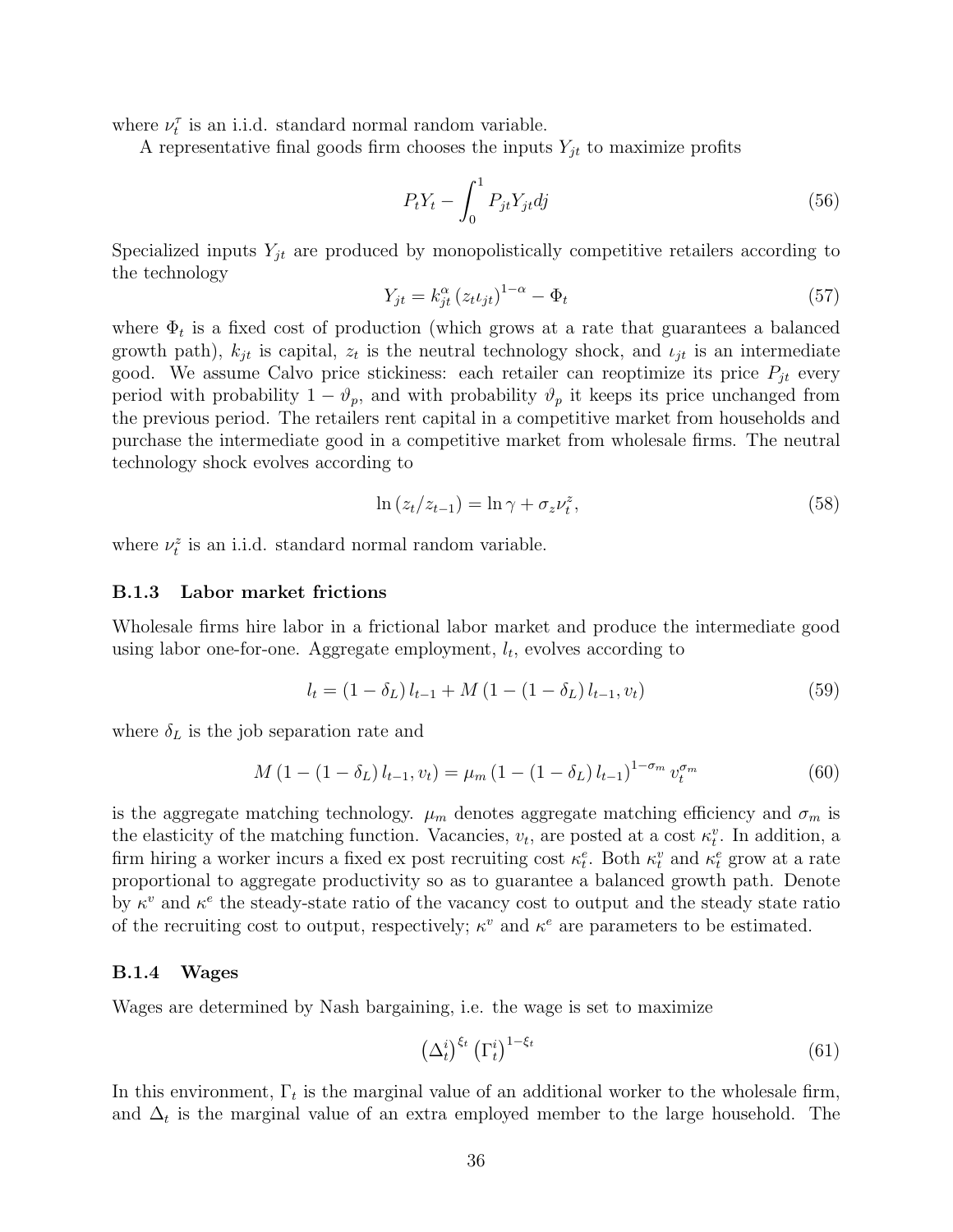where $\nu_t^\tau$ is an i.i.d. standard normal random variable.

A representative final goods firm chooses the inputs $Y_{jt}$ to maximize profits

$$P_t Y_t - \int_0^1 P_{jt} Y_{jt} dj \tag{56}$$

Specialized inputs $Y_{jt}$ are produced by monopolistically competitive retailers according to the technology

$$Y_{jt} = k_{jt}^{\alpha} \left(z_t \iota_{jt}\right)^{1-\alpha} - \Phi_t \tag{57}$$

where $\Phi_t$ is a fixed cost of production (which grows at a rate that guarantees a balanced growth path), $k_{jt}$ is capital, $z_t$ is the neutral technology shock, and $\iota_{jt}$ is an intermediate good. We assume Calvo price stickiness: each retailer can reoptimize its price $P_{jt}$ every period with probability $1 - \vartheta_p$, and with probability $\vartheta_p$ it keeps its price unchanged from the previous period. The retailers rent capital in a competitive market from households and purchase the intermediate good in a competitive market from wholesale firms. The neutral technology shock evolves according to

$$\ln\left(z_t / z_{t-1}\right) = \ln \gamma + \sigma_z \nu_t^z, \tag{58}$$

where $\nu_t^z$ is an i.i.d. standard normal random variable.

### B.1.3 Labor market frictions

Wholesale firms hire labor in a frictional labor market and produce the intermediate good using labor one-for-one. Aggregate employment, $l_t$, evolves according to

$$l_t = \left(1 - \delta_L\right) l_{t-1} + M\left(1 - \left(1 - \delta_L\right) l_{t-1}, v_t\right) \tag{59}$$

where $\delta_L$ is the job separation rate and

$$M\left(1 - \left(1 - \delta_L\right) l_{t-1}, v_t\right) = \mu_m \left(1 - \left(1 - \delta_L\right) l_{t-1}\right)^{1-\sigma_m} v_t^{\sigma_m} \tag{60}$$

is the aggregate matching technology. $\mu_m$ denotes aggregate matching efficiency and $\sigma_m$ is the elasticity of the matching function. Vacancies, $v_t$, are posted at a cost $\kappa_t^v$. In addition, a firm hiring a worker incurs a fixed ex post recruiting cost $\kappa_t^e$. Both $\kappa_t^v$ and $\kappa_t^e$ grow at a rate proportional to aggregate productivity so as to guarantee a balanced growth path. Denote by $\kappa^v$ and $\kappa^e$ the steady-state ratio of the vacancy cost to output and the steady state ratio of the recruiting cost to output, respectively; $\kappa^v$ and $\kappa^e$ are parameters to be estimated.

### B.1.4 Wages

Wages are determined by Nash bargaining, i.e. the wage is set to maximize

$$\left(\Delta_t^i\right)^{\xi_t} \left(\Gamma_t^i\right)^{1-\xi_t} \tag{61}$$

In this environment, $\Gamma_t$ is the marginal value of an additional worker to the wholesale firm, and $\Delta_t$ is the marginal value of an extra employed member to the large household. The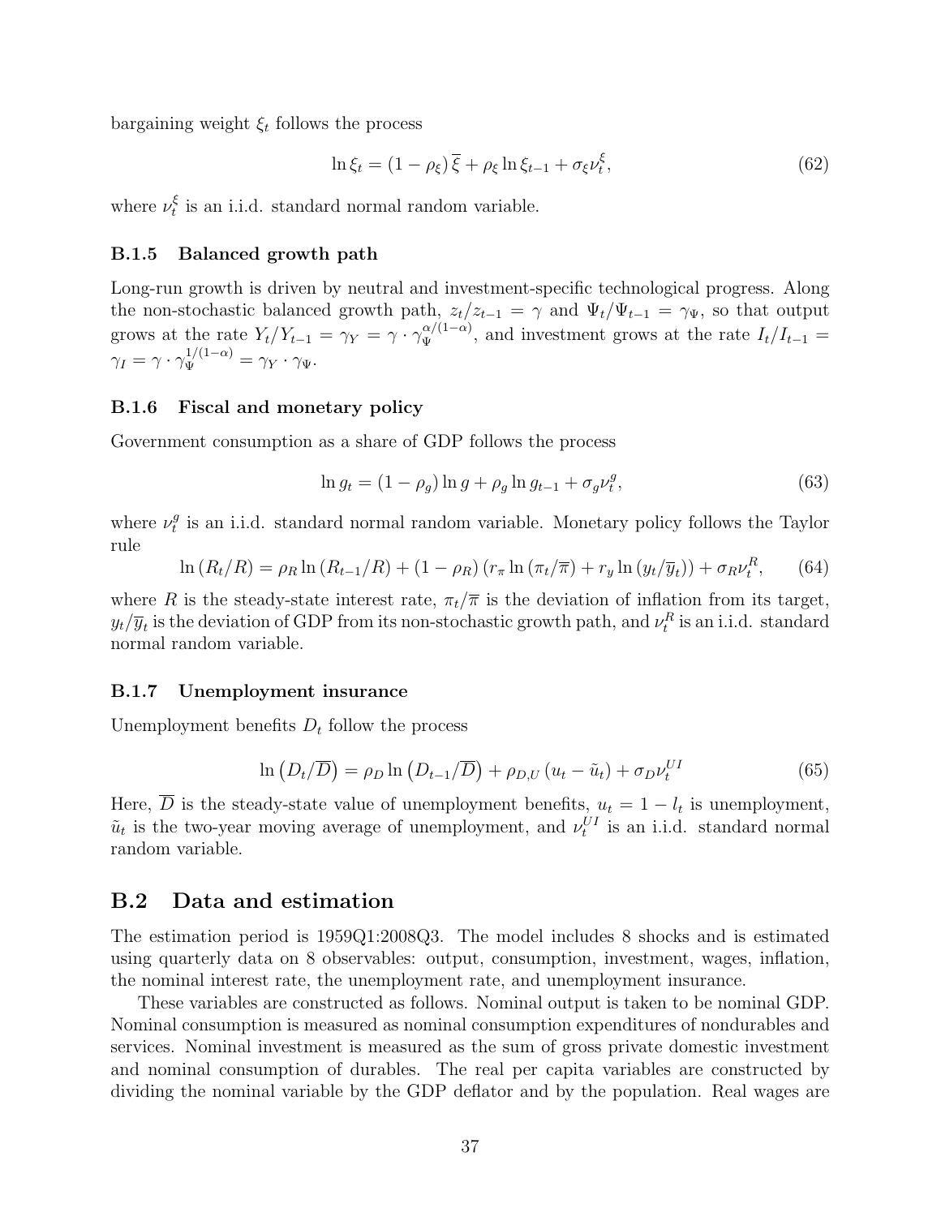bargaining weight $\xi_t$ follows the process

$$\ln \xi_t = (1 - \rho_\xi)\,\overline{\xi} + \rho_\xi \ln \xi_{t-1} + \sigma_\xi \nu_t^\xi, \tag{62}$$

where $\nu_t^\xi$ is an i.i.d. standard normal random variable.

### B.1.5 Balanced growth path

Long-run growth is driven by neutral and investment-specific technological progress. Along the non-stochastic balanced growth path, $z_t/z_{t-1} = \gamma$ and $\Psi_t/\Psi_{t-1} = \gamma_\Psi$, so that output grows at the rate $Y_t/Y_{t-1} = \gamma_Y = \gamma \cdot \gamma_\Psi^{\alpha/(1-\alpha)}$, and investment grows at the rate $I_t/I_{t-1} = \gamma_I = \gamma \cdot \gamma_\Psi^{1/(1-\alpha)} = \gamma_Y \cdot \gamma_\Psi$.

### B.1.6 Fiscal and monetary policy

Government consumption as a share of GDP follows the process

$$\ln g_t = (1 - \rho_g) \ln g + \rho_g \ln g_{t-1} + \sigma_g \nu_t^g, \tag{63}$$

where $\nu_t^g$ is an i.i.d. standard normal random variable. Monetary policy follows the Taylor rule

$$\ln (R_t/R) = \rho_R \ln (R_{t-1}/R) + (1 - \rho_R) \left( r_\pi \ln (\pi_t/\overline{\pi}) + r_y \ln (y_t/\overline{y}_t) \right) + \sigma_R \nu_t^R, \tag{64}$$

where $R$ is the steady-state interest rate, $\pi_t/\overline{\pi}$ is the deviation of inflation from its target, $y_t/\overline{y}_t$ is the deviation of GDP from its non-stochastic growth path, and $\nu_t^R$ is an i.i.d. standard normal random variable.

### B.1.7 Unemployment insurance

Unemployment benefits $D_t$ follow the process

$$\ln \left( D_t/\overline{D} \right) = \rho_D \ln \left( D_{t-1}/\overline{D} \right) + \rho_{D,U} \left( u_t - \tilde{u}_t \right) + \sigma_D \nu_t^{UI} \tag{65}$$

Here, $\overline{D}$ is the steady-state value of unemployment benefits, $u_t = 1 - l_t$ is unemployment, $\tilde{u}_t$ is the two-year moving average of unemployment, and $\nu_t^{UI}$ is an i.i.d. standard normal random variable.

## B.2 Data and estimation

The estimation period is 1959Q1:2008Q3. The model includes 8 shocks and is estimated using quarterly data on 8 observables: output, consumption, investment, wages, inflation, the nominal interest rate, the unemployment rate, and unemployment insurance.

These variables are constructed as follows. Nominal output is taken to be nominal GDP. Nominal consumption is measured as nominal consumption expenditures of nondurables and services. Nominal investment is measured as the sum of gross private domestic investment and nominal consumption of durables. The real per capita variables are constructed by dividing the nominal variable by the GDP deflator and by the population. Real wages are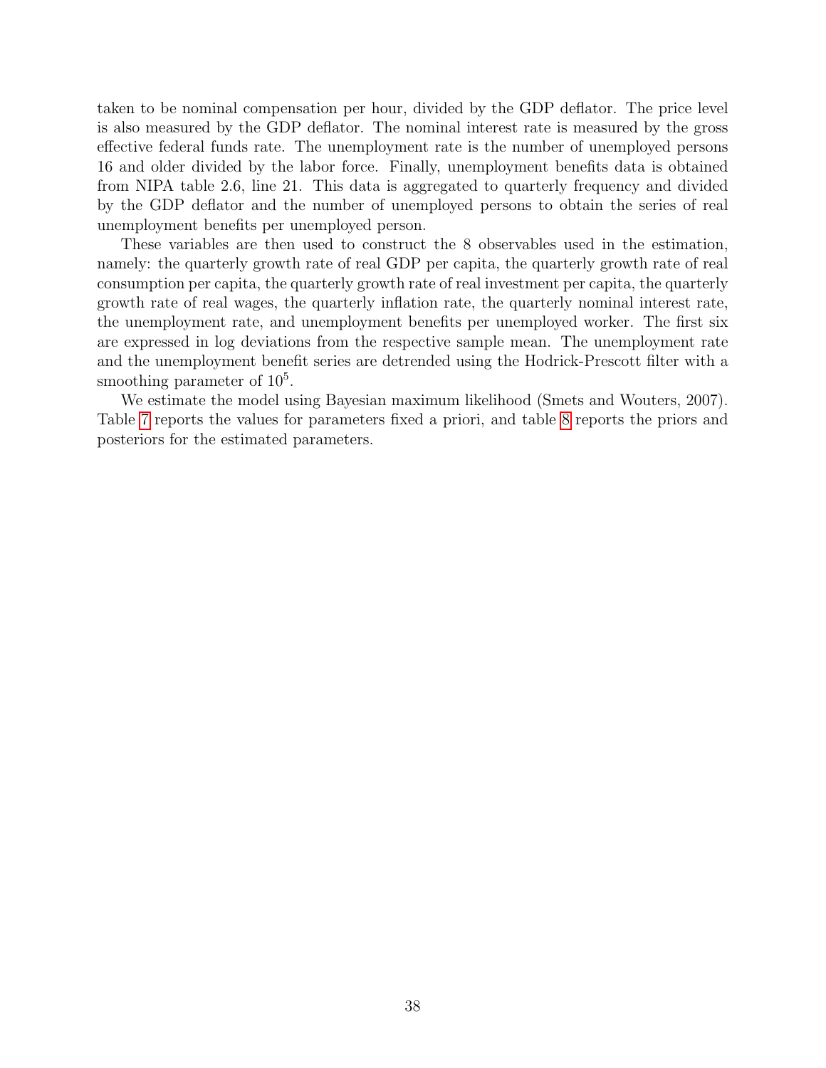taken to be nominal compensation per hour, divided by the GDP deflator. The price level is also measured by the GDP deflator. The nominal interest rate is measured by the gross effective federal funds rate. The unemployment rate is the number of unemployed persons 16 and older divided by the labor force. Finally, unemployment benefits data is obtained from NIPA table 2.6, line 21. This data is aggregated to quarterly frequency and divided by the GDP deflator and the number of unemployed persons to obtain the series of real unemployment benefits per unemployed person.

These variables are then used to construct the 8 observables used in the estimation, namely: the quarterly growth rate of real GDP per capita, the quarterly growth rate of real consumption per capita, the quarterly growth rate of real investment per capita, the quarterly growth rate of real wages, the quarterly inflation rate, the quarterly nominal interest rate, the unemployment rate, and unemployment benefits per unemployed worker. The first six are expressed in log deviations from the respective sample mean. The unemployment rate and the unemployment benefit series are detrended using the Hodrick-Prescott filter with a smoothing parameter of $10^5$.

We estimate the model using Bayesian maximum likelihood (Smets and Wouters, 2007). Table 7 reports the values for parameters fixed a priori, and table 8 reports the priors and posteriors for the estimated parameters.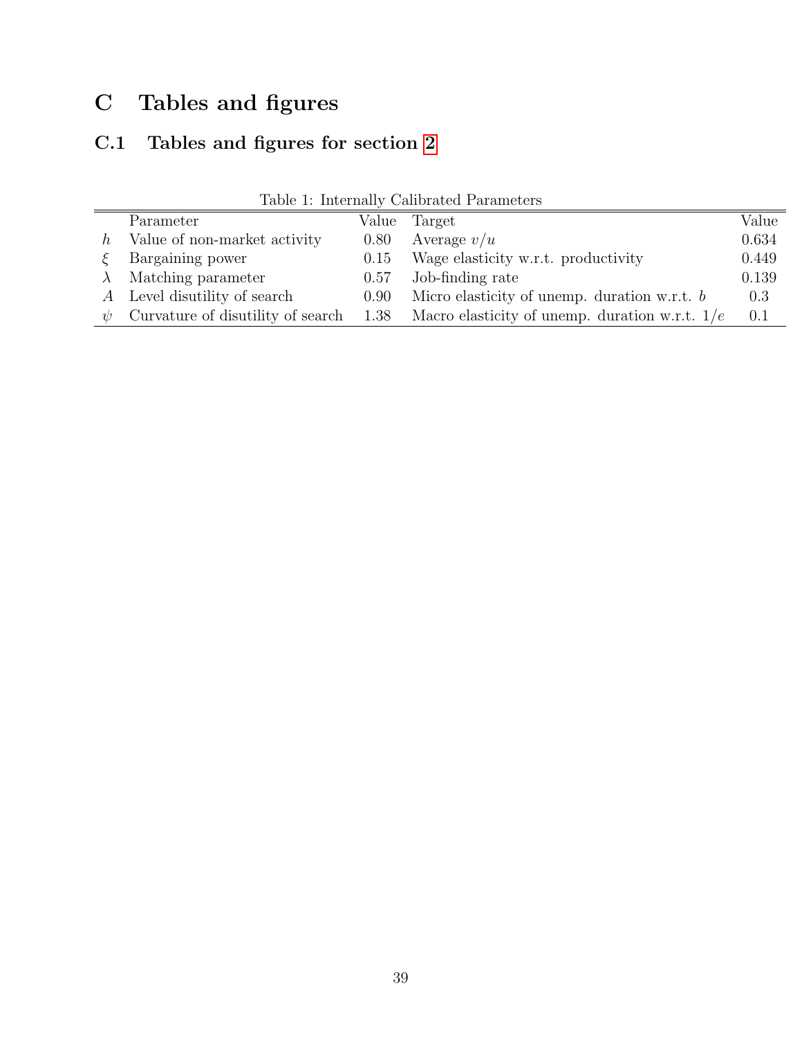# C Tables and figures

## C.1 Tables and figures for section 2

Table 1: Internally Calibrated Parameters

| | Parameter | Value | Target | Value |
|---|---|---|---|---|
| $h$ | Value of non-market activity | 0.80 | Average $v/u$ | 0.634 |
| $\xi$ | Bargaining power | 0.15 | Wage elasticity w.r.t. productivity | 0.449 |
| $\lambda$ | Matching parameter | 0.57 | Job-finding rate | 0.139 |
| $A$ | Level disutility of search | 0.90 | Micro elasticity of unemp. duration w.r.t. $b$ | 0.3 |
| $\psi$ | Curvature of disutility of search | 1.38 | Macro elasticity of unemp. duration w.r.t. $1/e$ | 0.1 |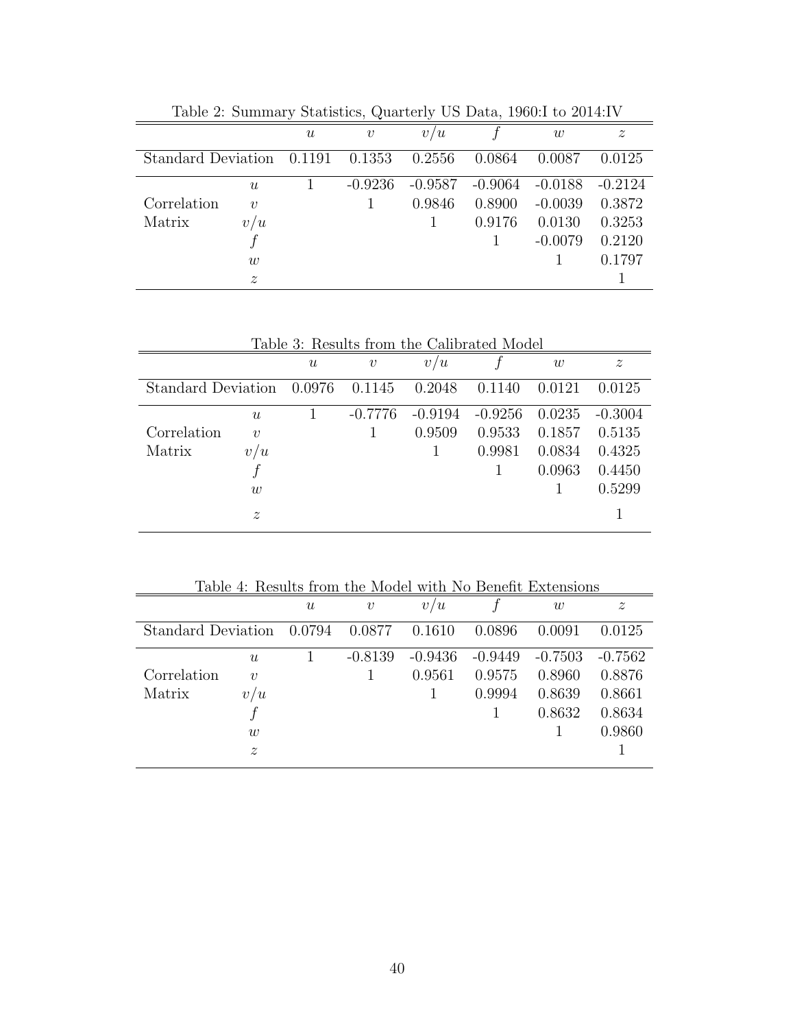Table 2: Summary Statistics, Quarterly US Data, 1960:I to 2014:IV

| | | $u$ | $v$ | $v/u$ | $f$ | $w$ | $z$ |
|---|---|---|---|---|---|---|---|
| Standard Deviation | | 0.1191 | 0.1353 | 0.2556 | 0.0864 | 0.0087 | 0.0125 |
| | $u$ | 1 | -0.9236 | -0.9587 | -0.9064 | -0.0188 | -0.2124 |
| Correlation | $v$ | | 1 | 0.9846 | 0.8900 | -0.0039 | 0.3872 |
| Matrix | $v/u$ | | | 1 | 0.9176 | 0.0130 | 0.3253 |
| | $f$ | | | | 1 | -0.0079 | 0.2120 |
| | $w$ | | | | | 1 | 0.1797 |
| | $z$ | | | | | | 1 |

Table 3: Results from the Calibrated Model

| | | $u$ | $v$ | $v/u$ | $f$ | $w$ | $z$ |
|---|---|---|---|---|---|---|---|
| Standard Deviation | | 0.0976 | 0.1145 | 0.2048 | 0.1140 | 0.0121 | 0.0125 |
| | $u$ | 1 | -0.7776 | -0.9194 | -0.9256 | 0.0235 | -0.3004 |
| Correlation | $v$ | | 1 | 0.9509 | 0.9533 | 0.1857 | 0.5135 |
| Matrix | $v/u$ | | | 1 | 0.9981 | 0.0834 | 0.4325 |
| | $f$ | | | | 1 | 0.0963 | 0.4450 |
| | $w$ | | | | | 1 | 0.5299 |
| | $z$ | | | | | | 1 |

Table 4: Results from the Model with No Benefit Extensions

| | | $u$ | $v$ | $v/u$ | $f$ | $w$ | $z$ |
|---|---|---|---|---|---|---|---|
| Standard Deviation | | 0.0794 | 0.0877 | 0.1610 | 0.0896 | 0.0091 | 0.0125 |
| | $u$ | 1 | -0.8139 | -0.9436 | -0.9449 | -0.7503 | -0.7562 |
| Correlation | $v$ | | 1 | 0.9561 | 0.9575 | 0.8960 | 0.8876 |
| Matrix | $v/u$ | | | 1 | 0.9994 | 0.8639 | 0.8661 |
| | $f$ | | | | 1 | 0.8632 | 0.8634 |
| | $w$ | | | | | 1 | 0.9860 |
| | $z$ | | | | | | 1 |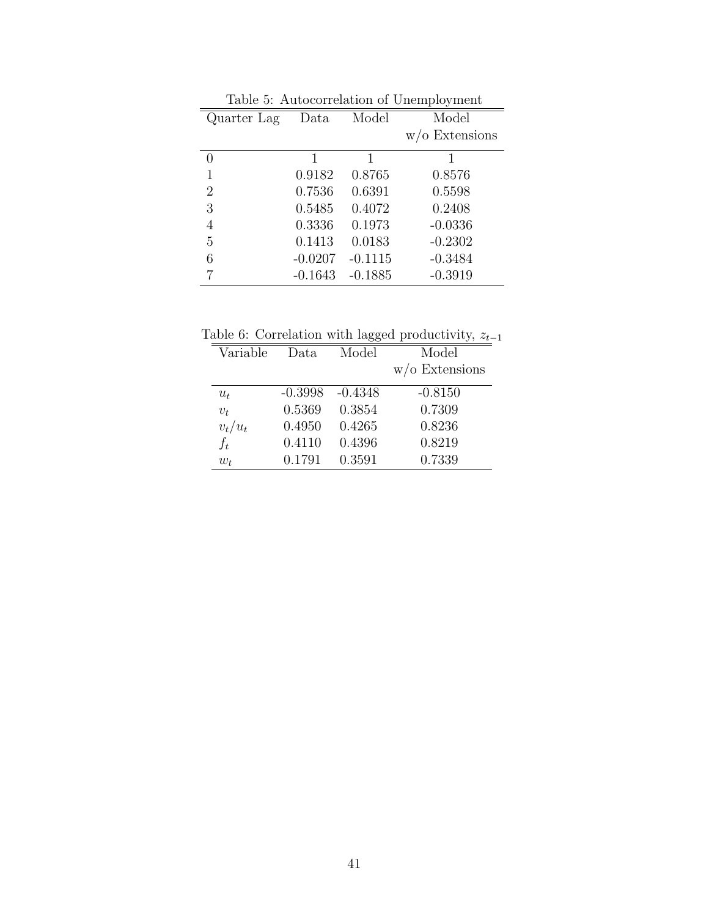Table 5: Autocorrelation of Unemployment

| Quarter Lag | Data | Model | Model w/o Extensions |
|---|---|---|---|
| 0 | 1 | 1 | 1 |
| 1 | 0.9182 | 0.8765 | 0.8576 |
| 2 | 0.7536 | 0.6391 | 0.5598 |
| 3 | 0.5485 | 0.4072 | 0.2408 |
| 4 | 0.3336 | 0.1973 | -0.0336 |
| 5 | 0.1413 | 0.0183 | -0.2302 |
| 6 | -0.0207 | -0.1115 | -0.3484 |
| 7 | -0.1643 | -0.1885 | -0.3919 |

Table 6: Correlation with lagged productivity, $z_{t-1}$

| Variable | Data | Model | Model w/o Extensions |
|---|---|---|---|
| $u_t$ | -0.3998 | -0.4348 | -0.8150 |
| $v_t$ | 0.5369 | 0.3854 | 0.7309 |
| $v_t/u_t$ | 0.4950 | 0.4265 | 0.8236 |
| $f_t$ | 0.4110 | 0.4396 | 0.8219 |
| $w_t$ | 0.1791 | 0.3591 | 0.7339 |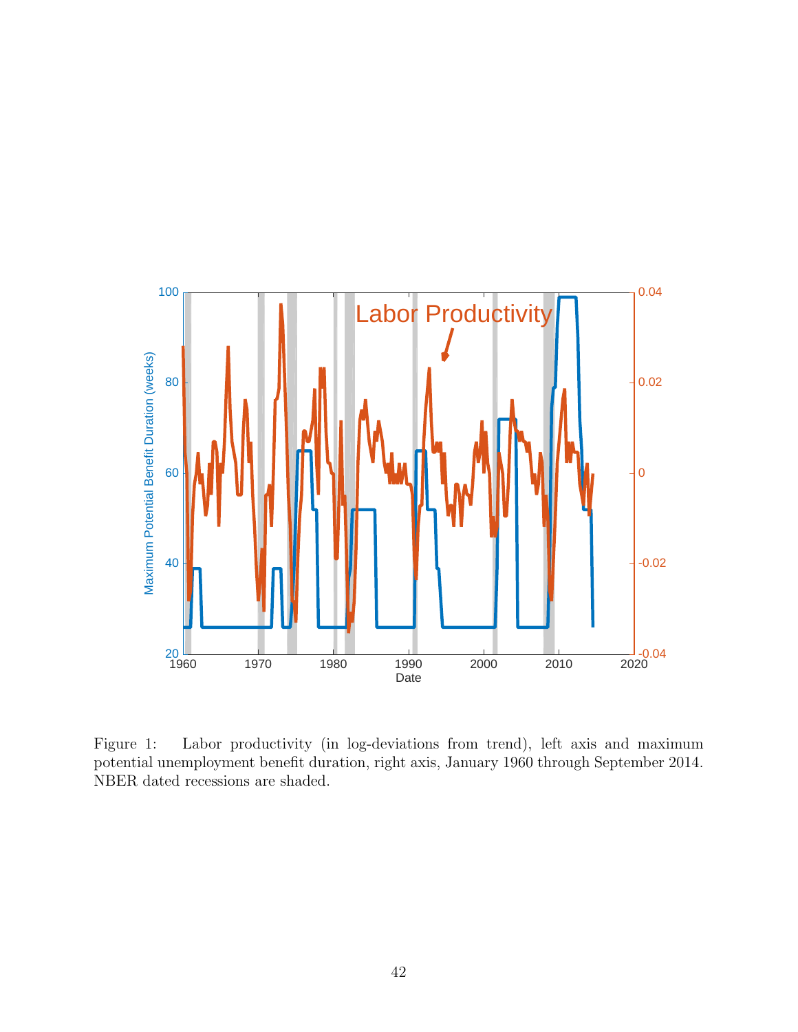Figure 1: Labor productivity (in log-deviations from trend), left axis and maximum potential unemployment benefit duration, right axis, January 1960 through September 2014. NBER dated recessions are shaded.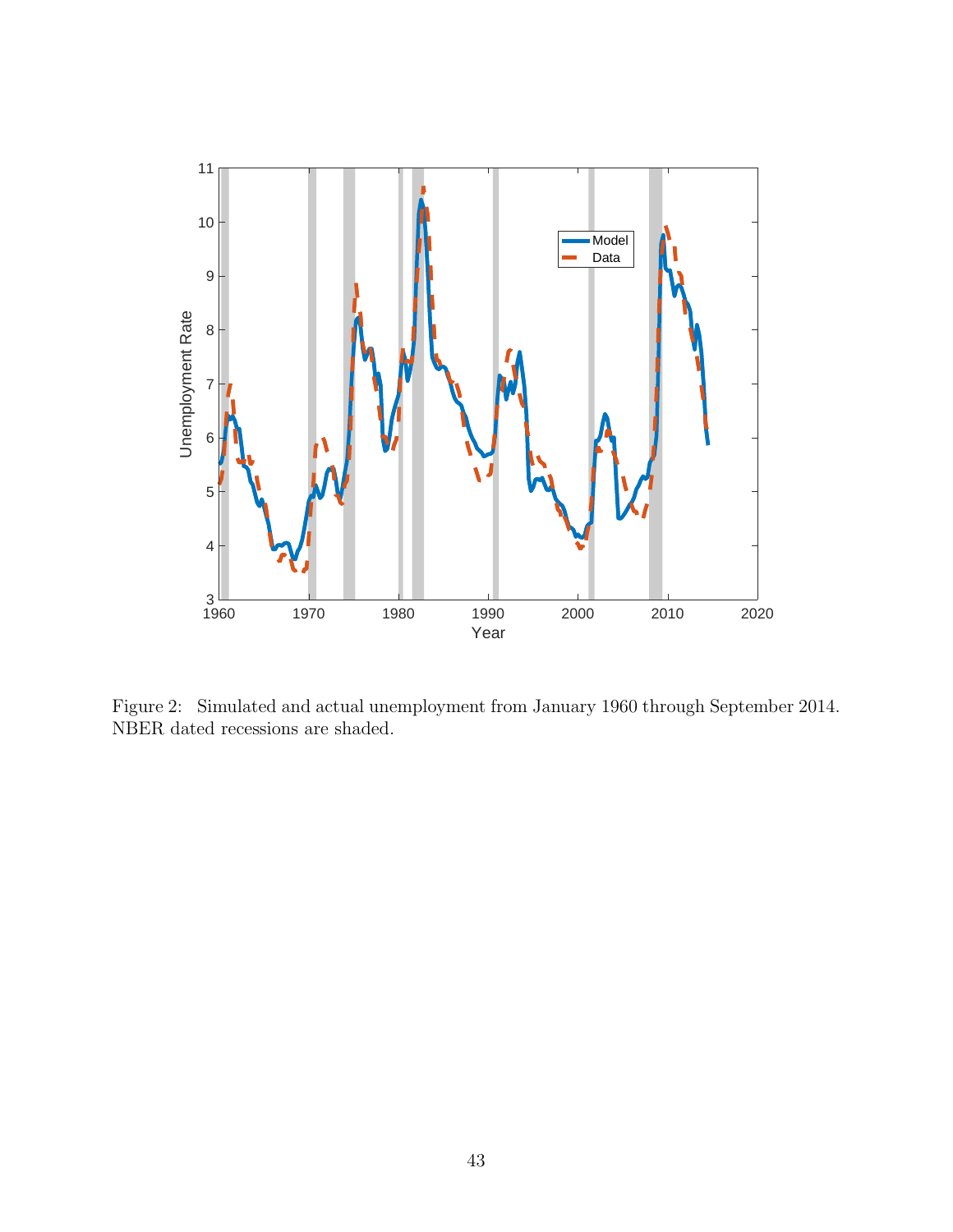Figure 2: Simulated and actual unemployment from January 1960 through September 2014. NBER dated recessions are shaded.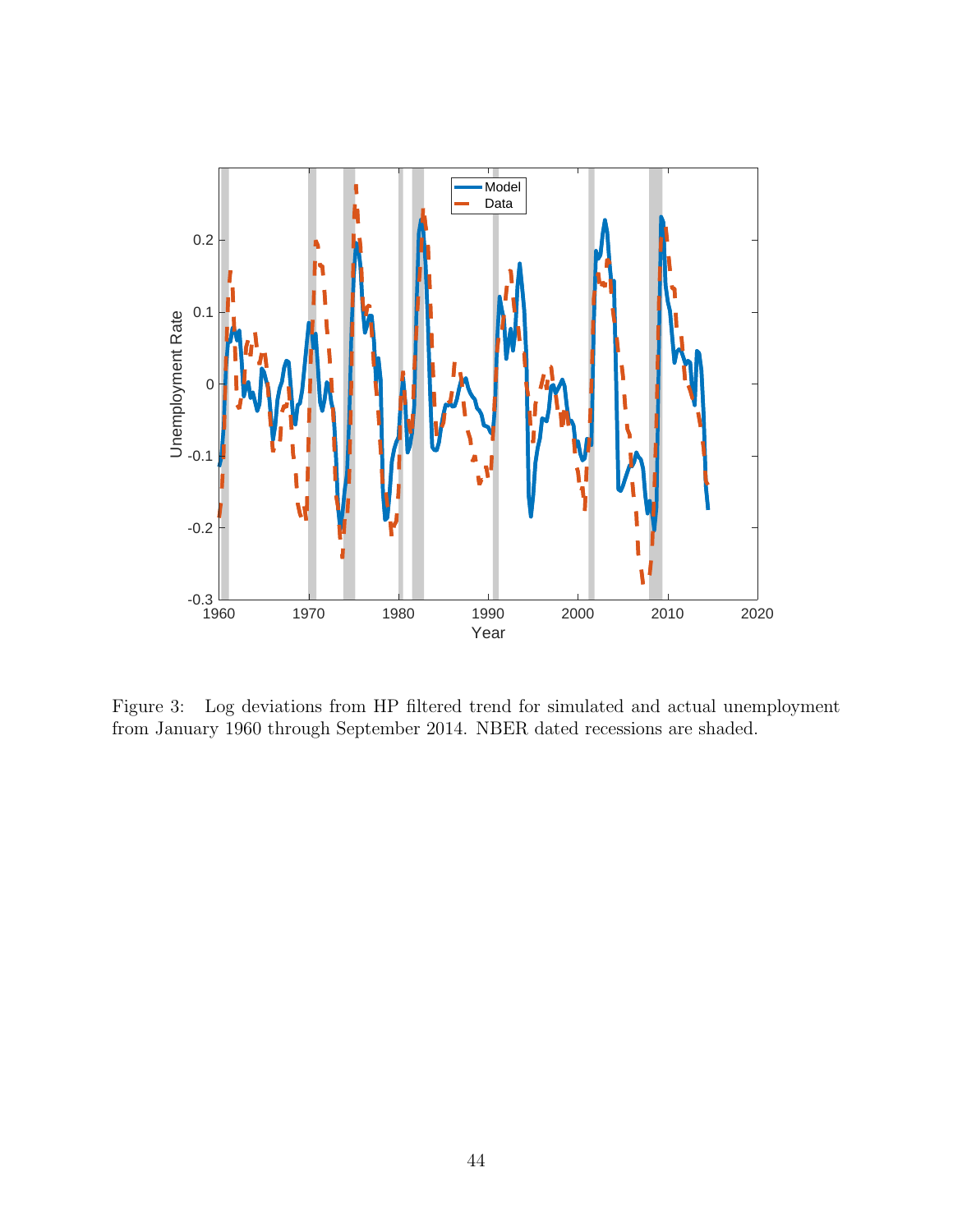Figure 3: Log deviations from HP filtered trend for simulated and actual unemployment from January 1960 through September 2014. NBER dated recessions are shaded.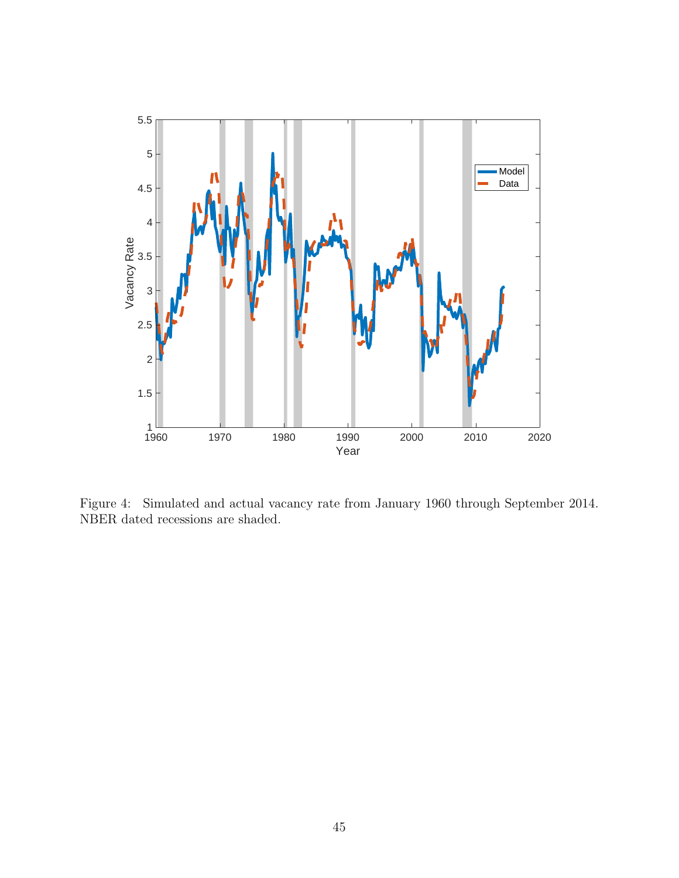Figure 4: Simulated and actual vacancy rate from January 1960 through September 2014. NBER dated recessions are shaded.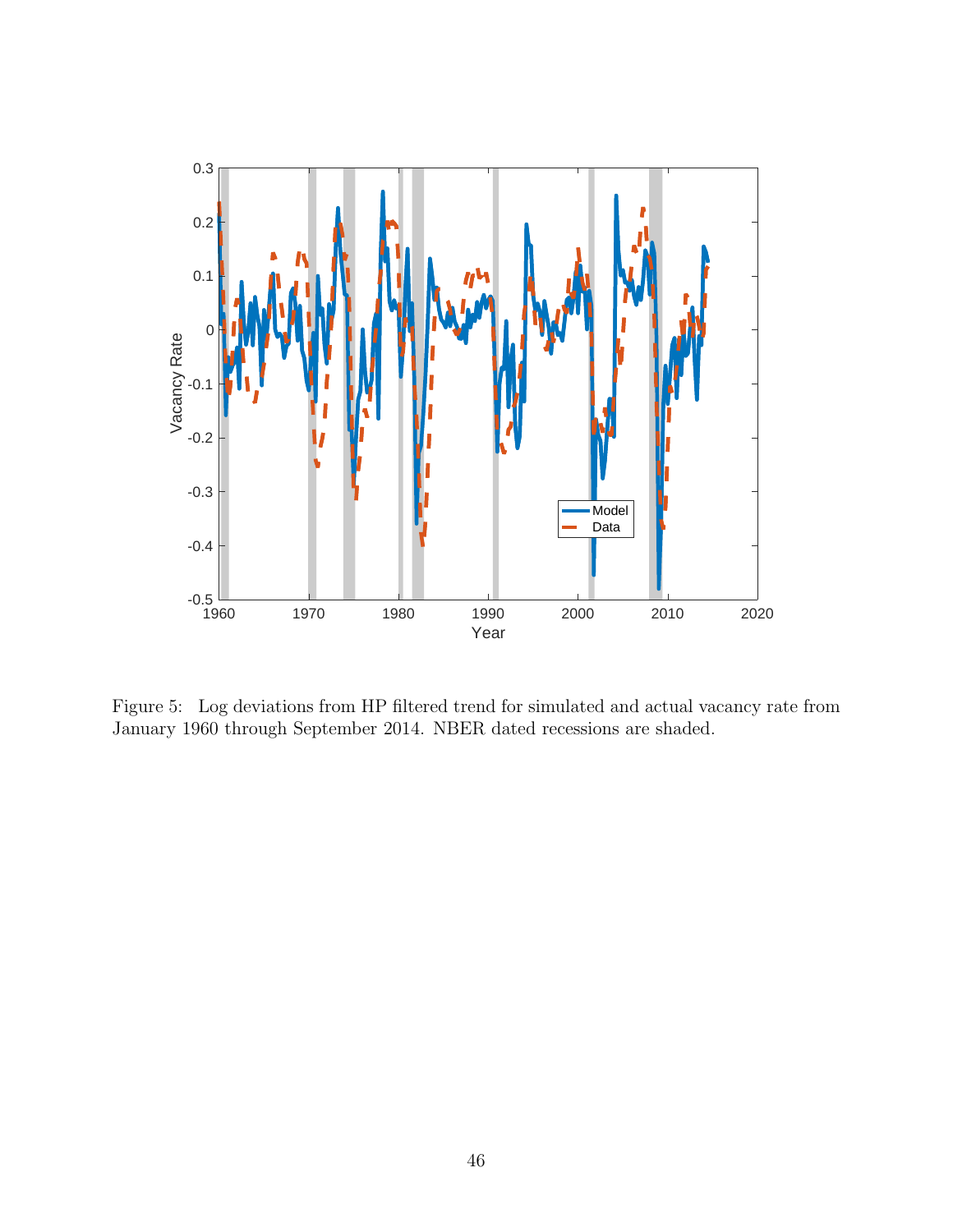Figure 5: Log deviations from HP filtered trend for simulated and actual vacancy rate from January 1960 through September 2014. NBER dated recessions are shaded.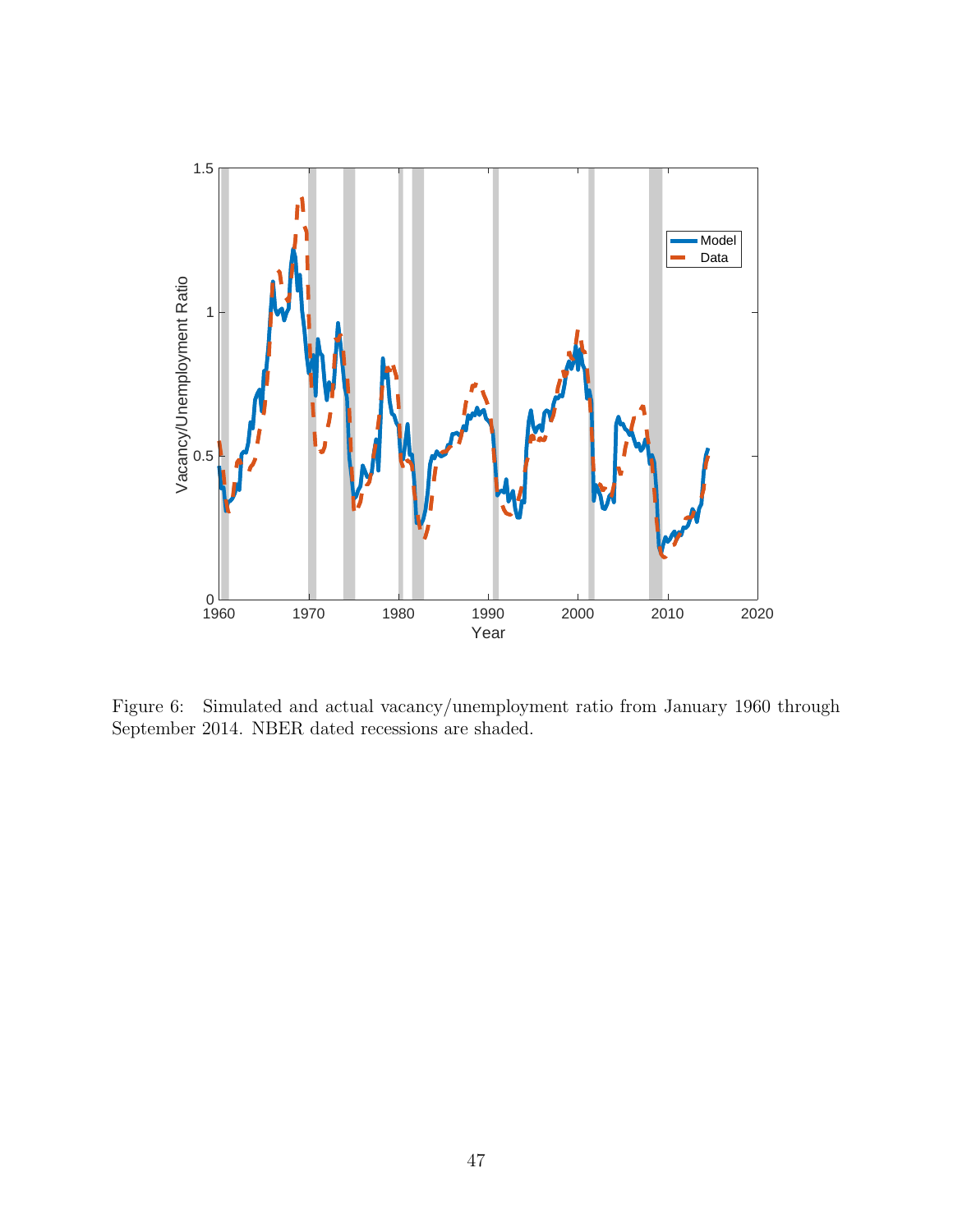Figure 6: Simulated and actual vacancy/unemployment ratio from January 1960 through September 2014. NBER dated recessions are shaded.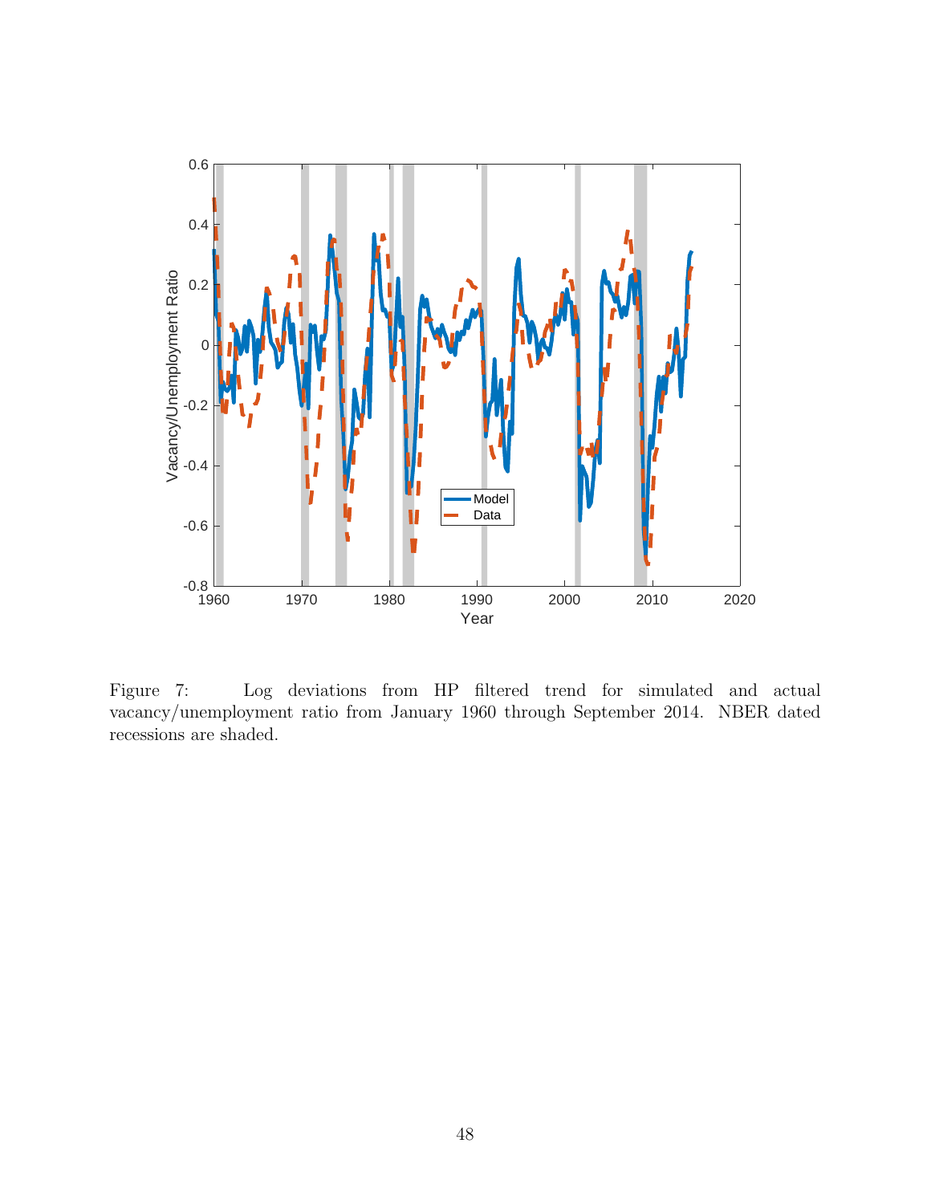Figure 7: Log deviations from HP filtered trend for simulated and actual vacancy/unemployment ratio from January 1960 through September 2014. NBER dated recessions are shaded.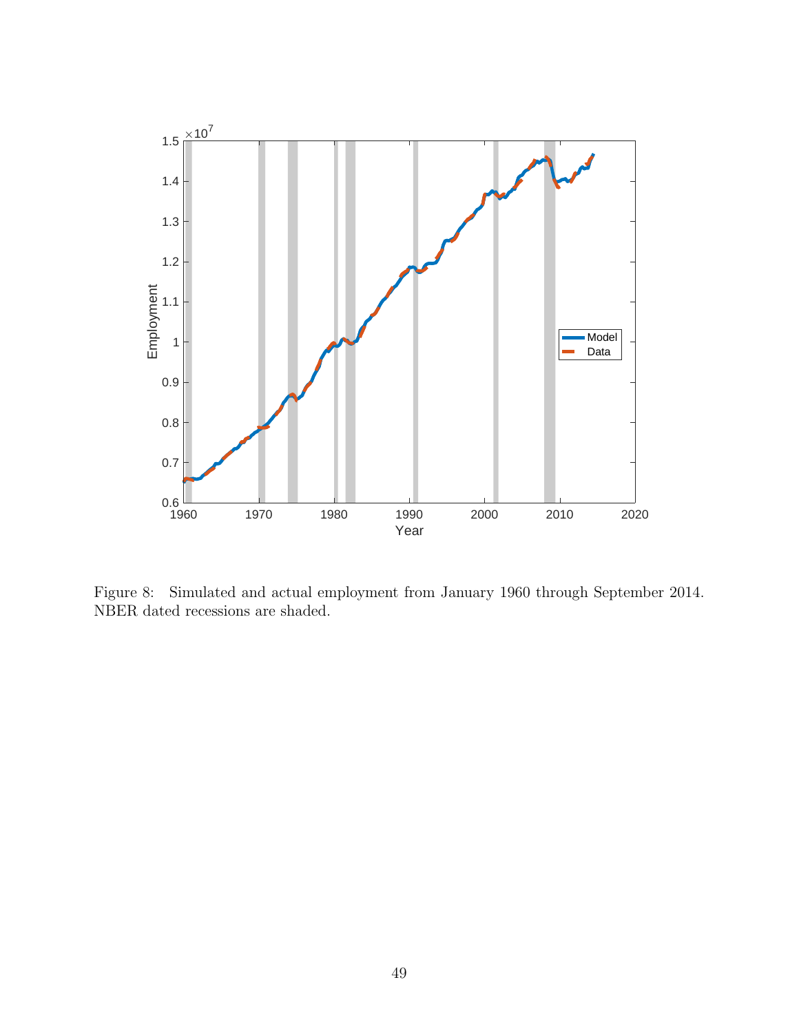Figure 8: Simulated and actual employment from January 1960 through September 2014. NBER dated recessions are shaded.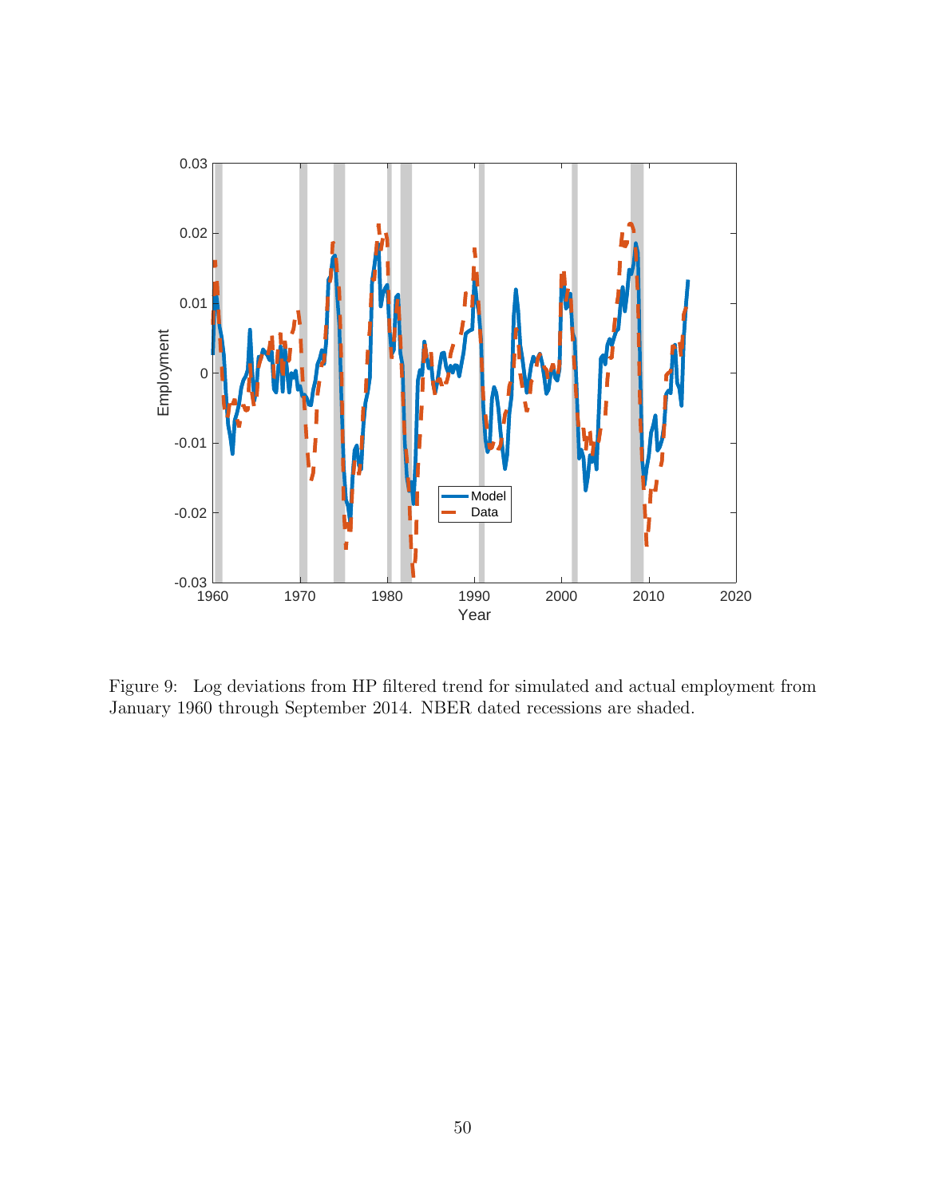Figure 9: Log deviations from HP filtered trend for simulated and actual employment from January 1960 through September 2014. NBER dated recessions are shaded.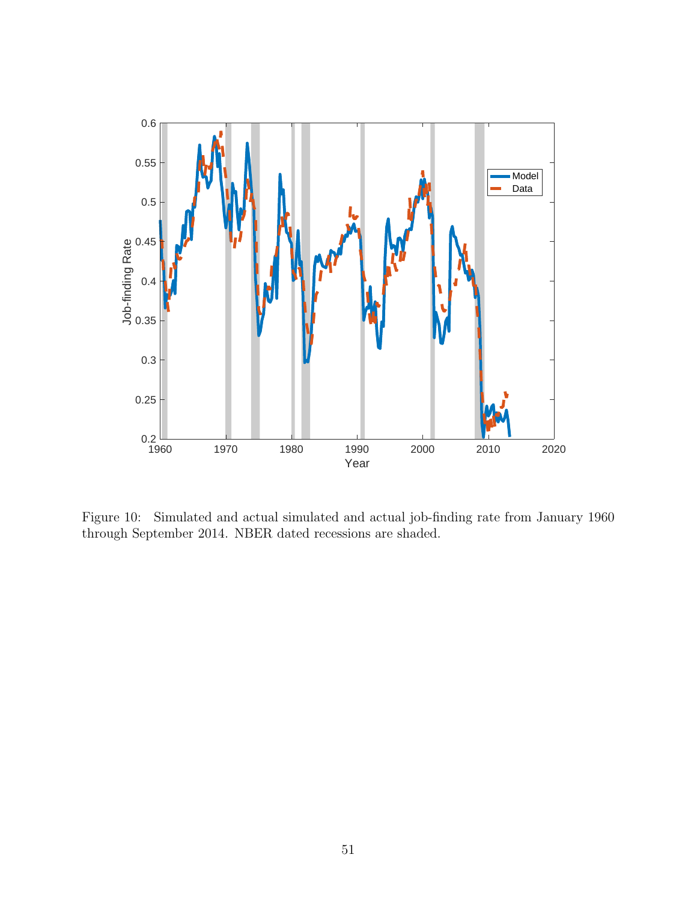Figure 10: Simulated and actual simulated and actual job-finding rate from January 1960 through September 2014. NBER dated recessions are shaded.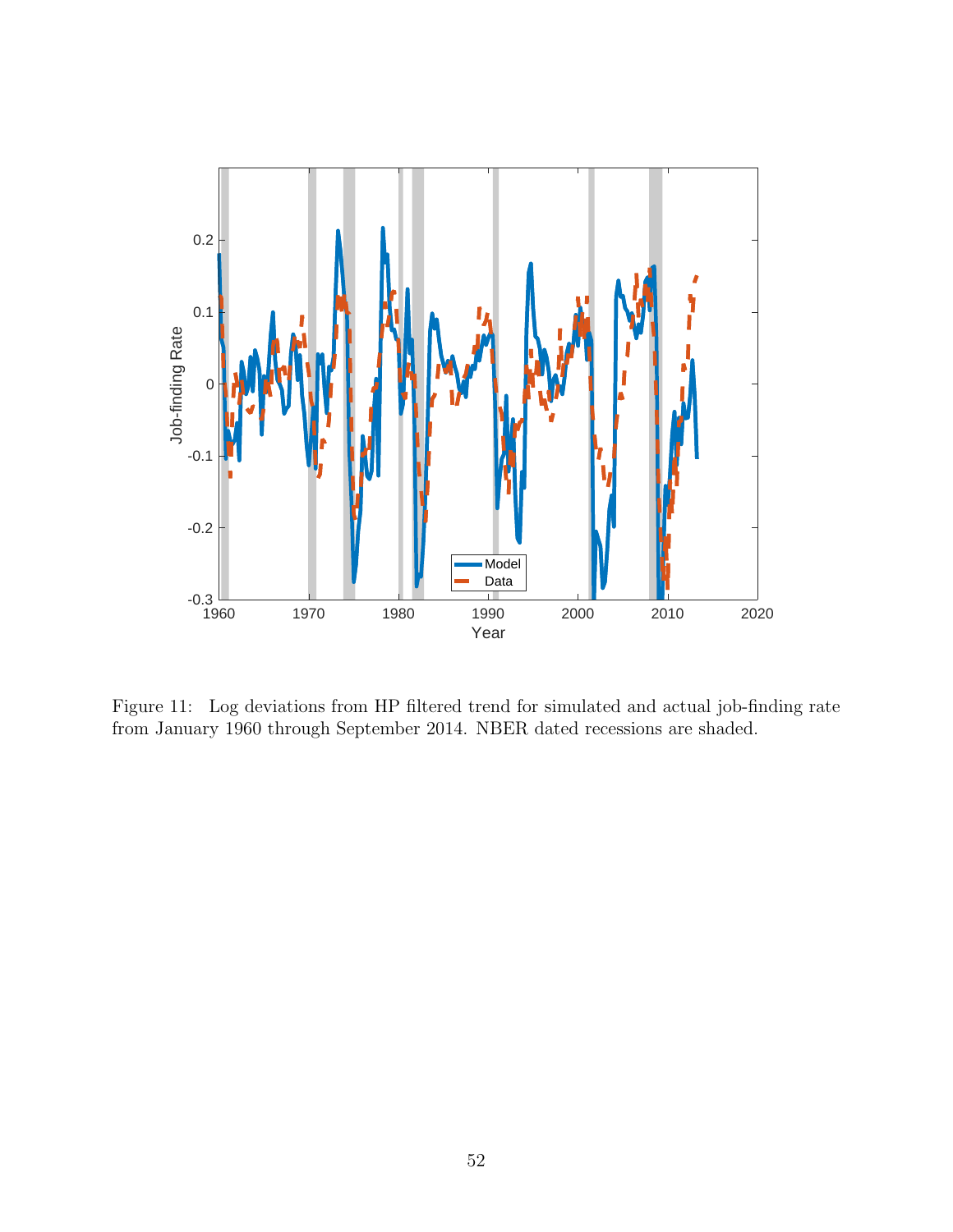Figure 11: Log deviations from HP filtered trend for simulated and actual job-finding rate from January 1960 through September 2014. NBER dated recessions are shaded.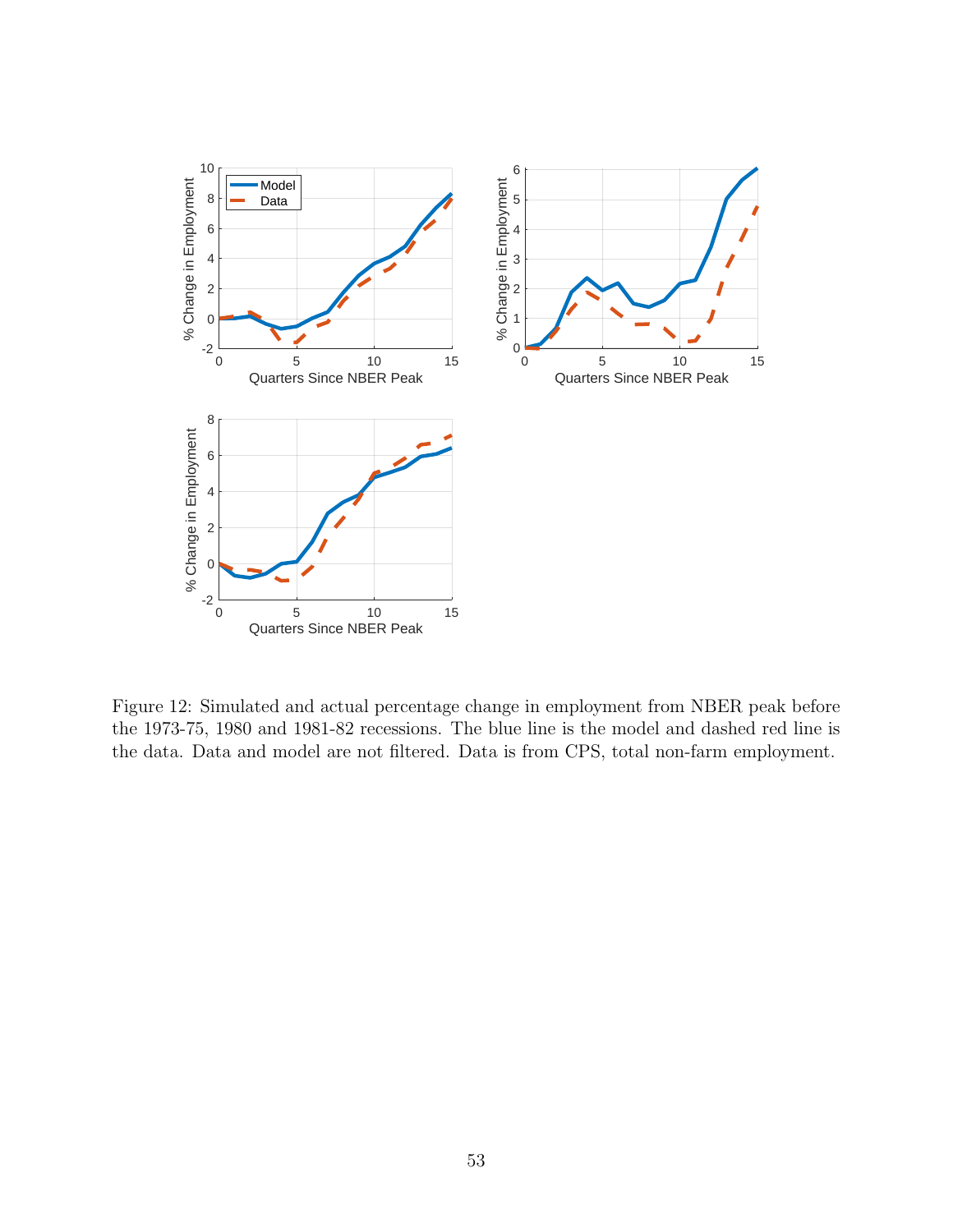Figure 12: Simulated and actual percentage change in employment from NBER peak before the 1973-75, 1980 and 1981-82 recessions. The blue line is the model and dashed red line is the data. Data and model are not filtered. Data is from CPS, total non-farm employment.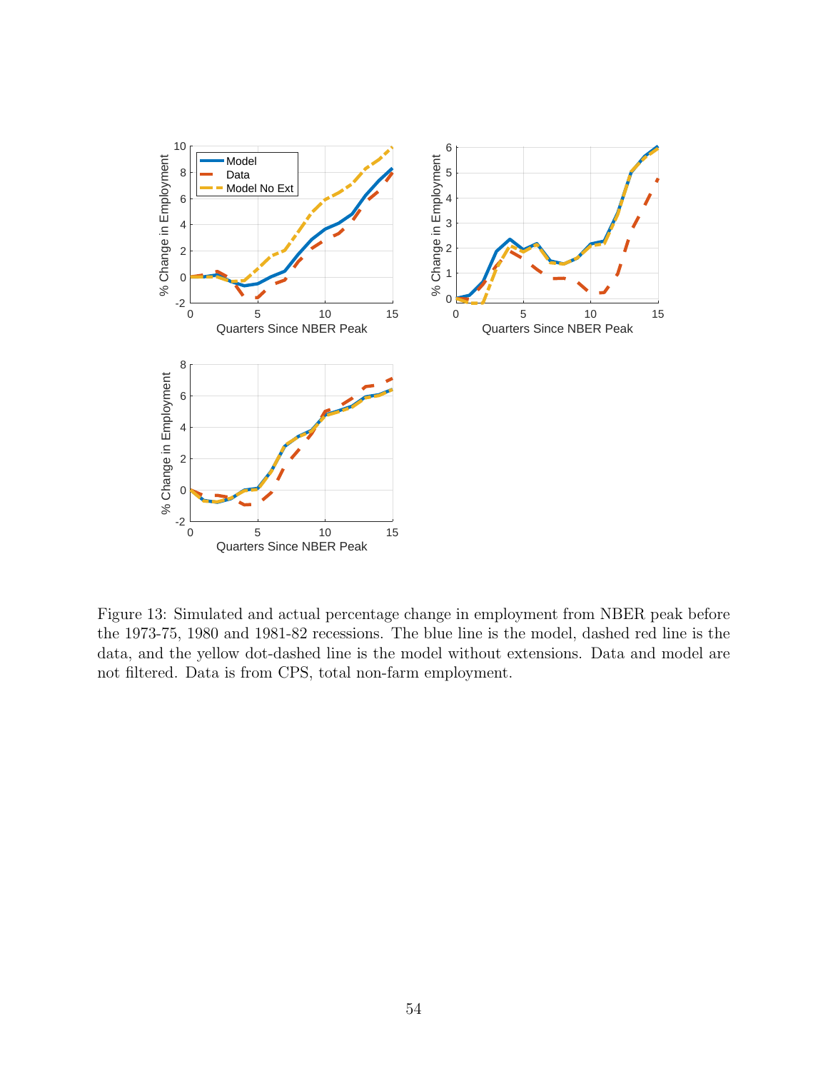Figure 13: Simulated and actual percentage change in employment from NBER peak before the 1973-75, 1980 and 1981-82 recessions. The blue line is the model, dashed red line is the data, and the yellow dot-dashed line is the model without extensions. Data and model are not filtered. Data is from CPS, total non-farm employment.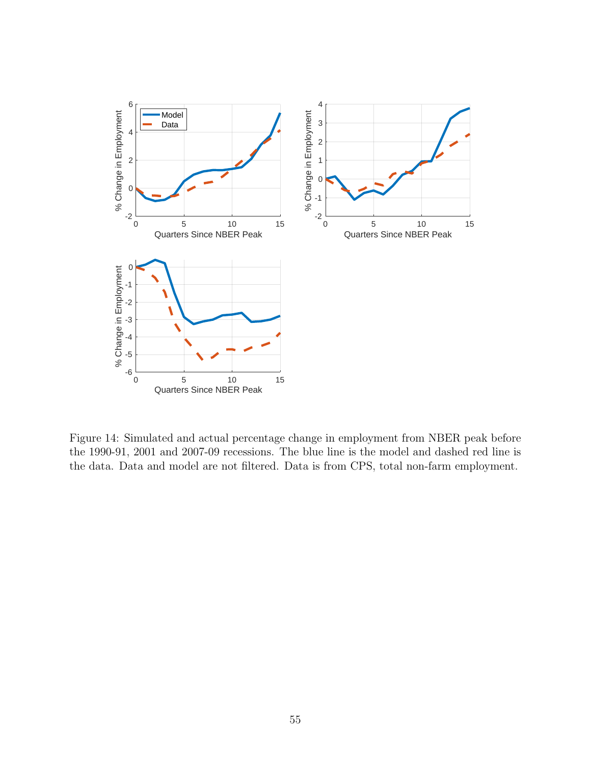Figure 14: Simulated and actual percentage change in employment from NBER peak before the 1990-91, 2001 and 2007-09 recessions. The blue line is the model and dashed red line is the data. Data and model are not filtered. Data is from CPS, total non-farm employment.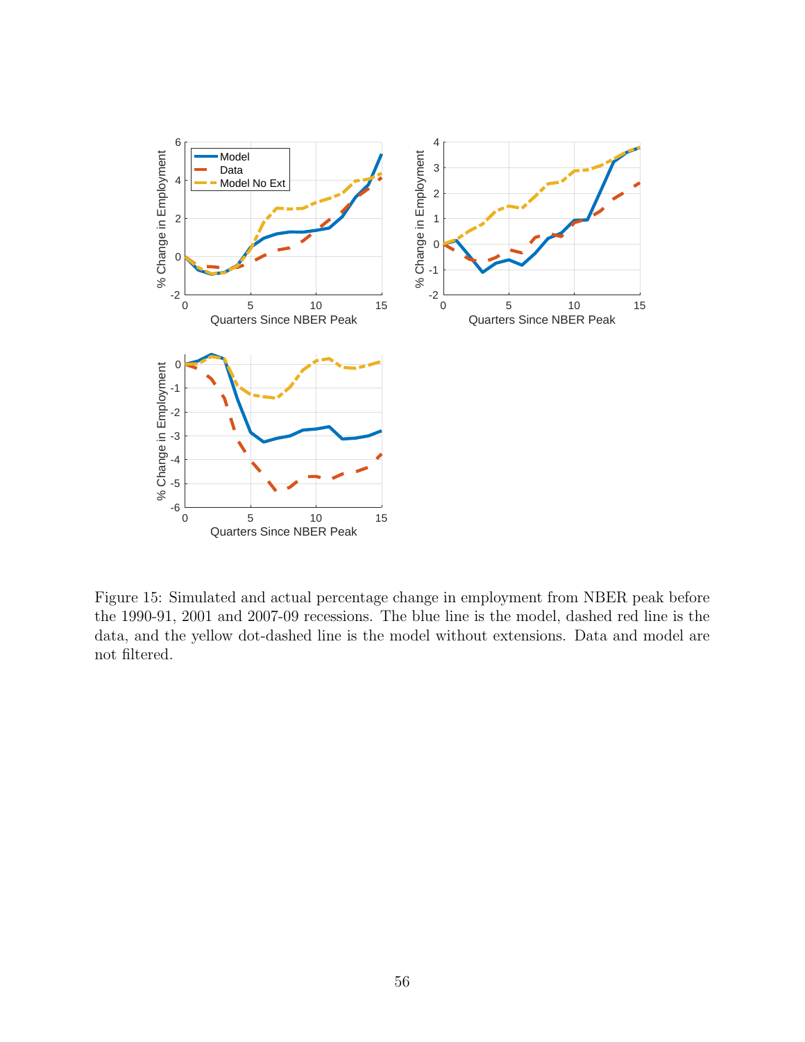Figure 15: Simulated and actual percentage change in employment from NBER peak before the 1990-91, 2001 and 2007-09 recessions. The blue line is the model, dashed red line is the data, and the yellow dot-dashed line is the model without extensions. Data and model are not filtered.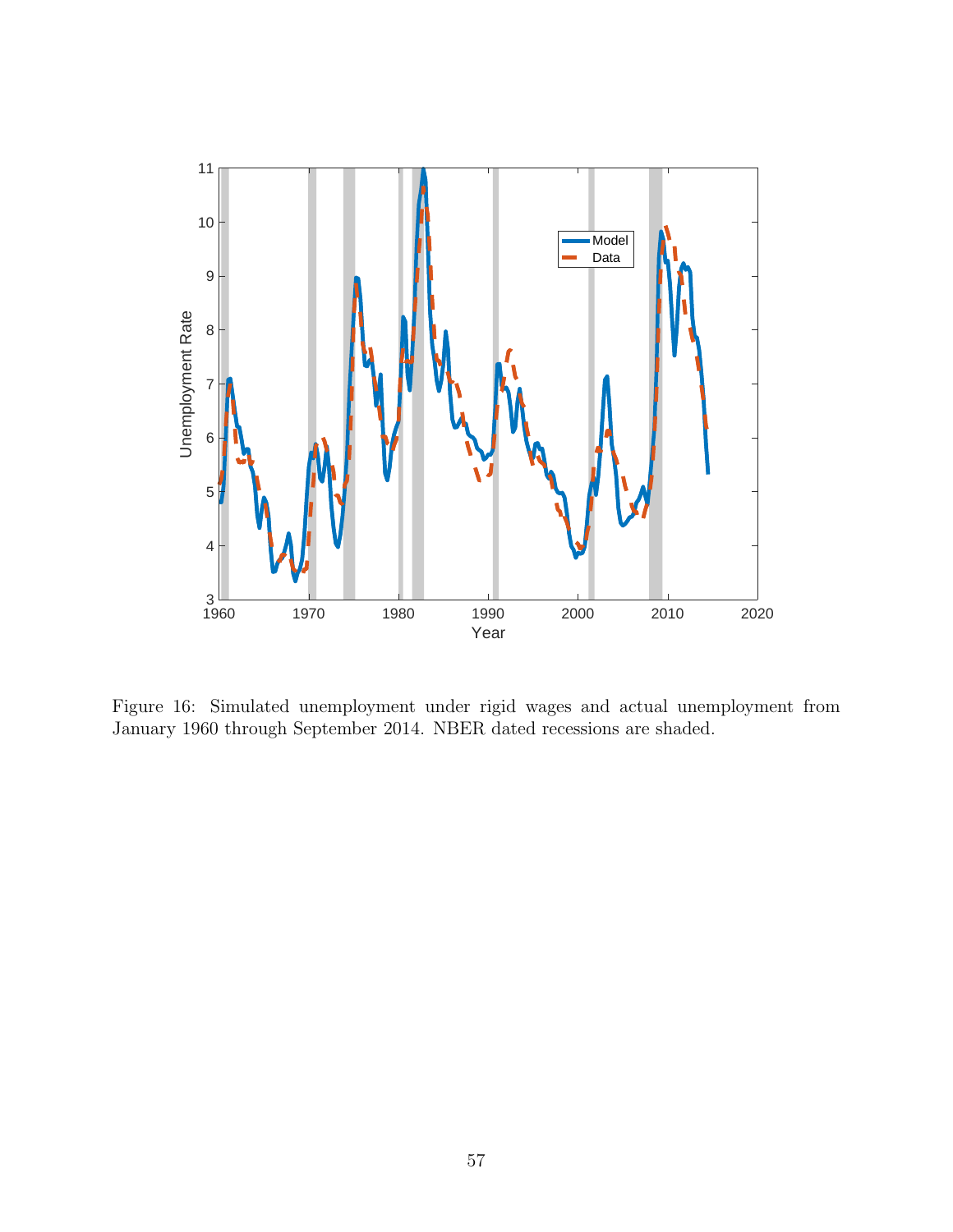Figure 16: Simulated unemployment under rigid wages and actual unemployment from January 1960 through September 2014. NBER dated recessions are shaded.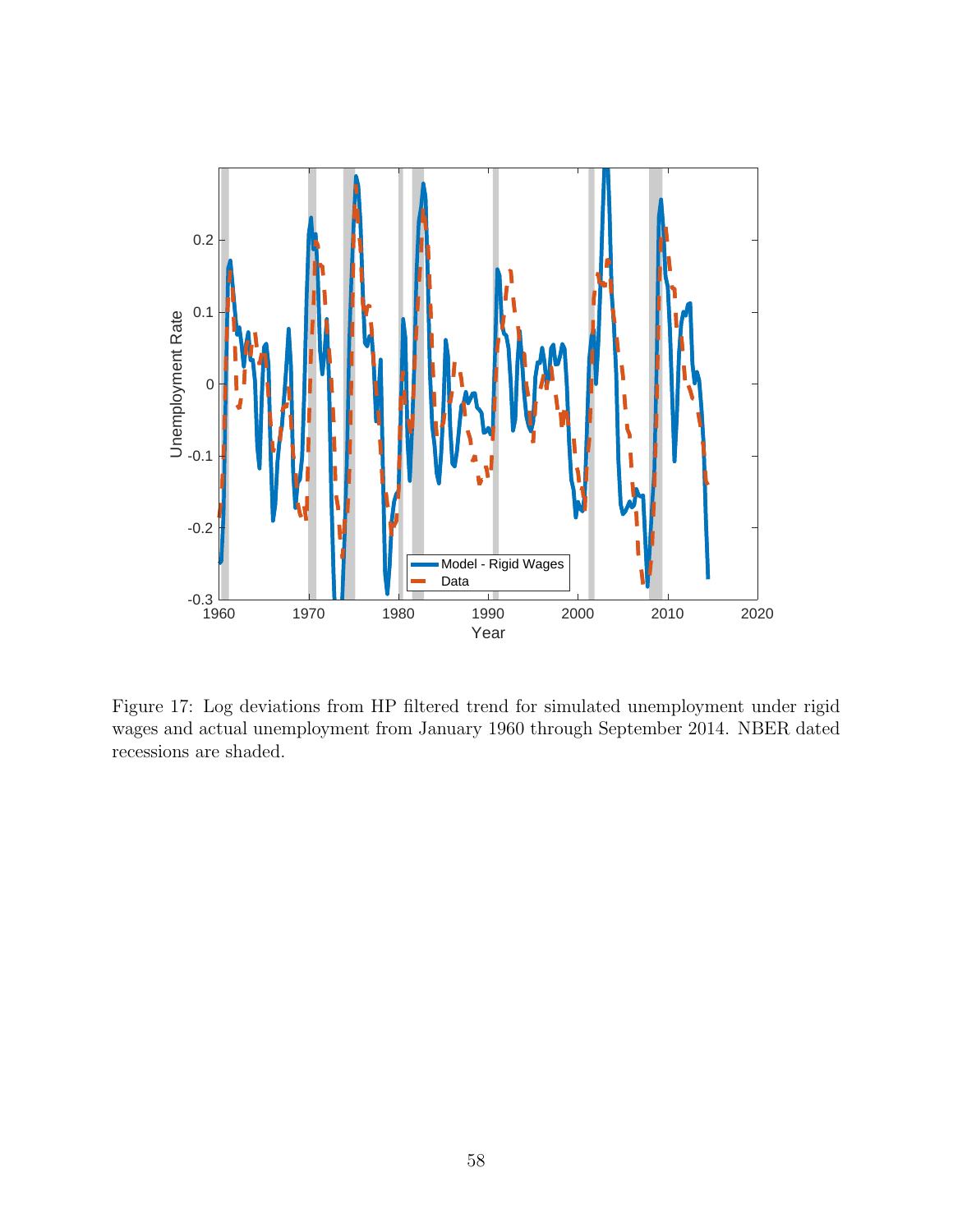Figure 17: Log deviations from HP filtered trend for simulated unemployment under rigid wages and actual unemployment from January 1960 through September 2014. NBER dated recessions are shaded.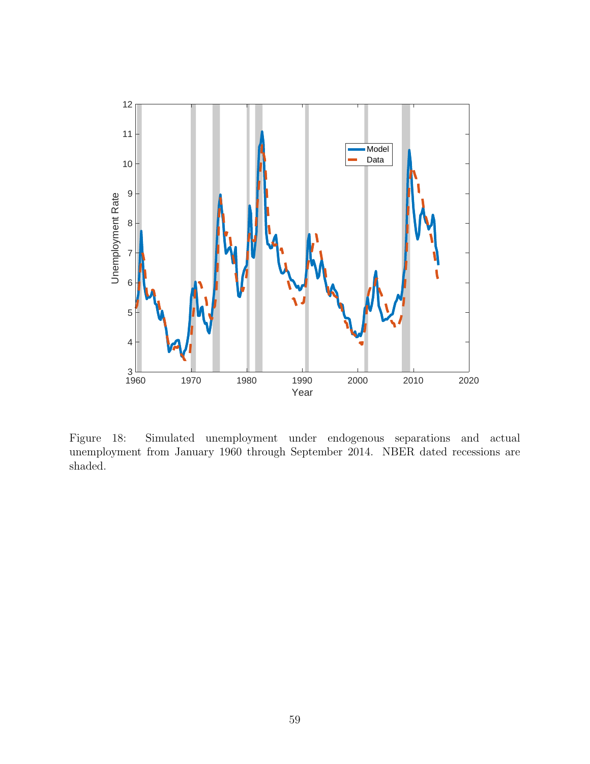Figure 18: Simulated unemployment under endogenous separations and actual unemployment from January 1960 through September 2014. NBER dated recessions are shaded.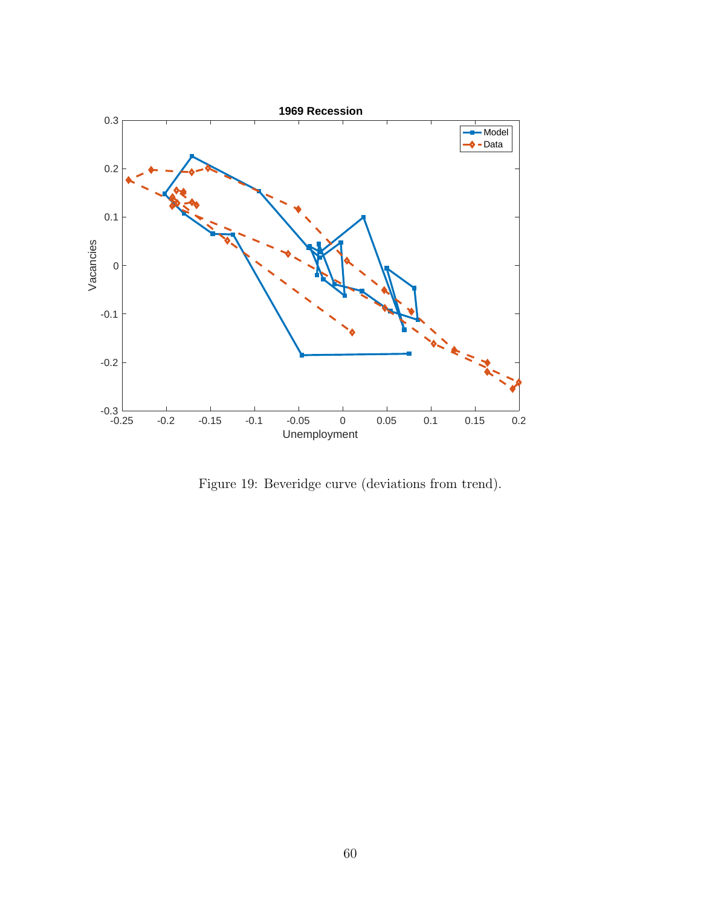Figure 19: Beveridge curve (deviations from trend).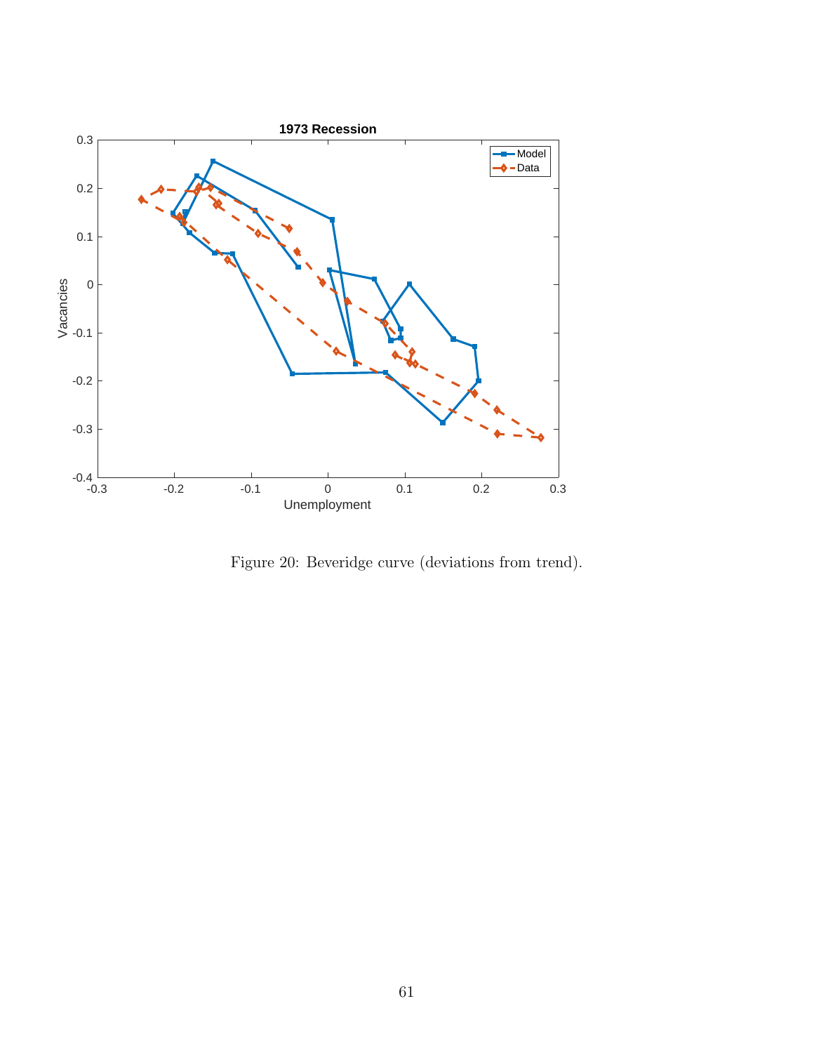Figure 20: Beveridge curve (deviations from trend).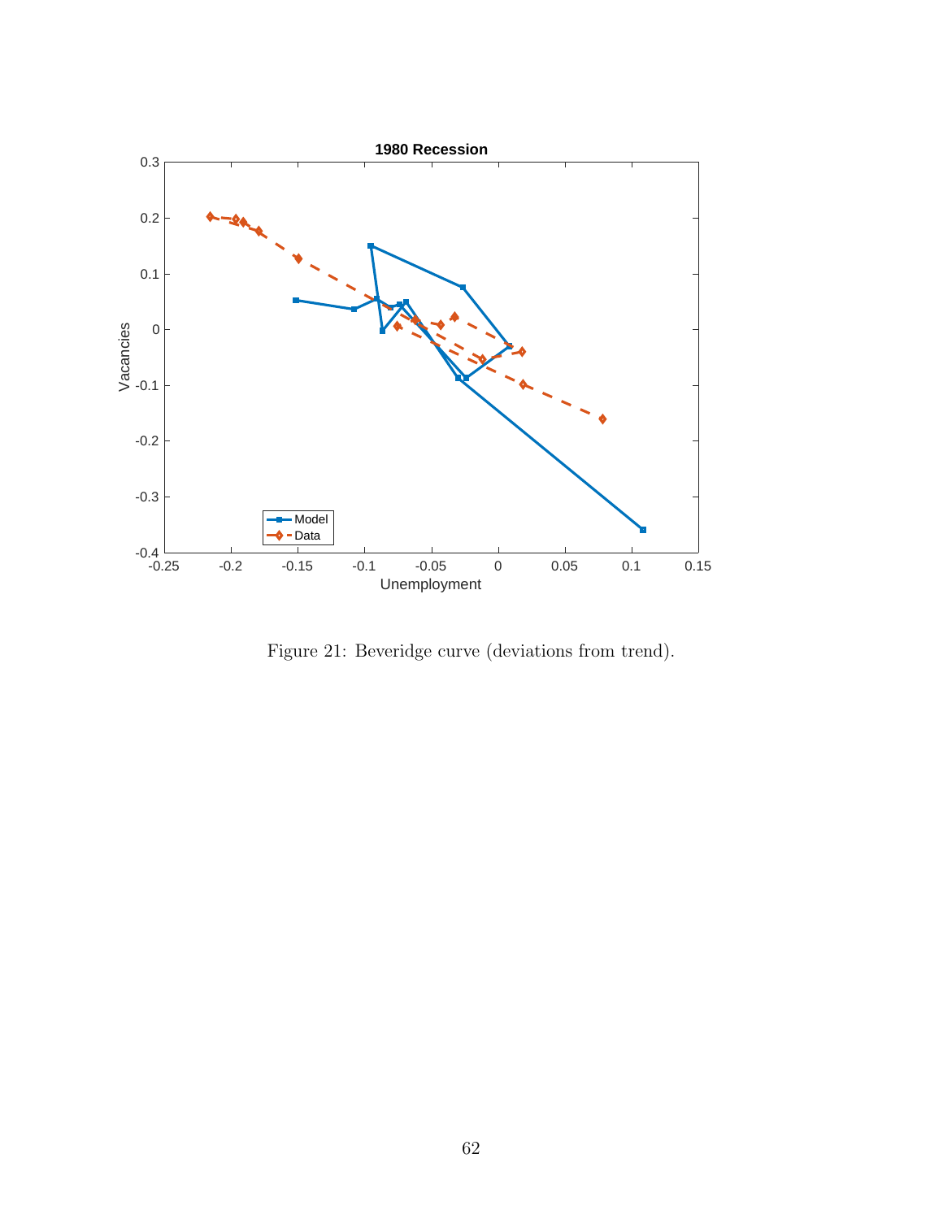Figure 21: Beveridge curve (deviations from trend).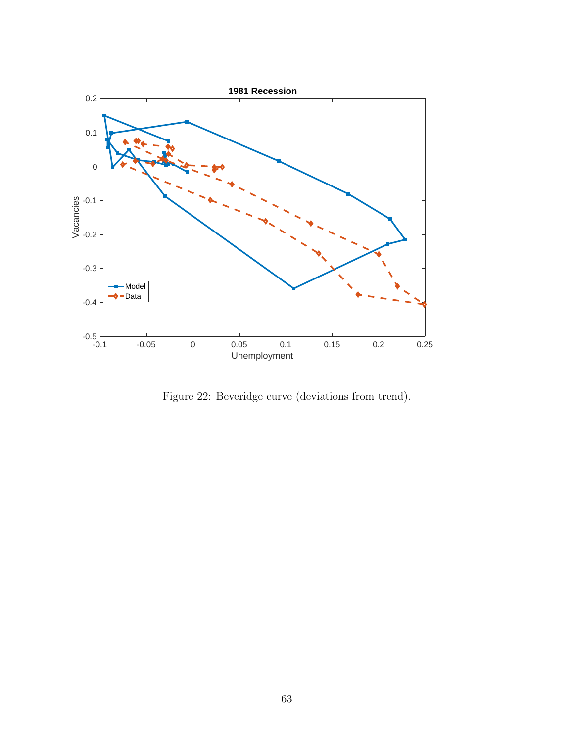Figure 22: Beveridge curve (deviations from trend).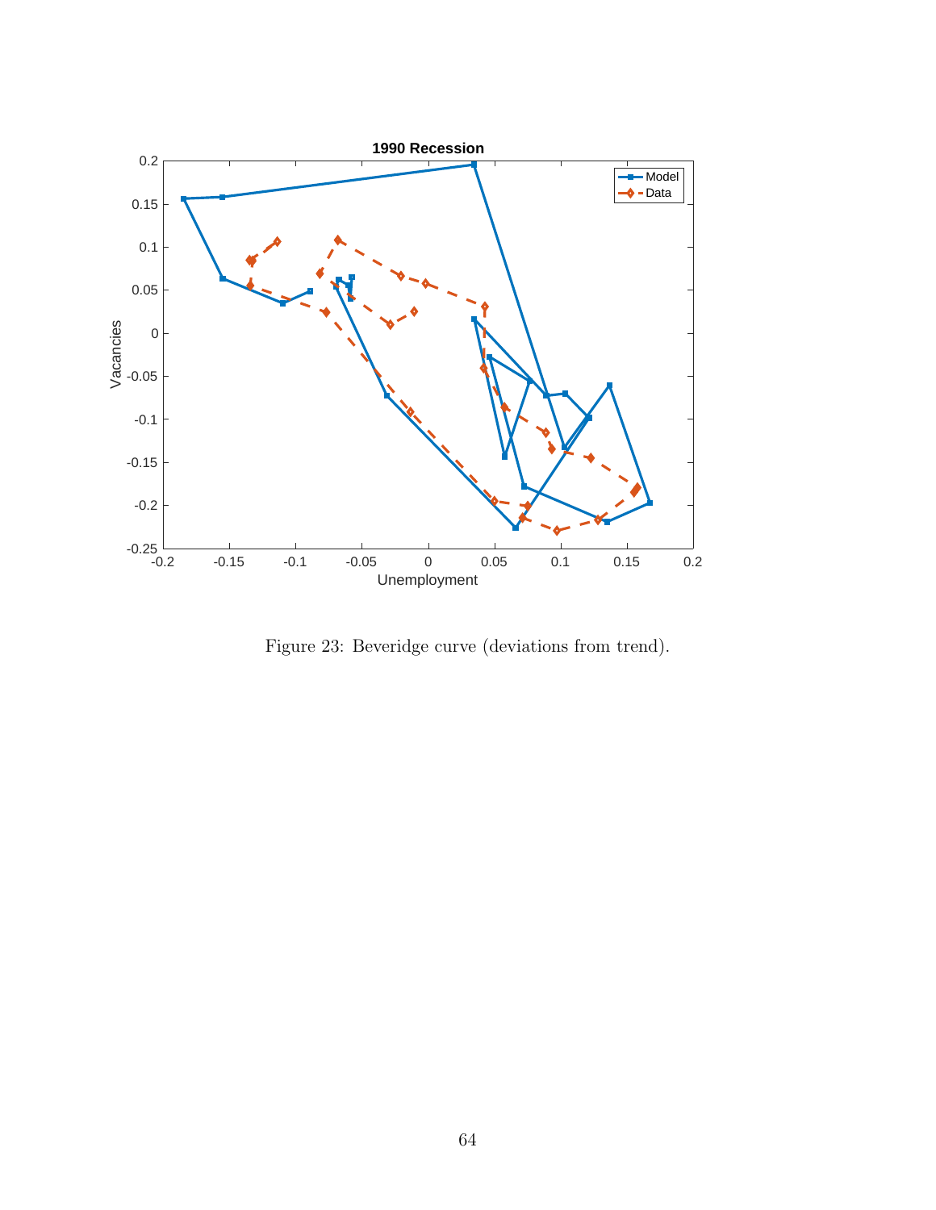Figure 23: Beveridge curve (deviations from trend).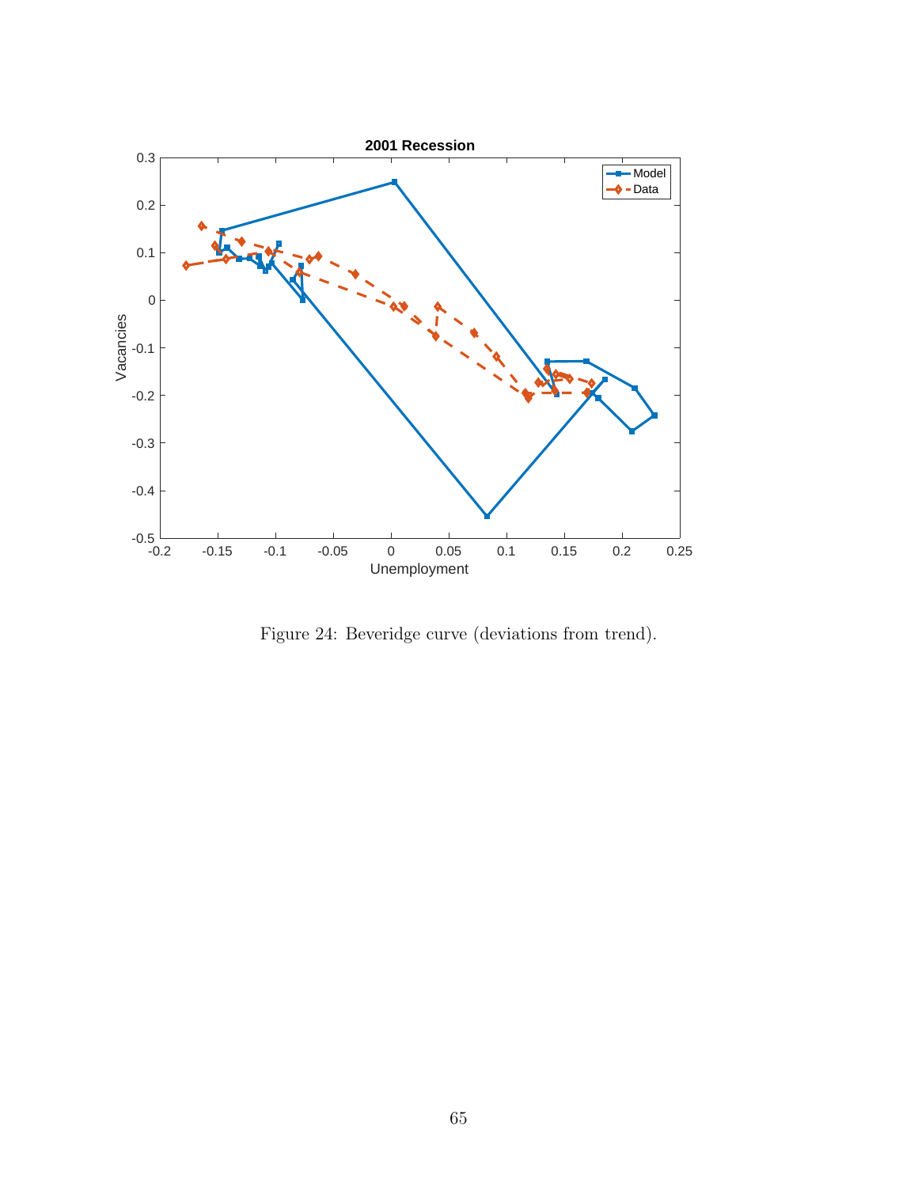Figure 24: Beveridge curve (deviations from trend).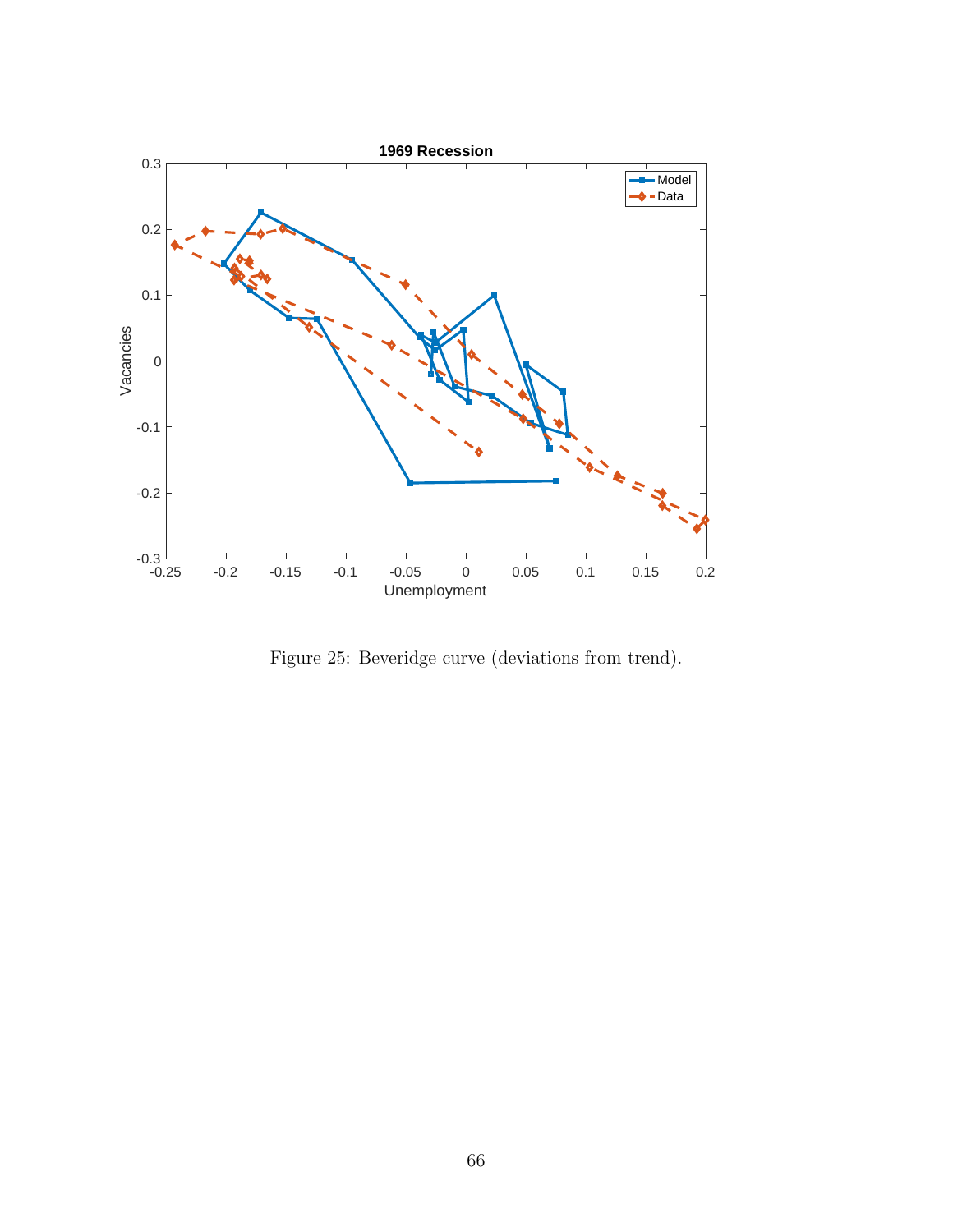Figure 25: Beveridge curve (deviations from trend).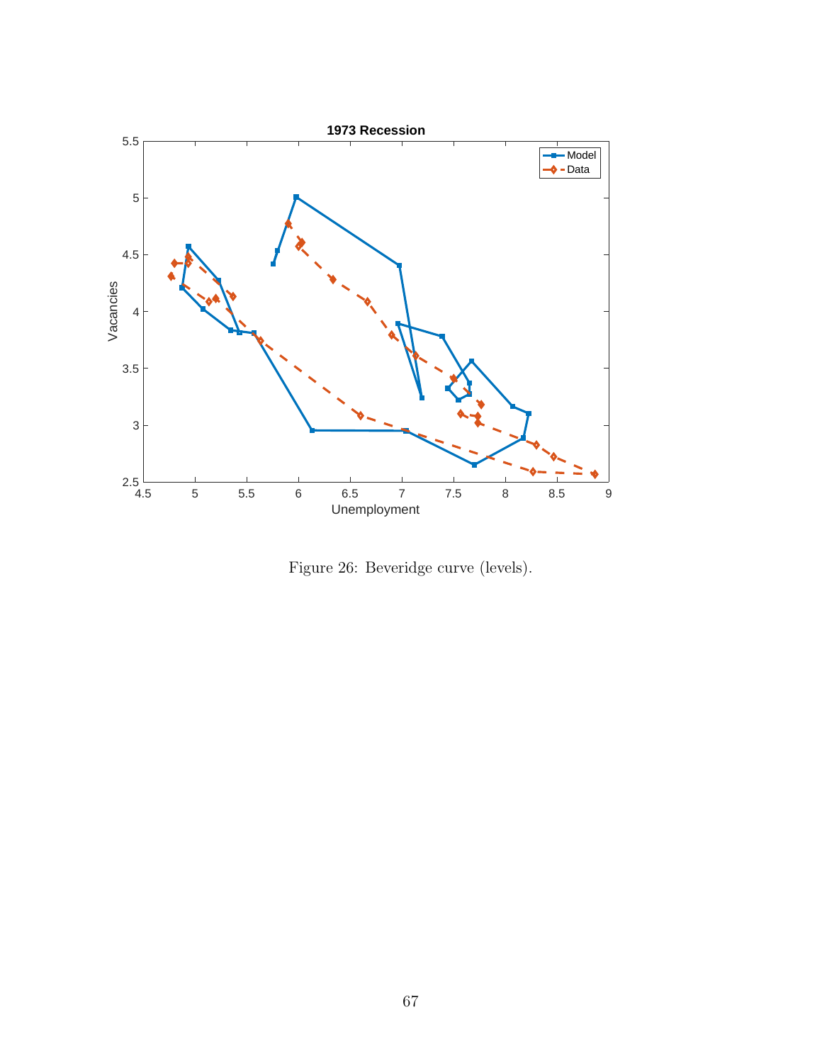Figure 26: Beveridge curve (levels).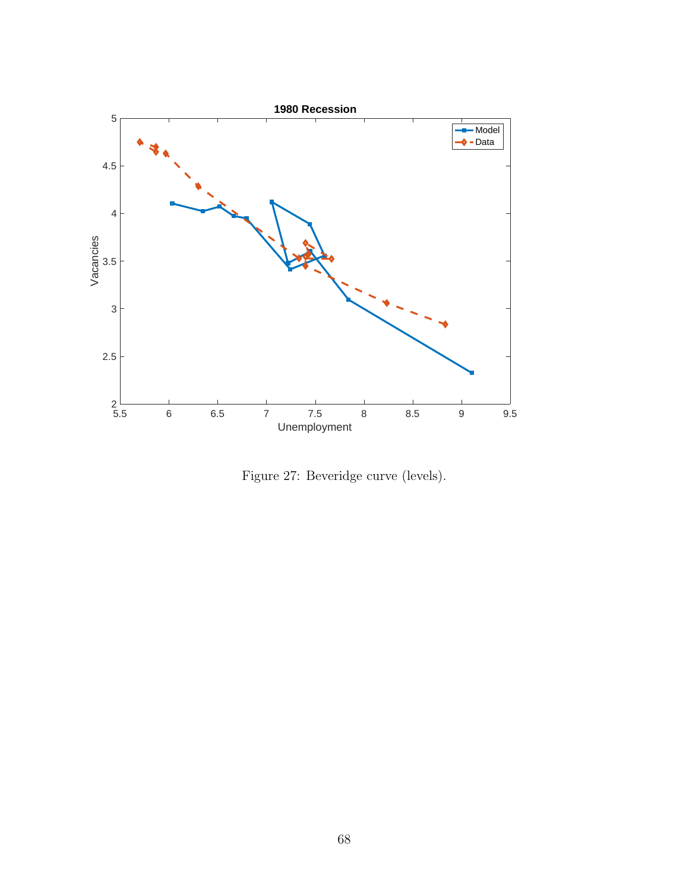Figure 27: Beveridge curve (levels).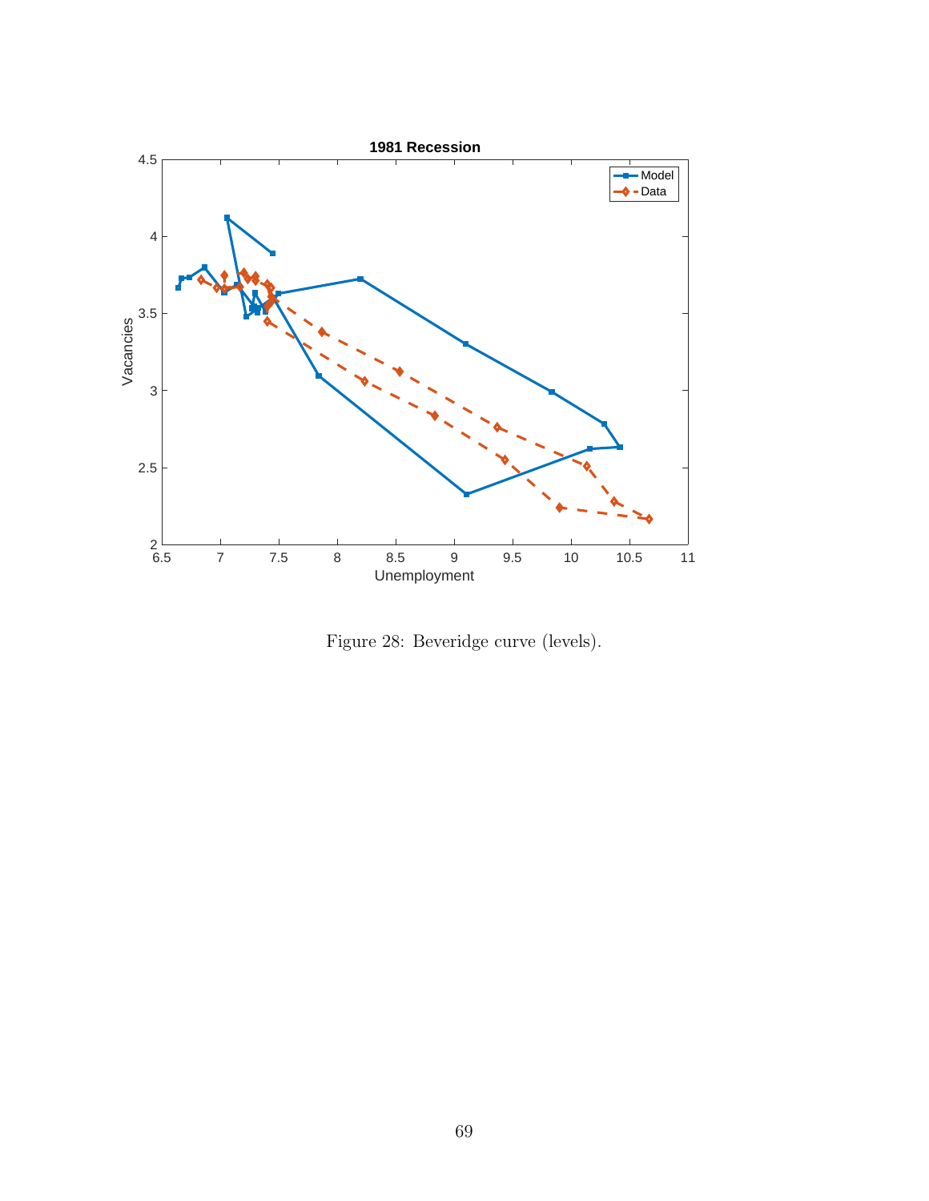Figure 28: Beveridge curve (levels).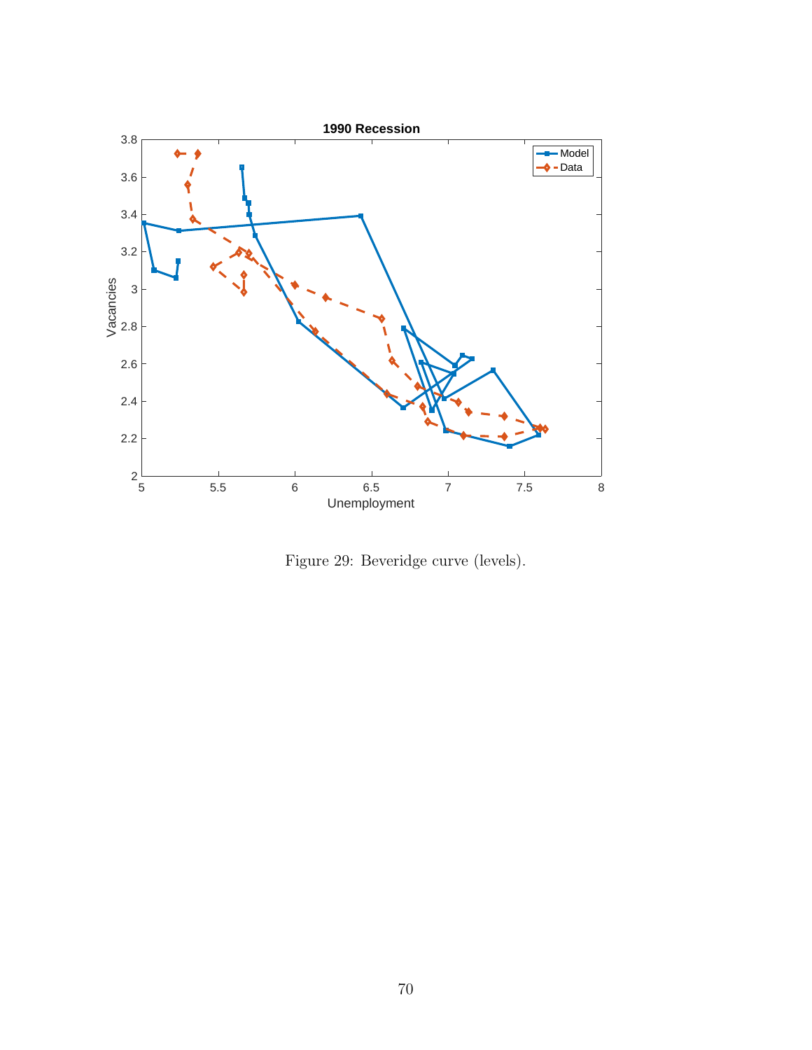Figure 29: Beveridge curve (levels).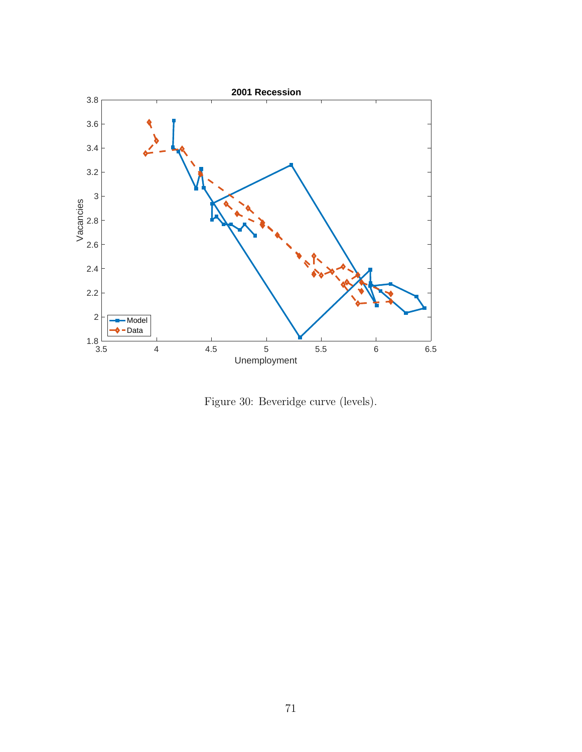Figure 30: Beveridge curve (levels).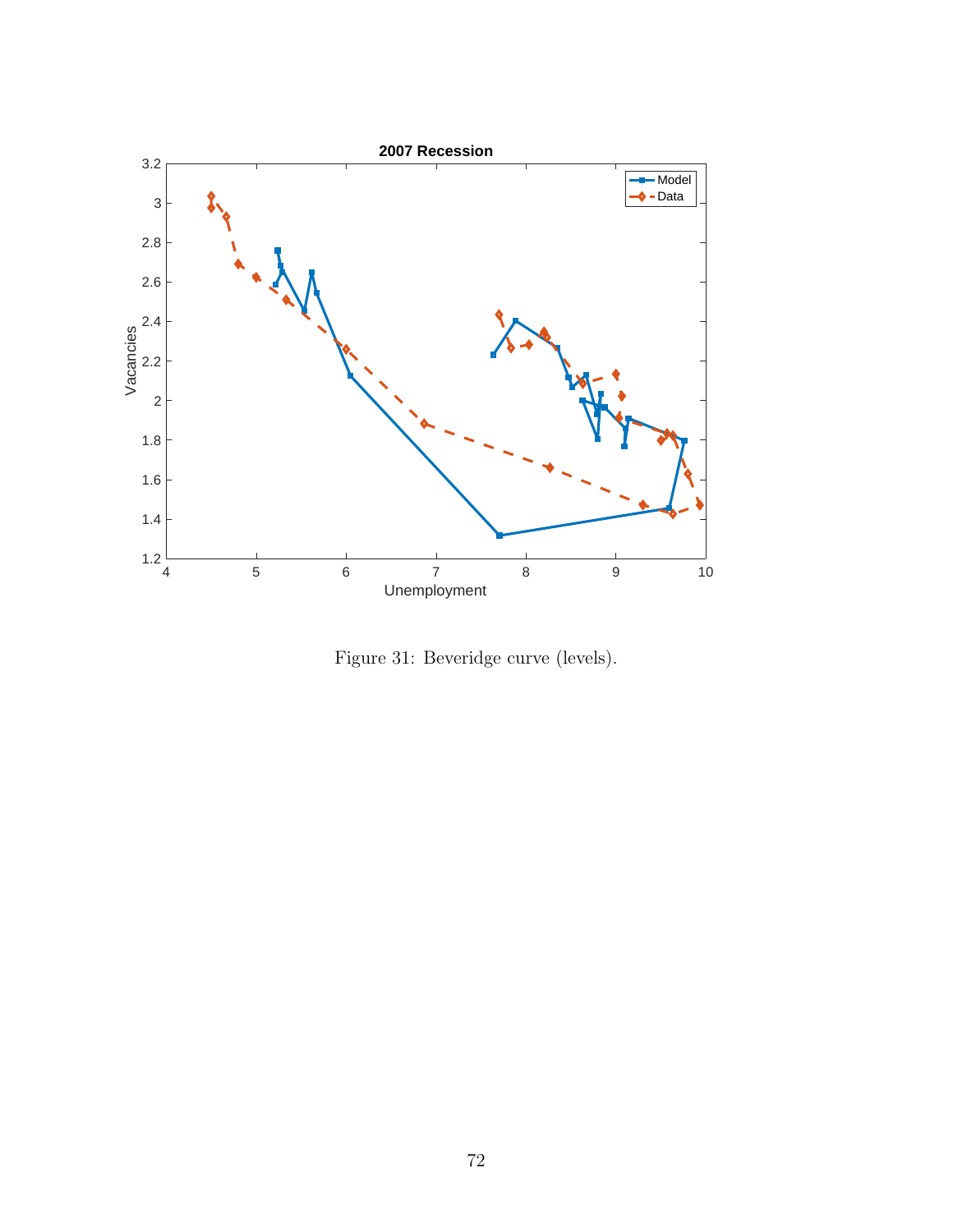Figure 31: Beveridge curve (levels).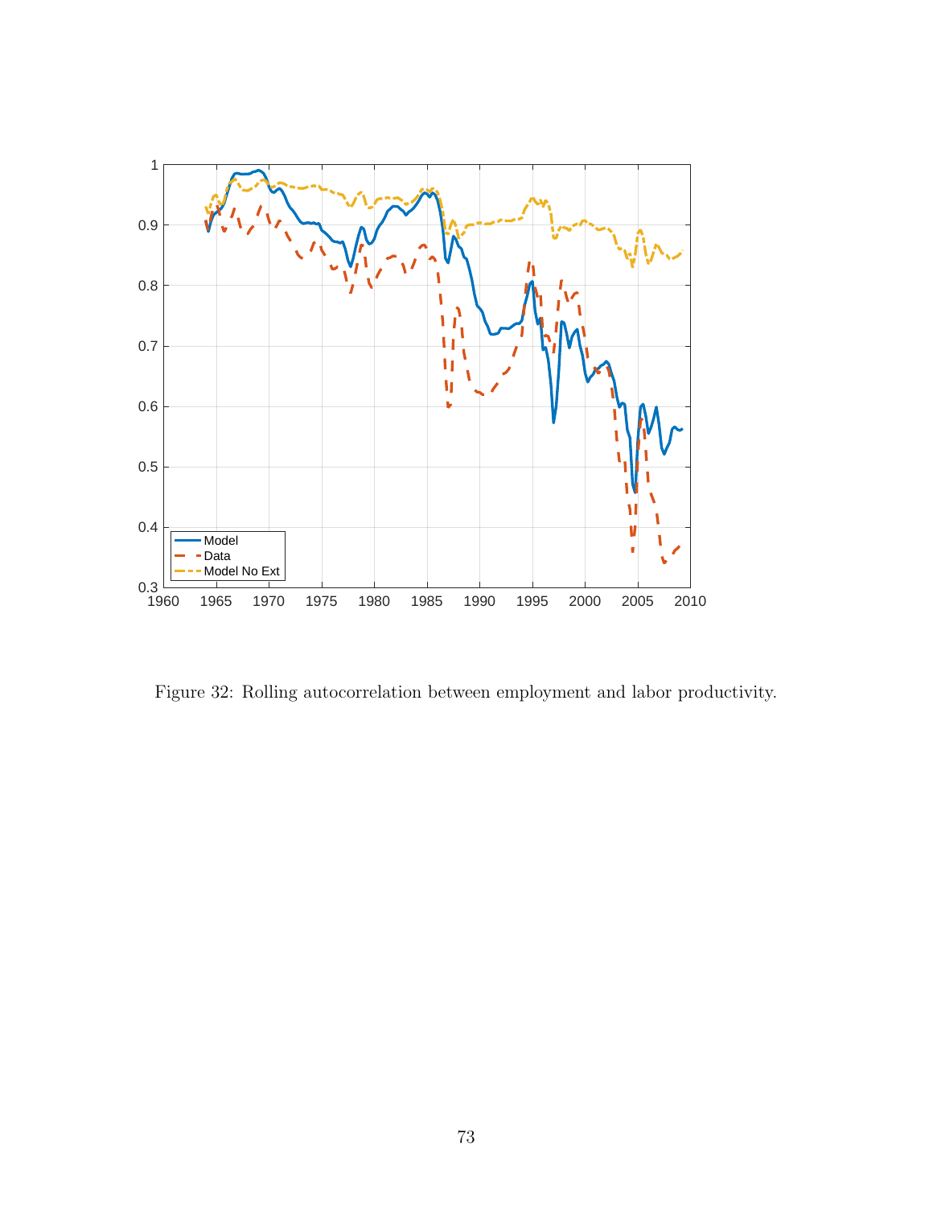Figure 32: Rolling autocorrelation between employment and labor productivity.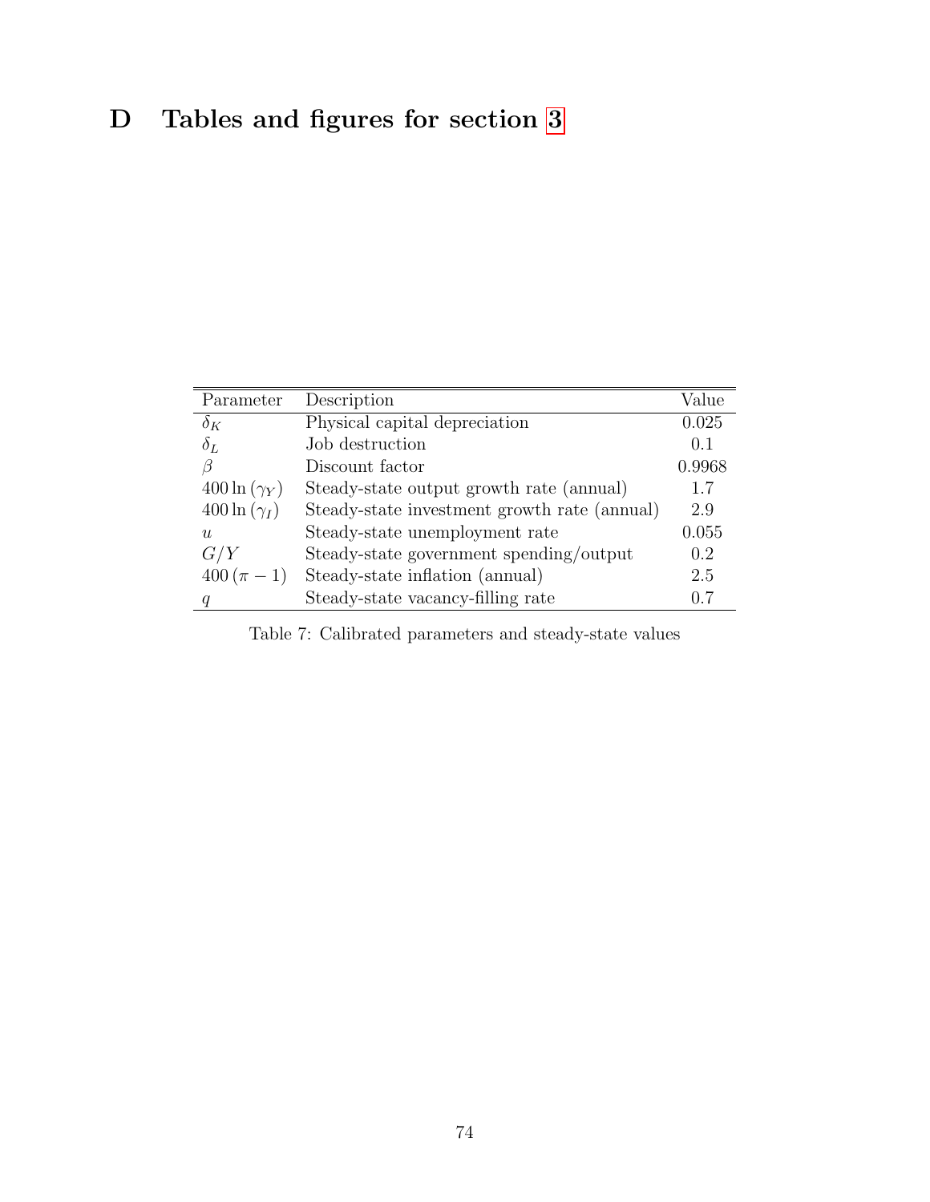# D Tables and figures for section 3

| Parameter | Description | Value |
|---|---|---|
| $\delta_K$ | Physical capital depreciation | 0.025 |
| $\delta_L$ | Job destruction | 0.1 |
| $\beta$ | Discount factor | 0.9968 |
| $400\ln(\gamma_Y)$ | Steady-state output growth rate (annual) | 1.7 |
| $400\ln(\gamma_I)$ | Steady-state investment growth rate (annual) | 2.9 |
| $u$ | Steady-state unemployment rate | 0.055 |
| $G/Y$ | Steady-state government spending/output | 0.2 |
| $400(\pi - 1)$ | Steady-state inflation (annual) | 2.5 |
| $q$ | Steady-state vacancy-filling rate | 0.7 |

Table 7: Calibrated parameters and steady-state values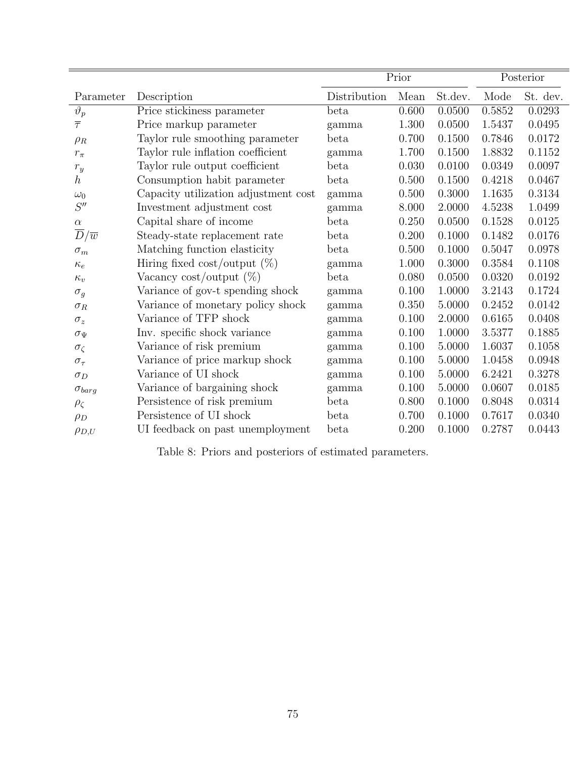| | | Prior | | | Posterior | |
|---|---|---|---|---|---|---|
| Parameter | Description | Distribution | Mean | St.dev. | Mode | St. dev. |
| $\vartheta_p$ | Price stickiness parameter | beta | 0.600 | 0.0500 | 0.5852 | 0.0293 |
| $\overline{\tau}$ | Price markup parameter | gamma | 1.300 | 0.0500 | 1.5437 | 0.0495 |
| $\rho_R$ | Taylor rule smoothing parameter | beta | 0.700 | 0.1500 | 0.7846 | 0.0172 |
| $r_\pi$ | Taylor rule inflation coefficient | gamma | 1.700 | 0.1500 | 1.8832 | 0.1152 |
| $r_y$ | Taylor rule output coefficient | beta | 0.030 | 0.0100 | 0.0349 | 0.0097 |
| $h$ | Consumption habit parameter | beta | 0.500 | 0.1500 | 0.4218 | 0.0467 |
| $\omega_0$ | Capacity utilization adjustment cost | gamma | 0.500 | 0.3000 | 1.1635 | 0.3134 |
| $S''$ | Investment adjustment cost | gamma | 8.000 | 2.0000 | 4.5238 | 1.0499 |
| $\alpha$ | Capital share of income | beta | 0.250 | 0.0500 | 0.1528 | 0.0125 |
| $\overline{D}/\overline{w}$ | Steady-state replacement rate | beta | 0.200 | 0.1000 | 0.1482 | 0.0176 |
| $\sigma_m$ | Matching function elasticity | beta | 0.500 | 0.1000 | 0.5047 | 0.0978 |
| $\kappa_e$ | Hiring fixed cost/output (%) | gamma | 1.000 | 0.3000 | 0.3584 | 0.1108 |
| $\kappa_v$ | Vacancy cost/output (%) | beta | 0.080 | 0.0500 | 0.0320 | 0.0192 |
| $\sigma_g$ | Variance of gov-t spending shock | gamma | 0.100 | 1.0000 | 3.2143 | 0.1724 |
| $\sigma_R$ | Variance of monetary policy shock | gamma | 0.350 | 5.0000 | 0.2452 | 0.0142 |
| $\sigma_z$ | Variance of TFP shock | gamma | 0.100 | 2.0000 | 0.6165 | 0.0408 |
| $\sigma_\Psi$ | Inv. specific shock variance | gamma | 0.100 | 1.0000 | 3.5377 | 0.1885 |
| $\sigma_\zeta$ | Variance of risk premium | gamma | 0.100 | 5.0000 | 1.6037 | 0.1058 |
| $\sigma_\tau$ | Variance of price markup shock | gamma | 0.100 | 5.0000 | 1.0458 | 0.0948 |
| $\sigma_D$ | Variance of UI shock | gamma | 0.100 | 5.0000 | 6.2421 | 0.3278 |
| $\sigma_{barg}$ | Variance of bargaining shock | gamma | 0.100 | 5.0000 | 0.0607 | 0.0185 |
| $\rho_\zeta$ | Persistence of risk premium | beta | 0.800 | 0.1000 | 0.8048 | 0.0314 |
| $\rho_D$ | Persistence of UI shock | beta | 0.700 | 0.1000 | 0.7617 | 0.0340 |
| $\rho_{D,U}$ | UI feedback on past unemployment | beta | 0.200 | 0.1000 | 0.2787 | 0.0443 |

Table 8: Priors and posteriors of estimated parameters.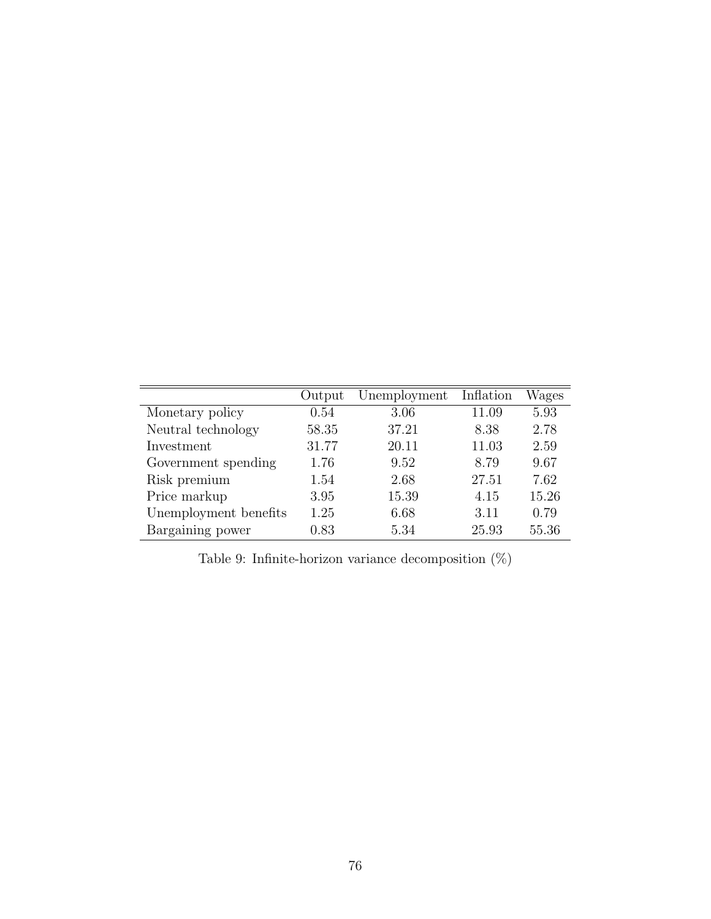| | Output | Unemployment | Inflation | Wages |
|---|---|---|---|---|
| Monetary policy | 0.54 | 3.06 | 11.09 | 5.93 |
| Neutral technology | 58.35 | 37.21 | 8.38 | 2.78 |
| Investment | 31.77 | 20.11 | 11.03 | 2.59 |
| Government spending | 1.76 | 9.52 | 8.79 | 9.67 |
| Risk premium | 1.54 | 2.68 | 27.51 | 7.62 |
| Price markup | 3.95 | 15.39 | 4.15 | 15.26 |
| Unemployment benefits | 1.25 | 6.68 | 3.11 | 0.79 |
| Bargaining power | 0.83 | 5.34 | 25.93 | 55.36 |

Table 9: Infinite-horizon variance decomposition (%)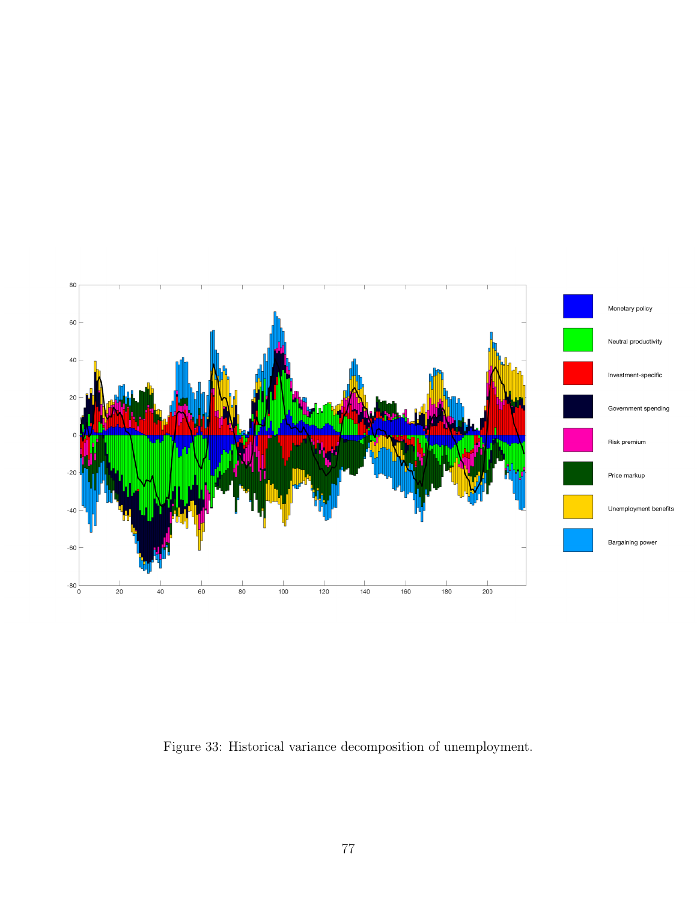Figure 33: Historical variance decomposition of unemployment.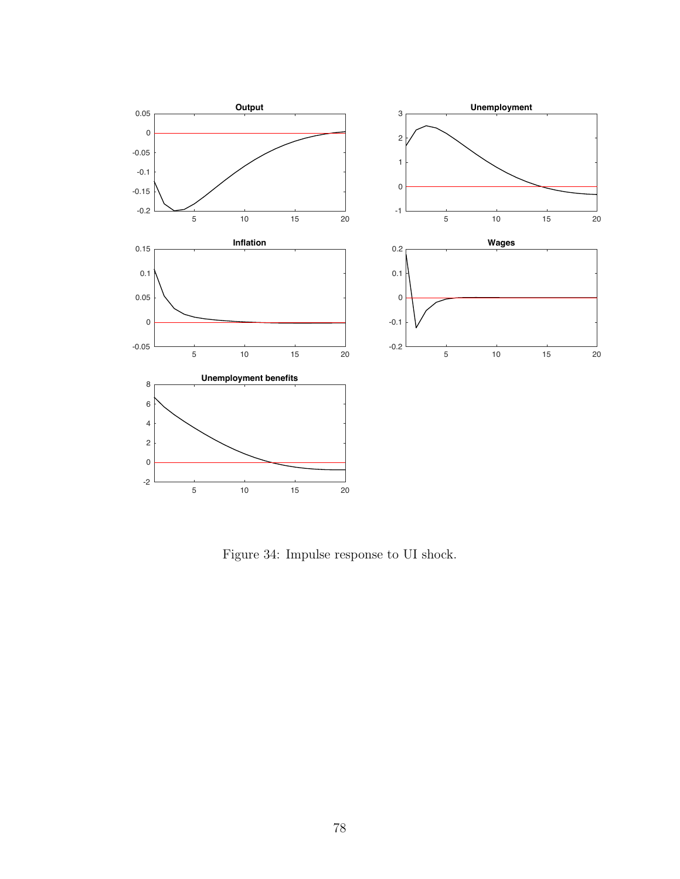Figure 34: Impulse response to UI shock.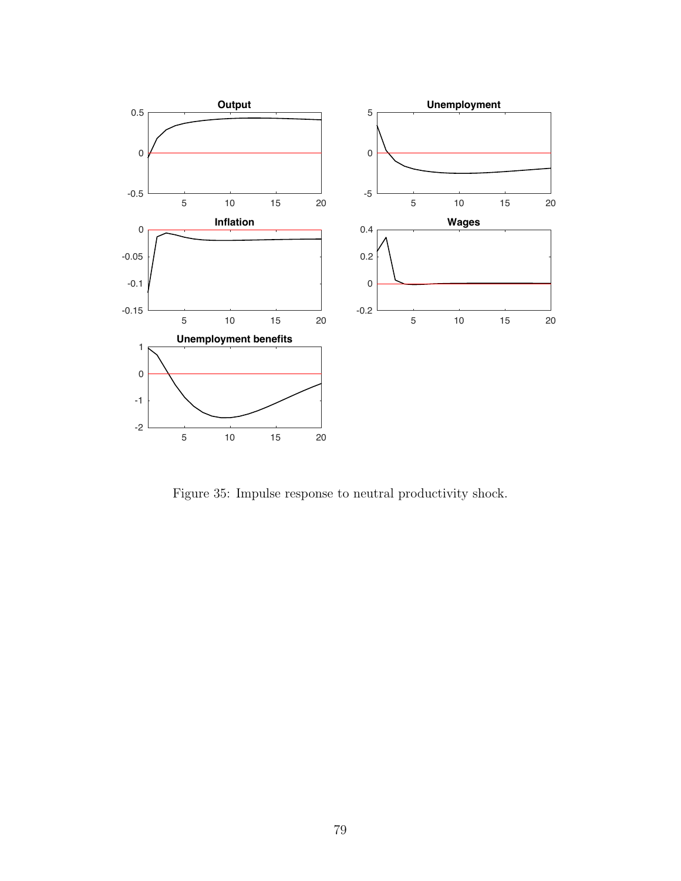Figure 35: Impulse response to neutral productivity shock.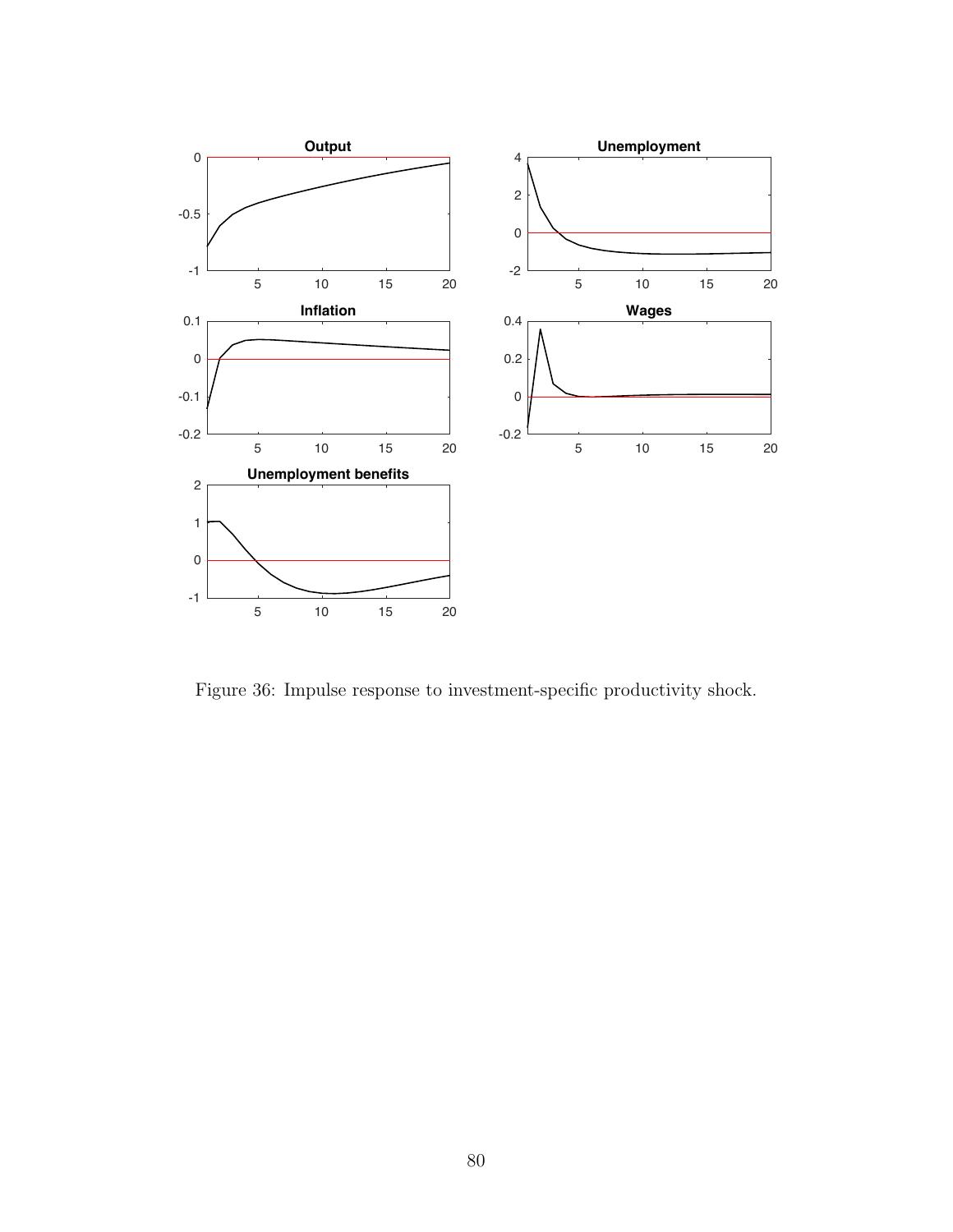Figure 36: Impulse response to investment-specific productivity shock.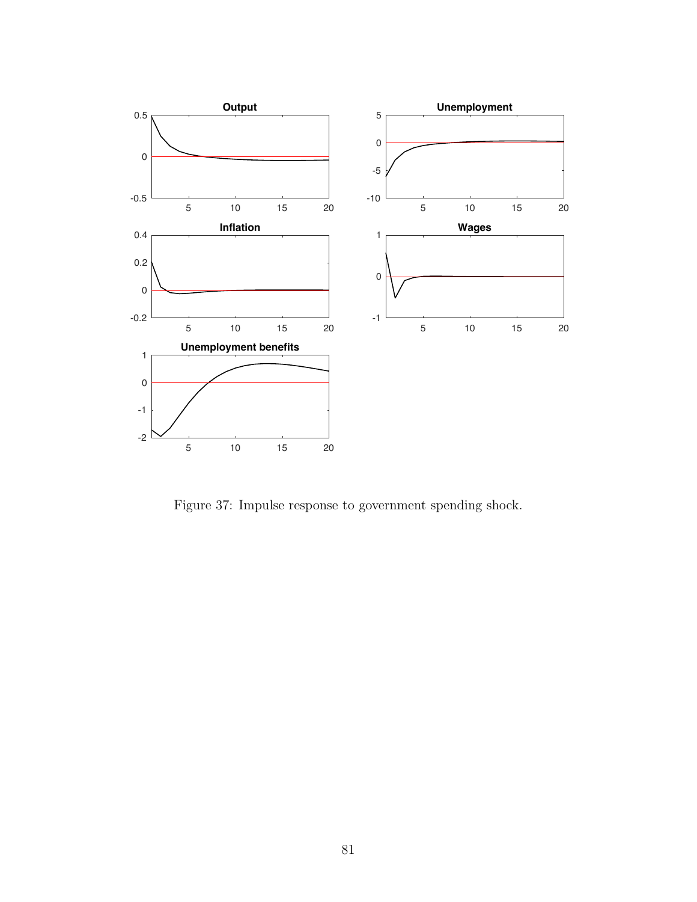Figure 37: Impulse response to government spending shock.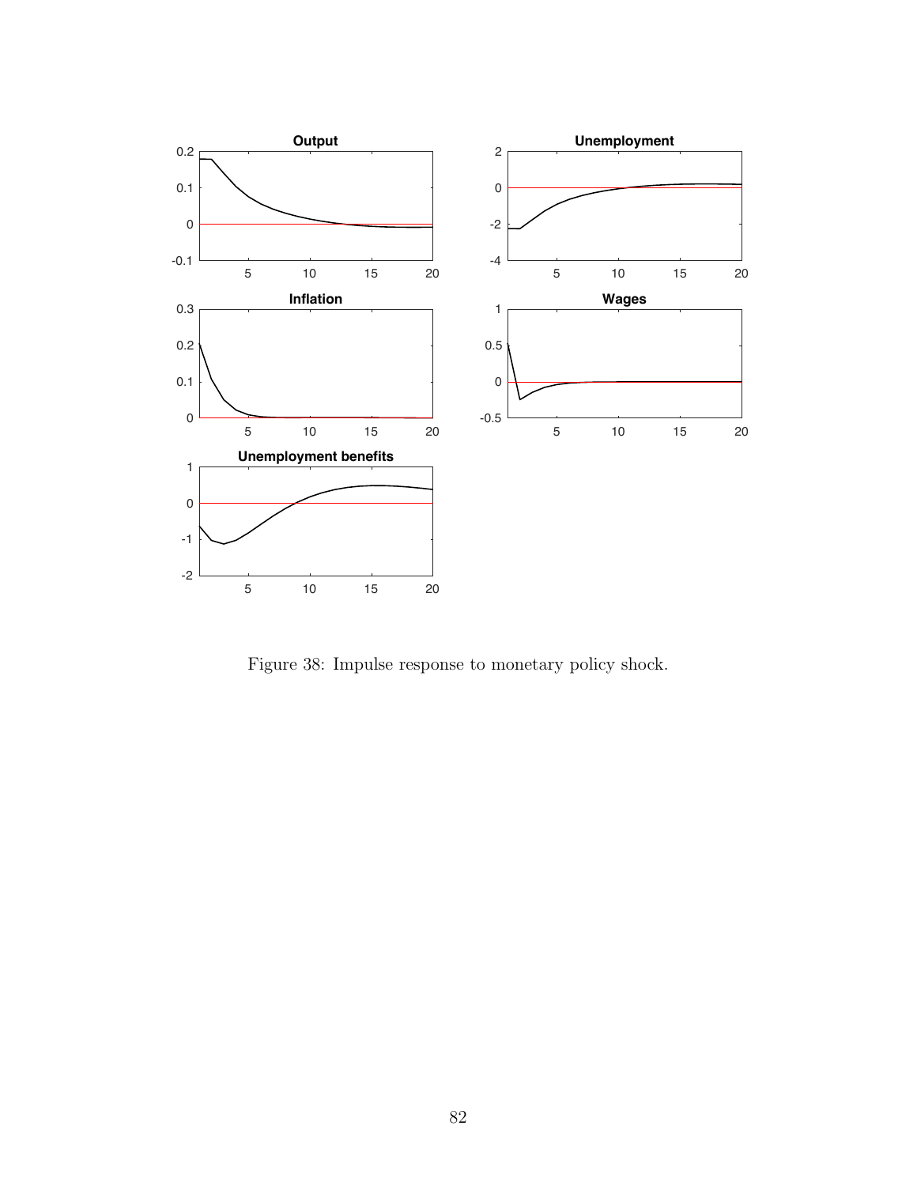Figure 38: Impulse response to monetary policy shock.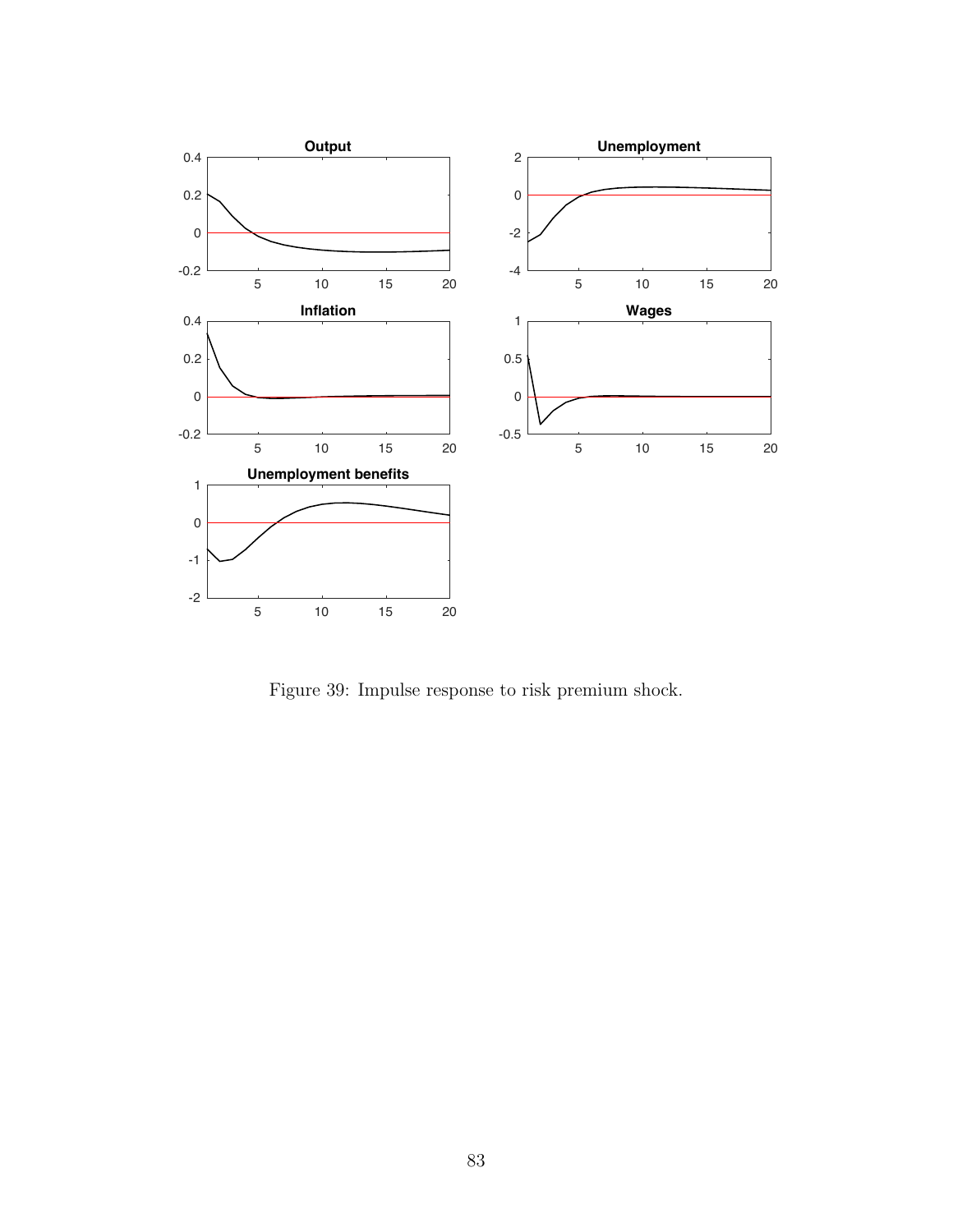Figure 39: Impulse response to risk premium shock.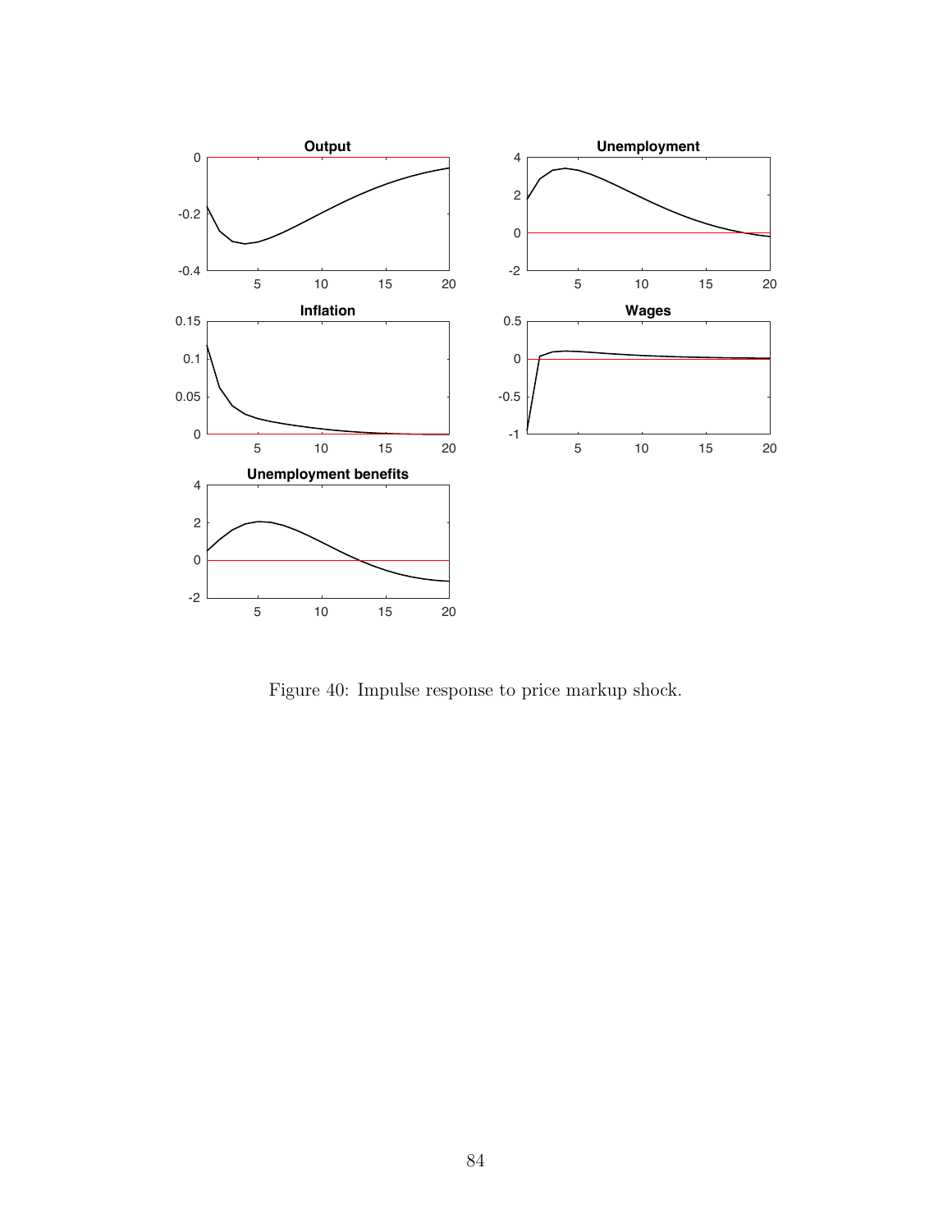Figure 40: Impulse response to price markup shock.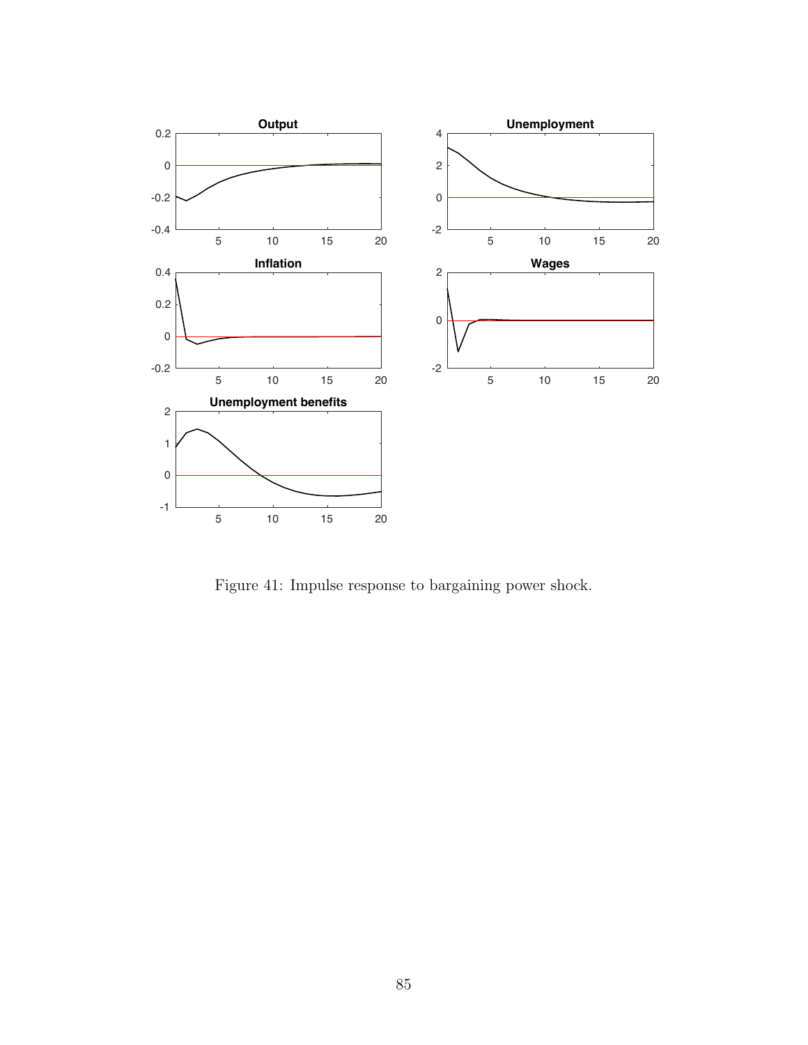Figure 41: Impulse response to bargaining power shock.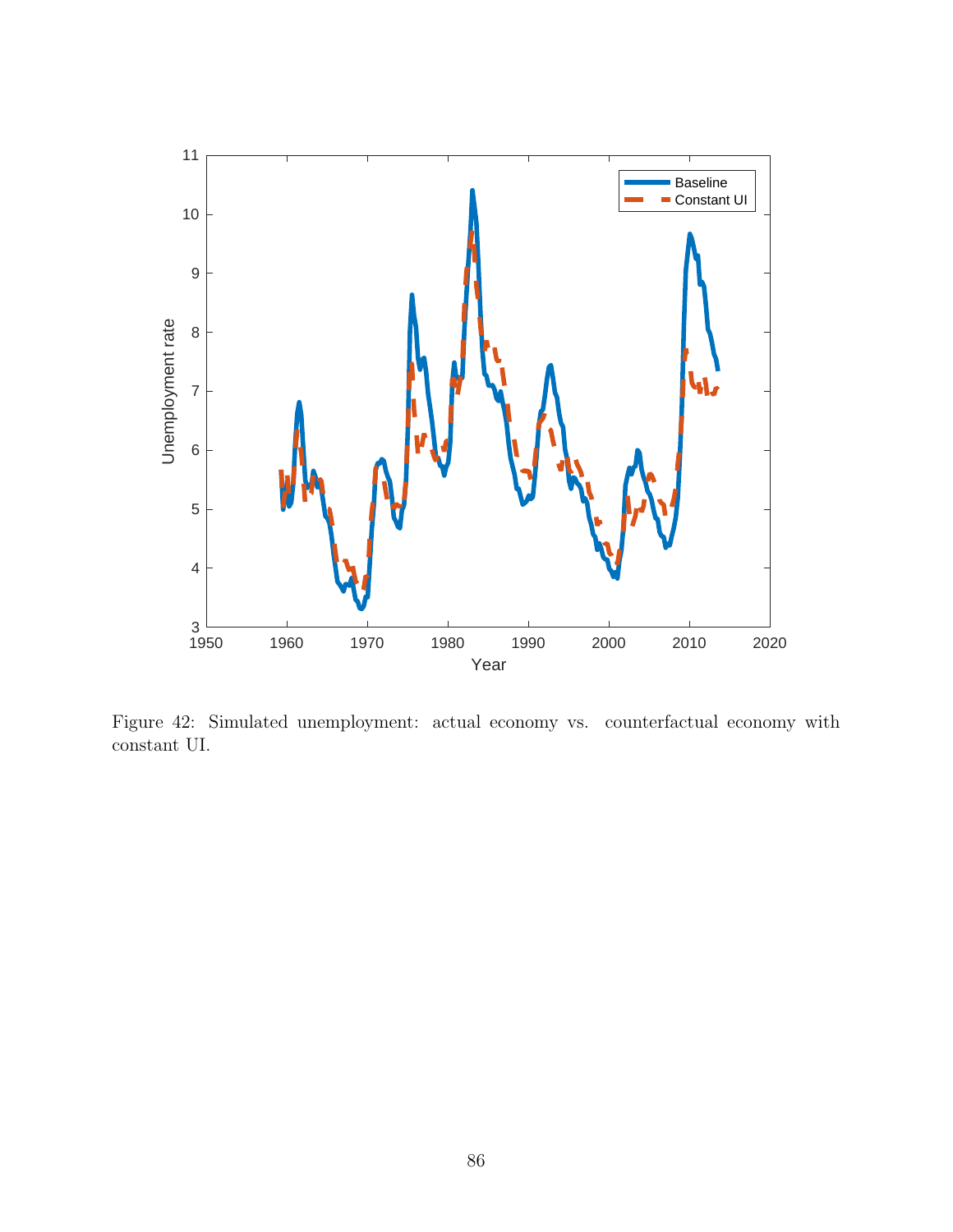Figure 42: Simulated unemployment: actual economy vs. counterfactual economy with constant UI.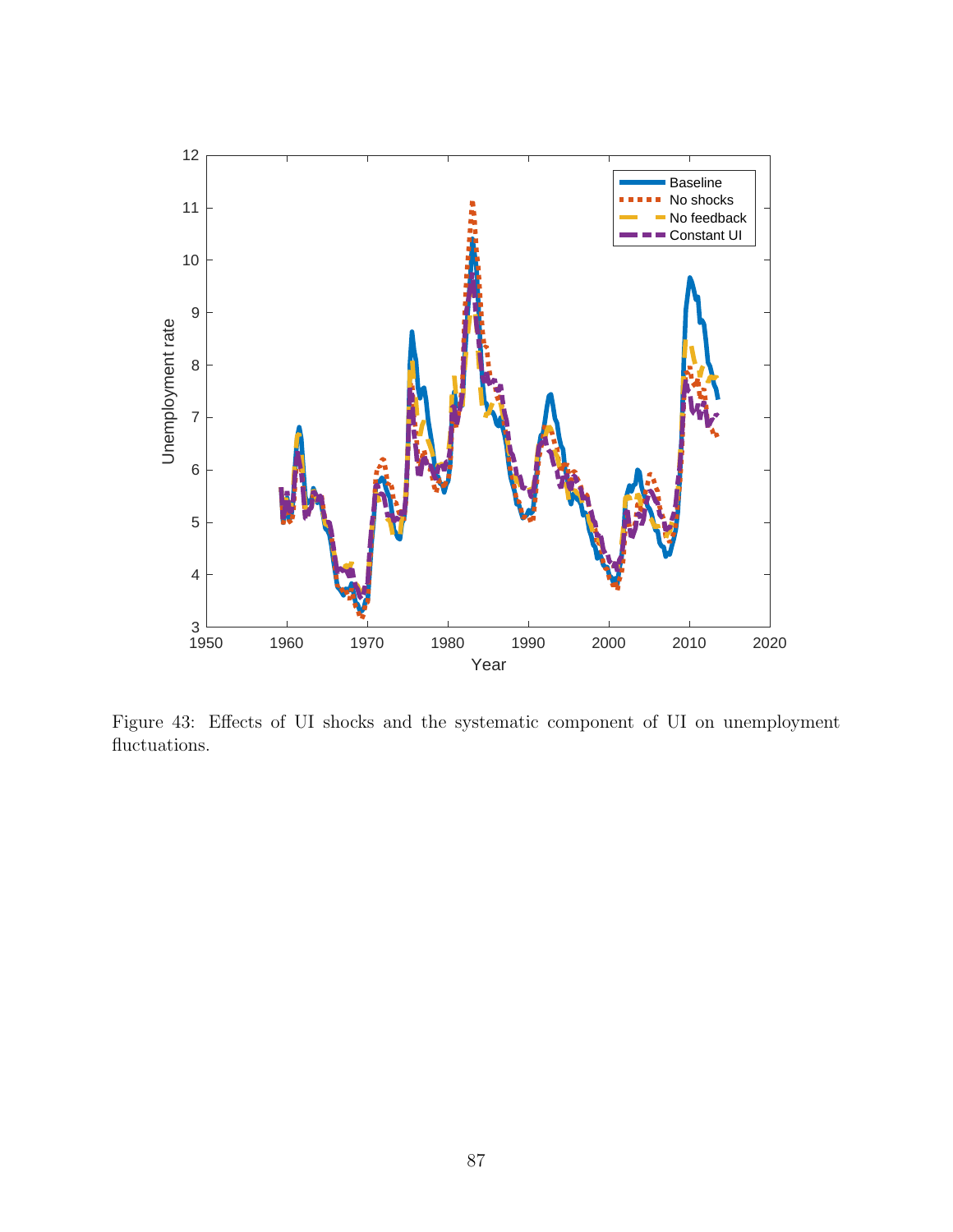Figure 43: Effects of UI shocks and the systematic component of UI on unemployment fluctuations.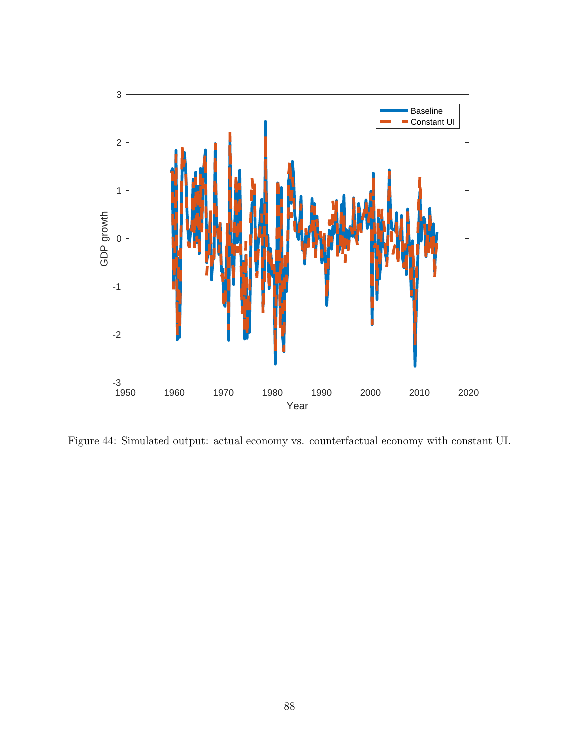Figure 44: Simulated output: actual economy vs. counterfactual economy with constant UI.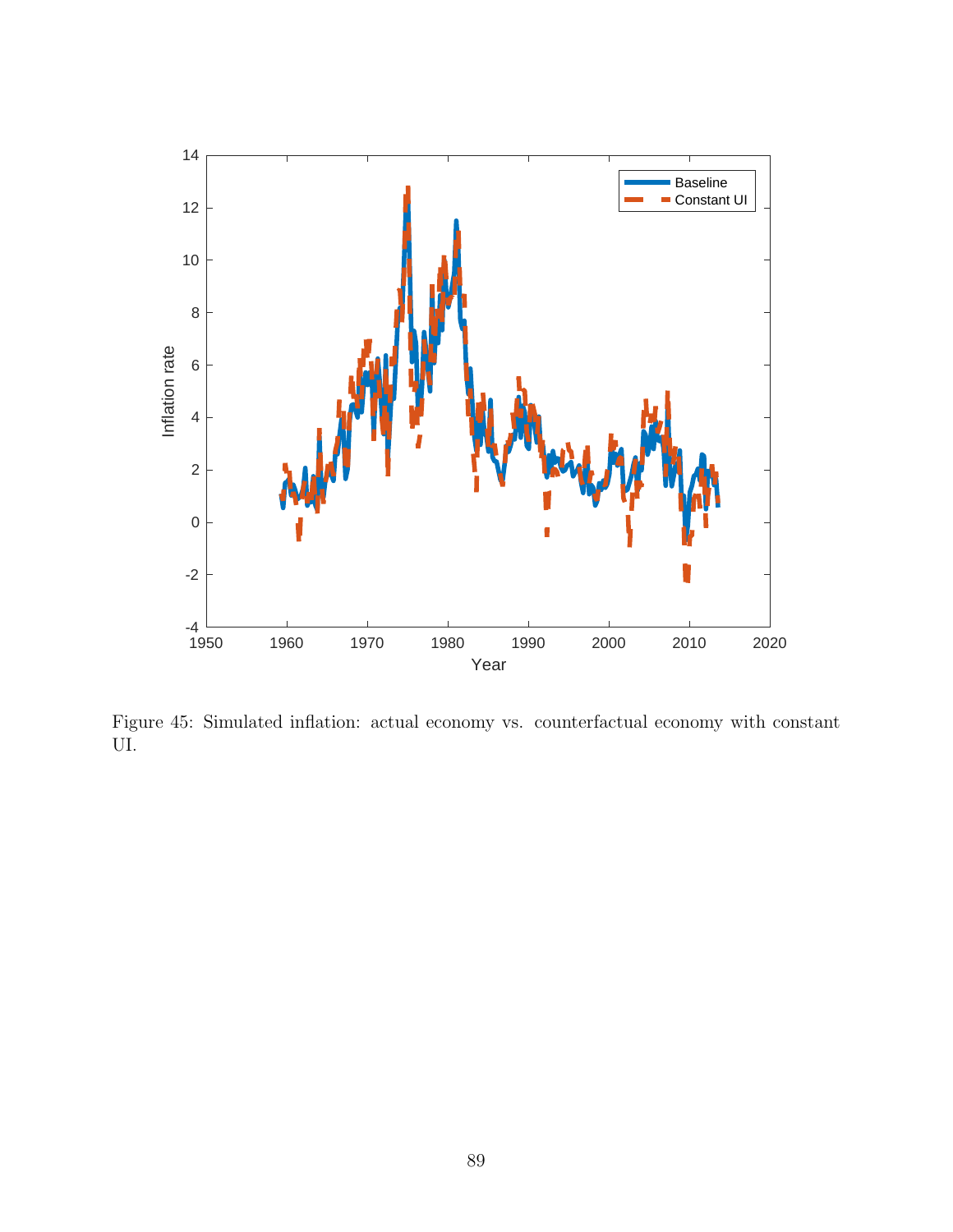Figure 45: Simulated inflation: actual economy vs. counterfactual economy with constant UI.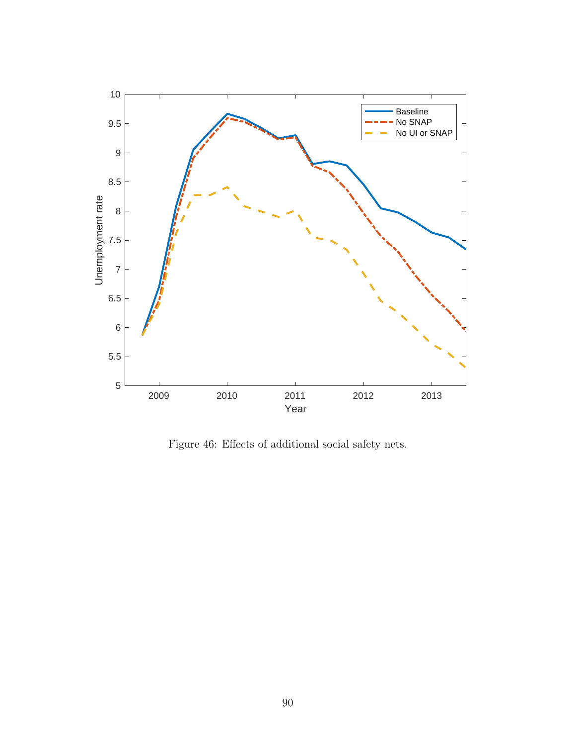10
9.5
9
8.5
8
7.5
7
6.5
6
5.5
5

Unemployment rate

2009
2010
2011
2012
2013

Year

Baseline
No SNAP
No UI or SNAP

Figure 46: Effects of additional social safety nets.